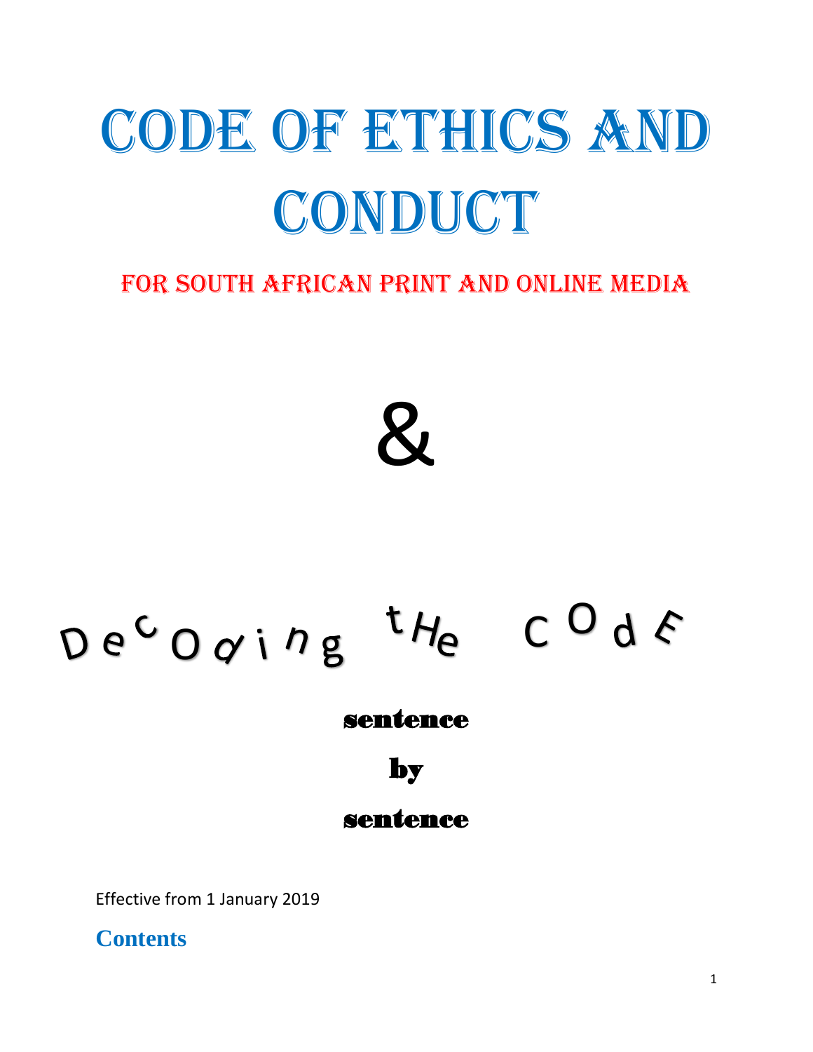# CODE OF ETHICS AND CONDUCT

## FOR SOUTH AFRICAN PRINT AND ONLINE MEDIA

&

# Decoding the Code

**sentence**

**by**

**sentence**

Effective from 1 January 2019

## Contents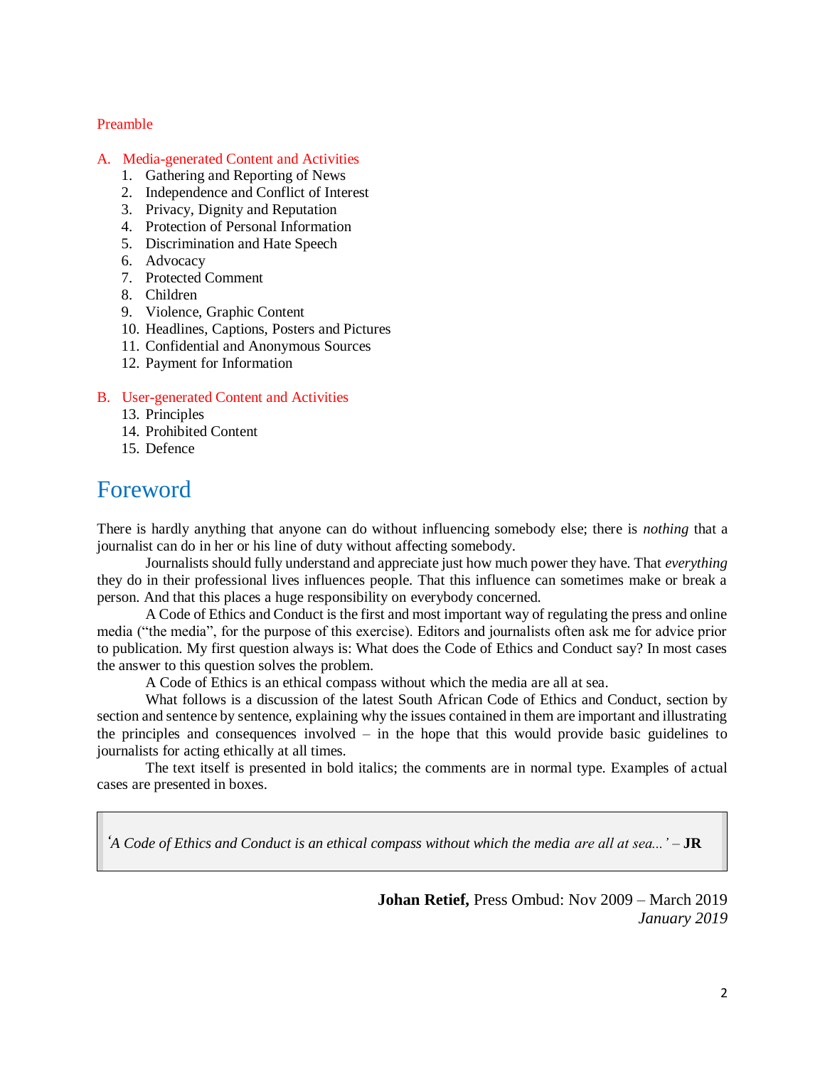Preamble

A. Media-generated Content and Activities
   1. Gathering and Reporting of News
   2. Independence and Conflict of Interest
   3. Privacy, Dignity and Reputation
   4. Protection of Personal Information
   5. Discrimination and Hate Speech
   6. Advocacy
   7. Protected Comment
   8. Children
   9. Violence, Graphic Content
   10. Headlines, Captions, Posters and Pictures
   11. Confidential and Anonymous Sources
   12. Payment for Information

B. User-generated Content and Activities
   13. Principles
   14. Prohibited Content
   15. Defence

# Foreword

There is hardly anything that anyone can do without influencing somebody else; there is *nothing* that a journalist can do in her or his line of duty without affecting somebody.

Journalists should fully understand and appreciate just how much power they have. That *everything* they do in their professional lives influences people. That this influence can sometimes make or break a person. And that this places a huge responsibility on everybody concerned.

A Code of Ethics and Conduct is the first and most important way of regulating the press and online media ("the media", for the purpose of this exercise). Editors and journalists often ask me for advice prior to publication. My first question always is: What does the Code of Ethics and Conduct say? In most cases the answer to this question solves the problem.

A Code of Ethics is an ethical compass without which the media are all at sea.

What follows is a discussion of the latest South African Code of Ethics and Conduct, section by section and sentence by sentence, explaining why the issues contained in them are important and illustrating the principles and consequences involved – in the hope that this would provide basic guidelines to journalists for acting ethically at all times.

The text itself is presented in bold italics; the comments are in normal type. Examples of actual cases are presented in boxes.

> *'A Code of Ethics and Conduct is an ethical compass without which the media are all at sea...'* – **JR**

**Johan Retief,** Press Ombud: Nov 2009 – March 2019
*January 2019*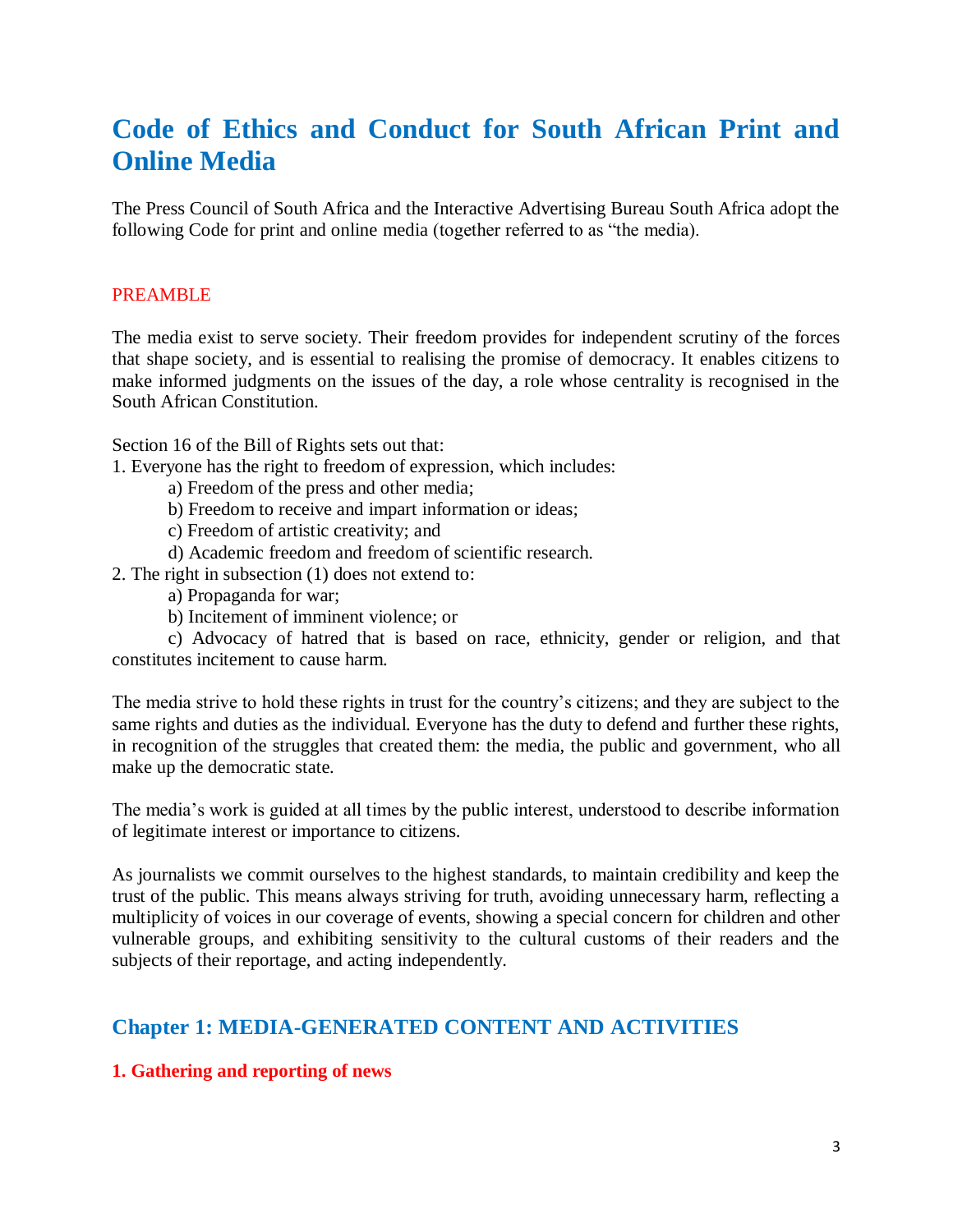# Code of Ethics and Conduct for South African Print and Online Media

The Press Council of South Africa and the Interactive Advertising Bureau South Africa adopt the following Code for print and online media (together referred to as "the media).

## PREAMBLE

The media exist to serve society. Their freedom provides for independent scrutiny of the forces that shape society, and is essential to realising the promise of democracy. It enables citizens to make informed judgments on the issues of the day, a role whose centrality is recognised in the South African Constitution.

Section 16 of the Bill of Rights sets out that:

1. Everyone has the right to freedom of expression, which includes:
   - a) Freedom of the press and other media;
   - b) Freedom to receive and impart information or ideas;
   - c) Freedom of artistic creativity; and
   - d) Academic freedom and freedom of scientific research.
2. The right in subsection (1) does not extend to:
   - a) Propaganda for war;
   - b) Incitement of imminent violence; or
   - c) Advocacy of hatred that is based on race, ethnicity, gender or religion, and that constitutes incitement to cause harm.

The media strive to hold these rights in trust for the country's citizens; and they are subject to the same rights and duties as the individual. Everyone has the duty to defend and further these rights, in recognition of the struggles that created them: the media, the public and government, who all make up the democratic state.

The media's work is guided at all times by the public interest, understood to describe information of legitimate interest or importance to citizens.

As journalists we commit ourselves to the highest standards, to maintain credibility and keep the trust of the public. This means always striving for truth, avoiding unnecessary harm, reflecting a multiplicity of voices in our coverage of events, showing a special concern for children and other vulnerable groups, and exhibiting sensitivity to the cultural customs of their readers and the subjects of their reportage, and acting independently.

## Chapter 1: MEDIA-GENERATED CONTENT AND ACTIVITIES

### 1. Gathering and reporting of news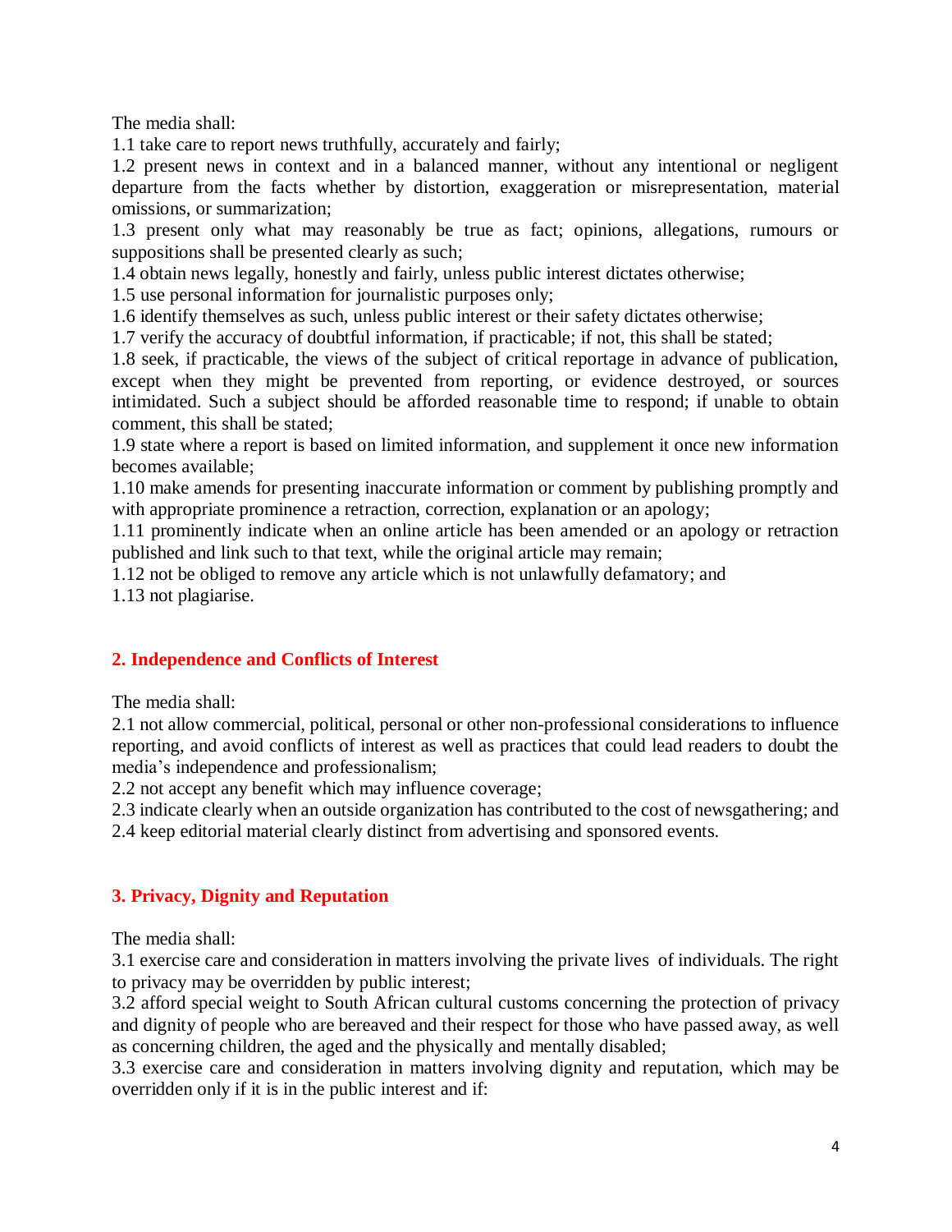The media shall:

1.1 take care to report news truthfully, accurately and fairly;

1.2 present news in context and in a balanced manner, without any intentional or negligent departure from the facts whether by distortion, exaggeration or misrepresentation, material omissions, or summarization;

1.3 present only what may reasonably be true as fact; opinions, allegations, rumours or suppositions shall be presented clearly as such;

1.4 obtain news legally, honestly and fairly, unless public interest dictates otherwise;

1.5 use personal information for journalistic purposes only;

1.6 identify themselves as such, unless public interest or their safety dictates otherwise;

1.7 verify the accuracy of doubtful information, if practicable; if not, this shall be stated;

1.8 seek, if practicable, the views of the subject of critical reportage in advance of publication, except when they might be prevented from reporting, or evidence destroyed, or sources intimidated. Such a subject should be afforded reasonable time to respond; if unable to obtain comment, this shall be stated;

1.9 state where a report is based on limited information, and supplement it once new information becomes available;

1.10 make amends for presenting inaccurate information or comment by publishing promptly and with appropriate prominence a retraction, correction, explanation or an apology;

1.11 prominently indicate when an online article has been amended or an apology or retraction published and link such to that text, while the original article may remain;

1.12 not be obliged to remove any article which is not unlawfully defamatory; and

1.13 not plagiarise.

## 2. Independence and Conflicts of Interest

The media shall:

2.1 not allow commercial, political, personal or other non-professional considerations to influence reporting, and avoid conflicts of interest as well as practices that could lead readers to doubt the media's independence and professionalism;

2.2 not accept any benefit which may influence coverage;

2.3 indicate clearly when an outside organization has contributed to the cost of newsgathering; and

2.4 keep editorial material clearly distinct from advertising and sponsored events.

## 3. Privacy, Dignity and Reputation

The media shall:

3.1 exercise care and consideration in matters involving the private lives of individuals. The right to privacy may be overridden by public interest;

3.2 afford special weight to South African cultural customs concerning the protection of privacy and dignity of people who are bereaved and their respect for those who have passed away, as well as concerning children, the aged and the physically and mentally disabled;

3.3 exercise care and consideration in matters involving dignity and reputation, which may be overridden only if it is in the public interest and if: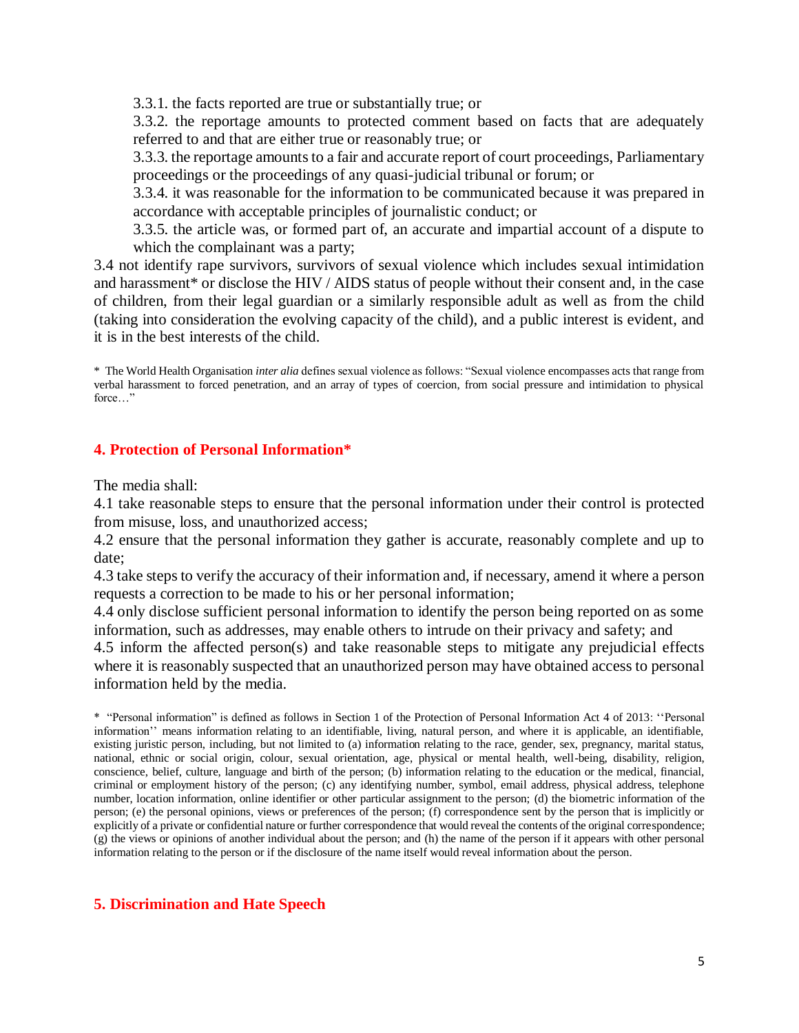3.3.1. the facts reported are true or substantially true; or

3.3.2. the reportage amounts to protected comment based on facts that are adequately referred to and that are either true or reasonably true; or

3.3.3. the reportage amounts to a fair and accurate report of court proceedings, Parliamentary proceedings or the proceedings of any quasi-judicial tribunal or forum; or

3.3.4. it was reasonable for the information to be communicated because it was prepared in accordance with acceptable principles of journalistic conduct; or

3.3.5. the article was, or formed part of, an accurate and impartial account of a dispute to which the complainant was a party;

3.4 not identify rape survivors, survivors of sexual violence which includes sexual intimidation and harassment* or disclose the HIV / AIDS status of people without their consent and, in the case of children, from their legal guardian or a similarly responsible adult as well as from the child (taking into consideration the evolving capacity of the child), and a public interest is evident, and it is in the best interests of the child.

* The World Health Organisation *inter alia* defines sexual violence as follows: "Sexual violence encompasses acts that range from verbal harassment to forced penetration, and an array of types of coercion, from social pressure and intimidation to physical force…"

## 4. Protection of Personal Information*

The media shall:

4.1 take reasonable steps to ensure that the personal information under their control is protected from misuse, loss, and unauthorized access;

4.2 ensure that the personal information they gather is accurate, reasonably complete and up to date;

4.3 take steps to verify the accuracy of their information and, if necessary, amend it where a person requests a correction to be made to his or her personal information;

4.4 only disclose sufficient personal information to identify the person being reported on as some information, such as addresses, may enable others to intrude on their privacy and safety; and

4.5 inform the affected person(s) and take reasonable steps to mitigate any prejudicial effects where it is reasonably suspected that an unauthorized person may have obtained access to personal information held by the media.

* "Personal information" is defined as follows in Section 1 of the Protection of Personal Information Act 4 of 2013: ''Personal information'' means information relating to an identifiable, living, natural person, and where it is applicable, an identifiable, existing juristic person, including, but not limited to (a) information relating to the race, gender, sex, pregnancy, marital status, national, ethnic or social origin, colour, sexual orientation, age, physical or mental health, well-being, disability, religion, conscience, belief, culture, language and birth of the person; (b) information relating to the education or the medical, financial, criminal or employment history of the person; (c) any identifying number, symbol, email address, physical address, telephone number, location information, online identifier or other particular assignment to the person; (d) the biometric information of the person; (e) the personal opinions, views or preferences of the person; (f) correspondence sent by the person that is implicitly or explicitly of a private or confidential nature or further correspondence that would reveal the contents of the original correspondence; (g) the views or opinions of another individual about the person; and (h) the name of the person if it appears with other personal information relating to the person or if the disclosure of the name itself would reveal information about the person.

## 5. Discrimination and Hate Speech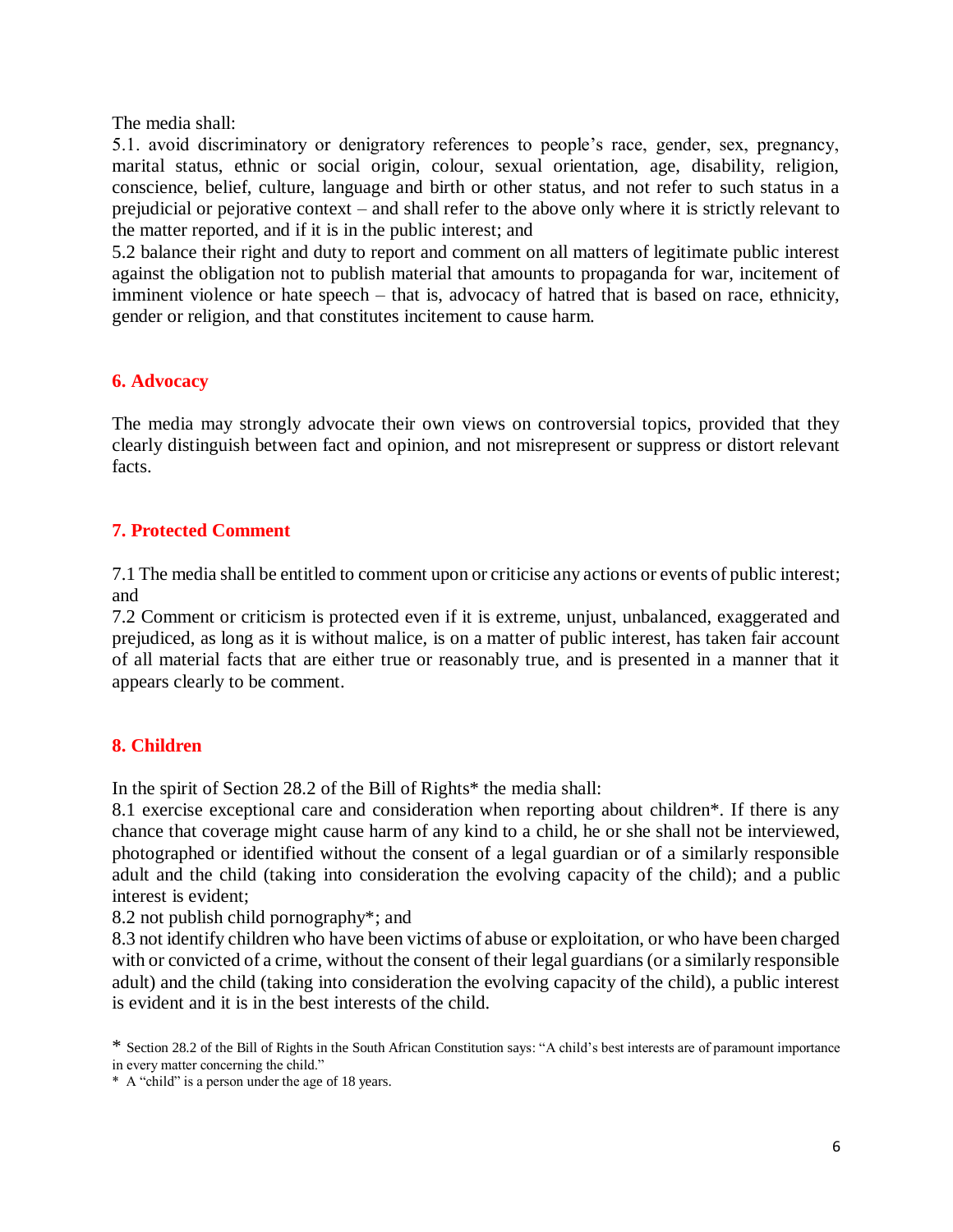The media shall:

5.1. avoid discriminatory or denigratory references to people's race, gender, sex, pregnancy, marital status, ethnic or social origin, colour, sexual orientation, age, disability, religion, conscience, belief, culture, language and birth or other status, and not refer to such status in a prejudicial or pejorative context – and shall refer to the above only where it is strictly relevant to the matter reported, and if it is in the public interest; and

5.2 balance their right and duty to report and comment on all matters of legitimate public interest against the obligation not to publish material that amounts to propaganda for war, incitement of imminent violence or hate speech – that is, advocacy of hatred that is based on race, ethnicity, gender or religion, and that constitutes incitement to cause harm.

## 6. Advocacy

The media may strongly advocate their own views on controversial topics, provided that they clearly distinguish between fact and opinion, and not misrepresent or suppress or distort relevant facts.

## 7. Protected Comment

7.1 The media shall be entitled to comment upon or criticise any actions or events of public interest; and

7.2 Comment or criticism is protected even if it is extreme, unjust, unbalanced, exaggerated and prejudiced, as long as it is without malice, is on a matter of public interest, has taken fair account of all material facts that are either true or reasonably true, and is presented in a manner that it appears clearly to be comment.

## 8. Children

In the spirit of Section 28.2 of the Bill of Rights* the media shall:

8.1 exercise exceptional care and consideration when reporting about children*. If there is any chance that coverage might cause harm of any kind to a child, he or she shall not be interviewed, photographed or identified without the consent of a legal guardian or of a similarly responsible adult and the child (taking into consideration the evolving capacity of the child); and a public interest is evident;

8.2 not publish child pornography*; and

8.3 not identify children who have been victims of abuse or exploitation, or who have been charged with or convicted of a crime, without the consent of their legal guardians (or a similarly responsible adult) and the child (taking into consideration the evolving capacity of the child), a public interest is evident and it is in the best interests of the child.

* Section 28.2 of the Bill of Rights in the South African Constitution says: "A child's best interests are of paramount importance in every matter concerning the child."

* A "child" is a person under the age of 18 years.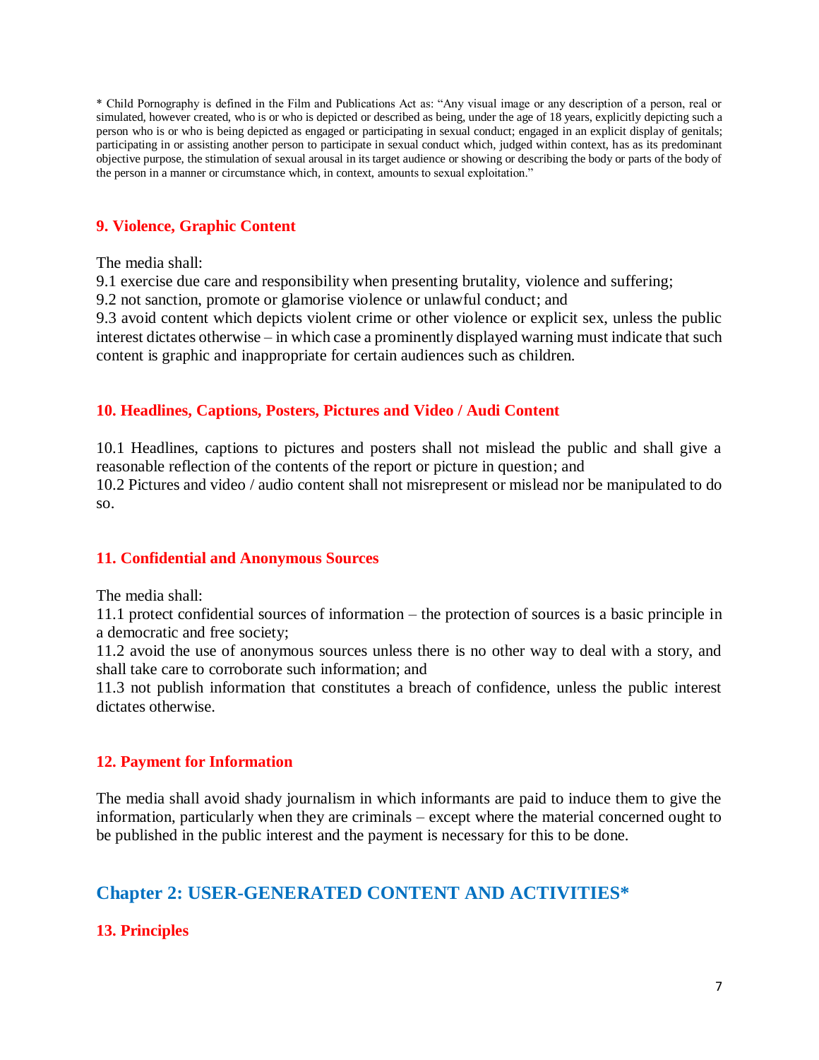* Child Pornography is defined in the Film and Publications Act as: "Any visual image or any description of a person, real or simulated, however created, who is or who is depicted or described as being, under the age of 18 years, explicitly depicting such a person who is or who is being depicted as engaged or participating in sexual conduct; engaged in an explicit display of genitals; participating in or assisting another person to participate in sexual conduct which, judged within context, has as its predominant objective purpose, the stimulation of sexual arousal in its target audience or showing or describing the body or parts of the body of the person in a manner or circumstance which, in context, amounts to sexual exploitation."

### 9. Violence, Graphic Content

The media shall:

9.1 exercise due care and responsibility when presenting brutality, violence and suffering;

9.2 not sanction, promote or glamorise violence or unlawful conduct; and

9.3 avoid content which depicts violent crime or other violence or explicit sex, unless the public interest dictates otherwise – in which case a prominently displayed warning must indicate that such content is graphic and inappropriate for certain audiences such as children.

### 10. Headlines, Captions, Posters, Pictures and Video / Audi Content

10.1 Headlines, captions to pictures and posters shall not mislead the public and shall give a reasonable reflection of the contents of the report or picture in question; and

10.2 Pictures and video / audio content shall not misrepresent or mislead nor be manipulated to do so.

### 11. Confidential and Anonymous Sources

The media shall:

11.1 protect confidential sources of information – the protection of sources is a basic principle in a democratic and free society;

11.2 avoid the use of anonymous sources unless there is no other way to deal with a story, and shall take care to corroborate such information; and

11.3 not publish information that constitutes a breach of confidence, unless the public interest dictates otherwise.

### 12. Payment for Information

The media shall avoid shady journalism in which informants are paid to induce them to give the information, particularly when they are criminals – except where the material concerned ought to be published in the public interest and the payment is necessary for this to be done.

## Chapter 2: USER-GENERATED CONTENT AND ACTIVITIES*

### 13. Principles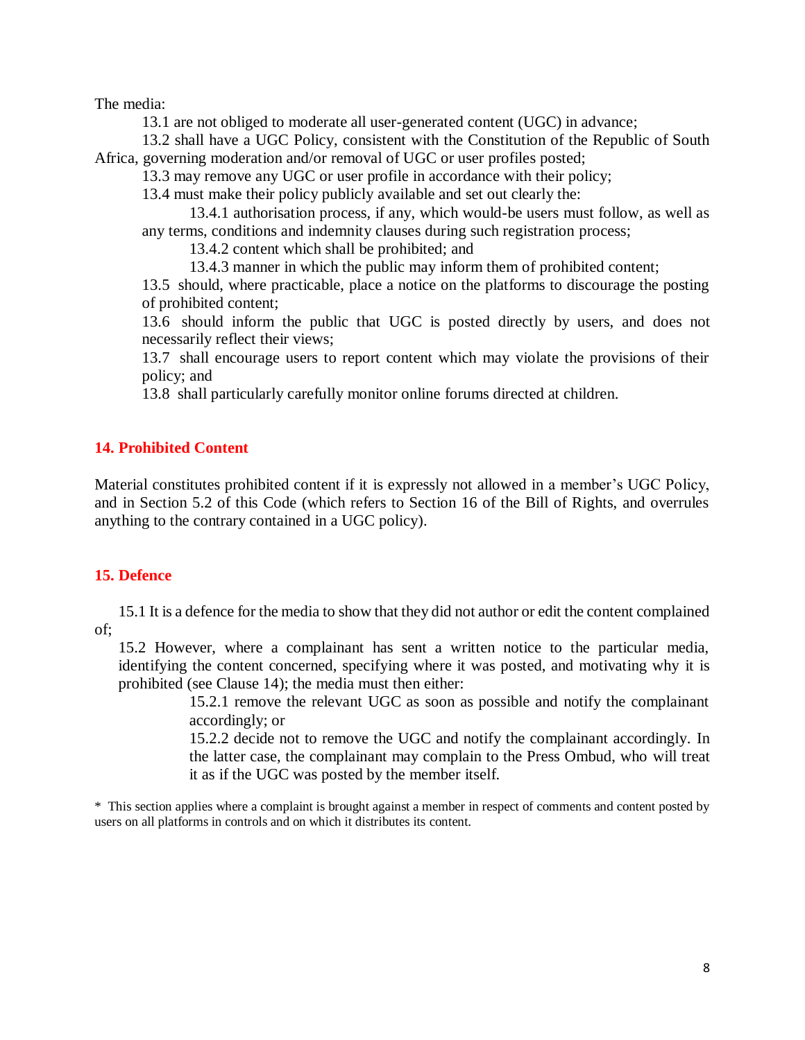The media:

13.1 are not obliged to moderate all user-generated content (UGC) in advance;

13.2 shall have a UGC Policy, consistent with the Constitution of the Republic of South Africa, governing moderation and/or removal of UGC or user profiles posted;

13.3 may remove any UGC or user profile in accordance with their policy;

13.4 must make their policy publicly available and set out clearly the:

13.4.1 authorisation process, if any, which would-be users must follow, as well as any terms, conditions and indemnity clauses during such registration process;

13.4.2 content which shall be prohibited; and

13.4.3 manner in which the public may inform them of prohibited content;

13.5 should, where practicable, place a notice on the platforms to discourage the posting of prohibited content;

13.6 should inform the public that UGC is posted directly by users, and does not necessarily reflect their views;

13.7 shall encourage users to report content which may violate the provisions of their policy; and

13.8 shall particularly carefully monitor online forums directed at children.

## 14. Prohibited Content

Material constitutes prohibited content if it is expressly not allowed in a member's UGC Policy, and in Section 5.2 of this Code (which refers to Section 16 of the Bill of Rights, and overrules anything to the contrary contained in a UGC policy).

## 15. Defence

15.1 It is a defence for the media to show that they did not author or edit the content complained of;

15.2 However, where a complainant has sent a written notice to the particular media, identifying the content concerned, specifying where it was posted, and motivating why it is prohibited (see Clause 14); the media must then either:

15.2.1 remove the relevant UGC as soon as possible and notify the complainant accordingly; or

15.2.2 decide not to remove the UGC and notify the complainant accordingly. In the latter case, the complainant may complain to the Press Ombud, who will treat it as if the UGC was posted by the member itself.

\* This section applies where a complaint is brought against a member in respect of comments and content posted by users on all platforms in controls and on which it distributes its content.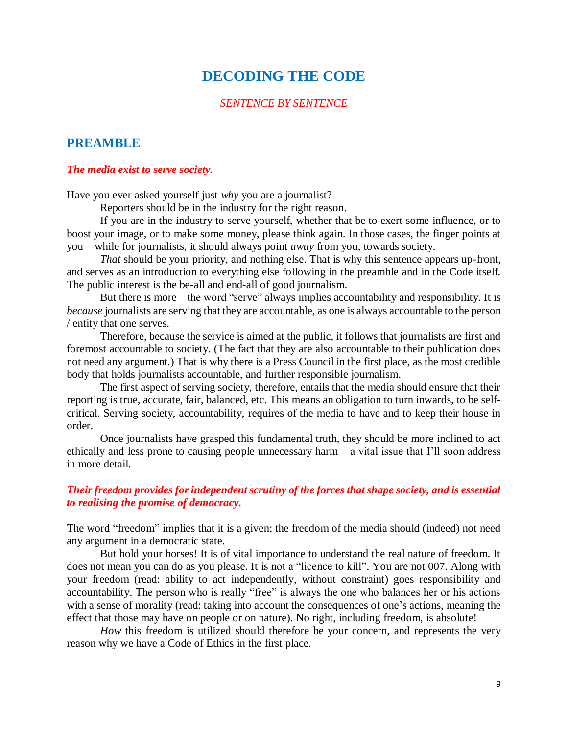# DECODING THE CODE

*SENTENCE BY SENTENCE*

## PREAMBLE

***The media exist to serve society.***

Have you ever asked yourself just *why* you are a journalist?

Reporters should be in the industry for the right reason.

If you are in the industry to serve yourself, whether that be to exert some influence, or to boost your image, or to make some money, please think again. In those cases, the finger points at you – while for journalists, it should always point *away* from you, towards society.

*That* should be your priority, and nothing else. That is why this sentence appears up-front, and serves as an introduction to everything else following in the preamble and in the Code itself. The public interest is the be-all and end-all of good journalism.

But there is more – the word "serve" always implies accountability and responsibility. It is *because* journalists are serving that they are accountable, as one is always accountable to the person / entity that one serves.

Therefore, because the service is aimed at the public, it follows that journalists are first and foremost accountable to society. (The fact that they are also accountable to their publication does not need any argument.) That is why there is a Press Council in the first place, as the most credible body that holds journalists accountable, and further responsible journalism.

The first aspect of serving society, therefore, entails that the media should ensure that their reporting is true, accurate, fair, balanced, etc. This means an obligation to turn inwards, to be self-critical. Serving society, accountability, requires of the media to have and to keep their house in order.

Once journalists have grasped this fundamental truth, they should be more inclined to act ethically and less prone to causing people unnecessary harm – a vital issue that I'll soon address in more detail.

***Their freedom provides for independent scrutiny of the forces that shape society, and is essential to realising the promise of democracy.***

The word "freedom" implies that it is a given; the freedom of the media should (indeed) not need any argument in a democratic state.

But hold your horses! It is of vital importance to understand the real nature of freedom. It does not mean you can do as you please. It is not a "licence to kill". You are not 007. Along with your freedom (read: ability to act independently, without constraint) goes responsibility and accountability. The person who is really "free" is always the one who balances her or his actions with a sense of morality (read: taking into account the consequences of one's actions, meaning the effect that those may have on people or on nature). No right, including freedom, is absolute!

*How* this freedom is utilized should therefore be your concern, and represents the very reason why we have a Code of Ethics in the first place.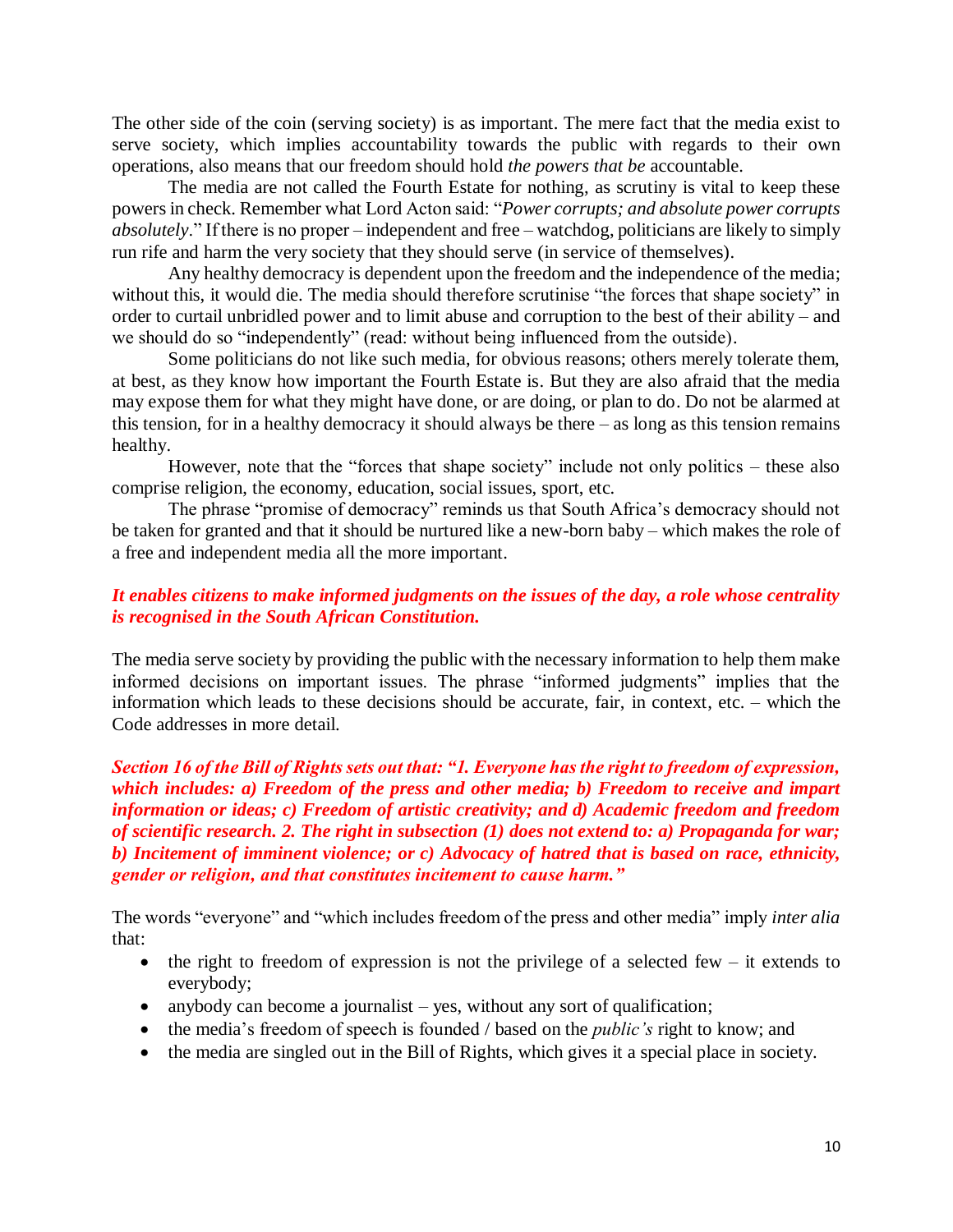The other side of the coin (serving society) is as important. The mere fact that the media exist to serve society, which implies accountability towards the public with regards to their own operations, also means that our freedom should hold *the powers that be* accountable.

The media are not called the Fourth Estate for nothing, as scrutiny is vital to keep these powers in check. Remember what Lord Acton said: "*Power corrupts; and absolute power corrupts absolutely*." If there is no proper – independent and free – watchdog, politicians are likely to simply run rife and harm the very society that they should serve (in service of themselves).

Any healthy democracy is dependent upon the freedom and the independence of the media; without this, it would die. The media should therefore scrutinise "the forces that shape society" in order to curtail unbridled power and to limit abuse and corruption to the best of their ability – and we should do so "independently" (read: without being influenced from the outside).

Some politicians do not like such media, for obvious reasons; others merely tolerate them, at best, as they know how important the Fourth Estate is. But they are also afraid that the media may expose them for what they might have done, or are doing, or plan to do. Do not be alarmed at this tension, for in a healthy democracy it should always be there – as long as this tension remains healthy.

However, note that the "forces that shape society" include not only politics – these also comprise religion, the economy, education, social issues, sport, etc.

The phrase "promise of democracy" reminds us that South Africa's democracy should not be taken for granted and that it should be nurtured like a new-born baby – which makes the role of a free and independent media all the more important.

***It enables citizens to make informed judgments on the issues of the day, a role whose centrality is recognised in the South African Constitution.***

The media serve society by providing the public with the necessary information to help them make informed decisions on important issues. The phrase "informed judgments" implies that the information which leads to these decisions should be accurate, fair, in context, etc. – which the Code addresses in more detail.

***Section 16 of the Bill of Rights sets out that: "1. Everyone has the right to freedom of expression, which includes: a) Freedom of the press and other media; b) Freedom to receive and impart information or ideas; c) Freedom of artistic creativity; and d) Academic freedom and freedom of scientific research. 2. The right in subsection (1) does not extend to: a) Propaganda for war; b) Incitement of imminent violence; or c) Advocacy of hatred that is based on race, ethnicity, gender or religion, and that constitutes incitement to cause harm."***

The words "everyone" and "which includes freedom of the press and other media" imply *inter alia* that:

- the right to freedom of expression is not the privilege of a selected few – it extends to everybody;
- anybody can become a journalist – yes, without any sort of qualification;
- the media's freedom of speech is founded / based on the *public's* right to know; and
- the media are singled out in the Bill of Rights, which gives it a special place in society.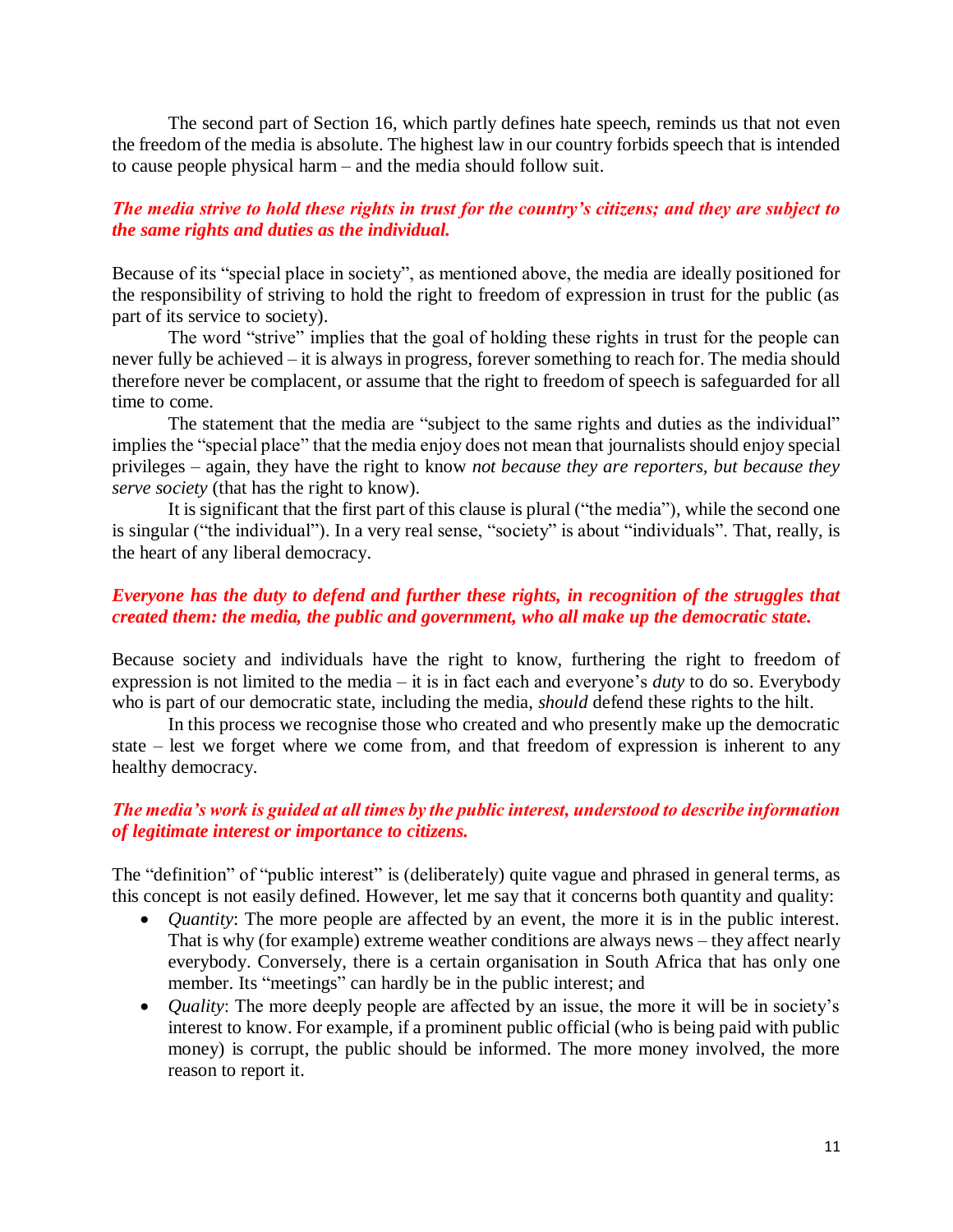The second part of Section 16, which partly defines hate speech, reminds us that not even the freedom of the media is absolute. The highest law in our country forbids speech that is intended to cause people physical harm – and the media should follow suit.

***The media strive to hold these rights in trust for the country's citizens; and they are subject to the same rights and duties as the individual.***

Because of its "special place in society", as mentioned above, the media are ideally positioned for the responsibility of striving to hold the right to freedom of expression in trust for the public (as part of its service to society).

The word "strive" implies that the goal of holding these rights in trust for the people can never fully be achieved – it is always in progress, forever something to reach for. The media should therefore never be complacent, or assume that the right to freedom of speech is safeguarded for all time to come.

The statement that the media are "subject to the same rights and duties as the individual" implies the "special place" that the media enjoy does not mean that journalists should enjoy special privileges – again, they have the right to know *not because they are reporters, but because they serve society* (that has the right to know).

It is significant that the first part of this clause is plural ("the media"), while the second one is singular ("the individual"). In a very real sense, "society" is about "individuals". That, really, is the heart of any liberal democracy.

***Everyone has the duty to defend and further these rights, in recognition of the struggles that created them: the media, the public and government, who all make up the democratic state.***

Because society and individuals have the right to know, furthering the right to freedom of expression is not limited to the media – it is in fact each and everyone's *duty* to do so. Everybody who is part of our democratic state, including the media, *should* defend these rights to the hilt.

In this process we recognise those who created and who presently make up the democratic state – lest we forget where we come from, and that freedom of expression is inherent to any healthy democracy.

***The media's work is guided at all times by the public interest, understood to describe information of legitimate interest or importance to citizens.***

The "definition" of "public interest" is (deliberately) quite vague and phrased in general terms, as this concept is not easily defined. However, let me say that it concerns both quantity and quality:

- *Quantity*: The more people are affected by an event, the more it is in the public interest. That is why (for example) extreme weather conditions are always news – they affect nearly everybody. Conversely, there is a certain organisation in South Africa that has only one member. Its "meetings" can hardly be in the public interest; and
- *Quality*: The more deeply people are affected by an issue, the more it will be in society's interest to know. For example, if a prominent public official (who is being paid with public money) is corrupt, the public should be informed. The more money involved, the more reason to report it.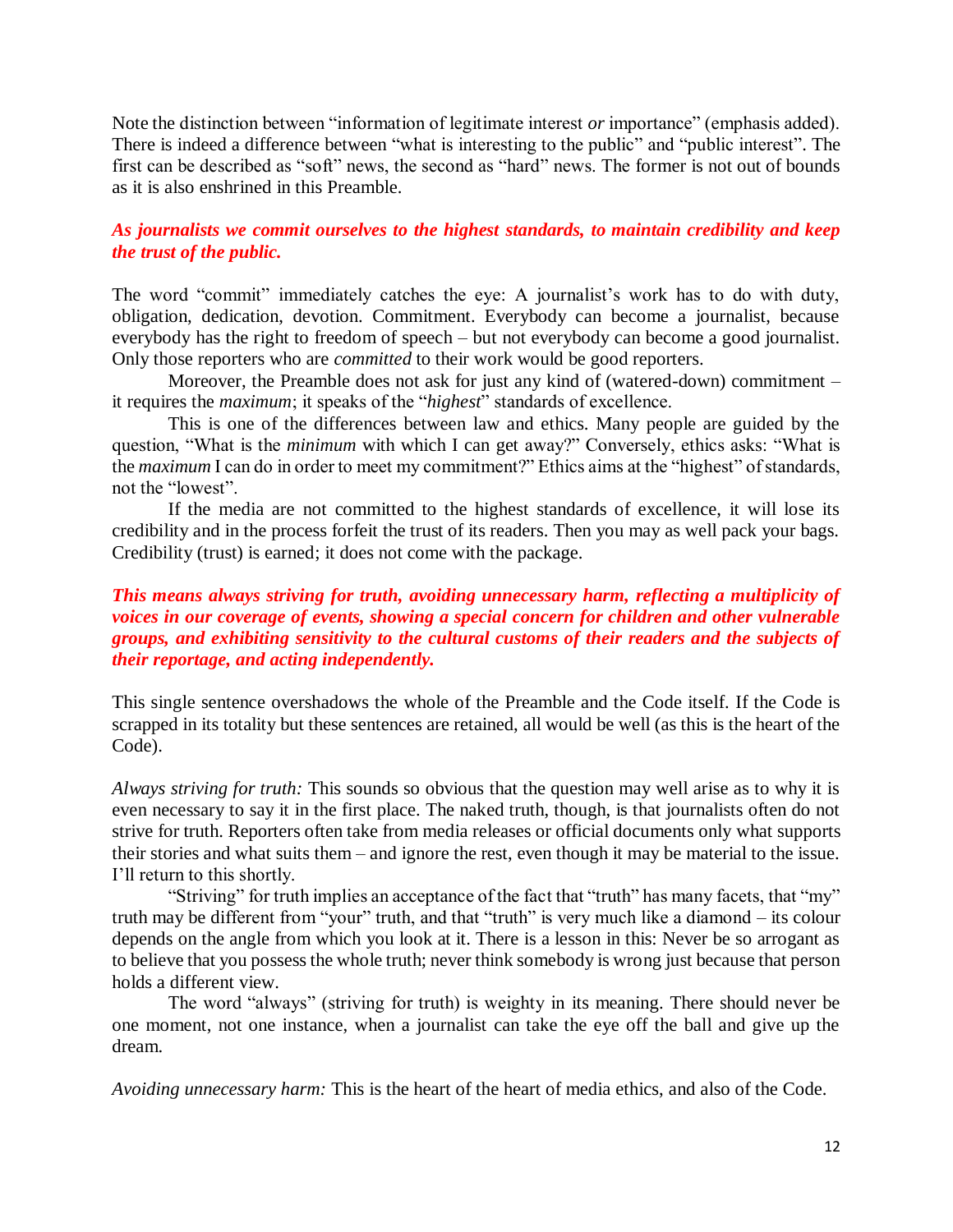Note the distinction between "information of legitimate interest *or* importance" (emphasis added). There is indeed a difference between "what is interesting to the public" and "public interest". The first can be described as "soft" news, the second as "hard" news. The former is not out of bounds as it is also enshrined in this Preamble.

***As journalists we commit ourselves to the highest standards, to maintain credibility and keep the trust of the public.***

The word "commit" immediately catches the eye: A journalist's work has to do with duty, obligation, dedication, devotion. Commitment. Everybody can become a journalist, because everybody has the right to freedom of speech – but not everybody can become a good journalist. Only those reporters who are *committed* to their work would be good reporters.

Moreover, the Preamble does not ask for just any kind of (watered-down) commitment – it requires the *maximum*; it speaks of the "*highest*" standards of excellence.

This is one of the differences between law and ethics. Many people are guided by the question, "What is the *minimum* with which I can get away?" Conversely, ethics asks: "What is the *maximum* I can do in order to meet my commitment?" Ethics aims at the "highest" of standards, not the "lowest".

If the media are not committed to the highest standards of excellence, it will lose its credibility and in the process forfeit the trust of its readers. Then you may as well pack your bags. Credibility (trust) is earned; it does not come with the package.

***This means always striving for truth, avoiding unnecessary harm, reflecting a multiplicity of voices in our coverage of events, showing a special concern for children and other vulnerable groups, and exhibiting sensitivity to the cultural customs of their readers and the subjects of their reportage, and acting independently.***

This single sentence overshadows the whole of the Preamble and the Code itself. If the Code is scrapped in its totality but these sentences are retained, all would be well (as this is the heart of the Code).

*Always striving for truth:* This sounds so obvious that the question may well arise as to why it is even necessary to say it in the first place. The naked truth, though, is that journalists often do not strive for truth. Reporters often take from media releases or official documents only what supports their stories and what suits them – and ignore the rest, even though it may be material to the issue. I'll return to this shortly.

"Striving" for truth implies an acceptance of the fact that "truth" has many facets, that "my" truth may be different from "your" truth, and that "truth" is very much like a diamond – its colour depends on the angle from which you look at it. There is a lesson in this: Never be so arrogant as to believe that you possess the whole truth; never think somebody is wrong just because that person holds a different view.

The word "always" (striving for truth) is weighty in its meaning. There should never be one moment, not one instance, when a journalist can take the eye off the ball and give up the dream.

*Avoiding unnecessary harm:* This is the heart of the heart of media ethics, and also of the Code.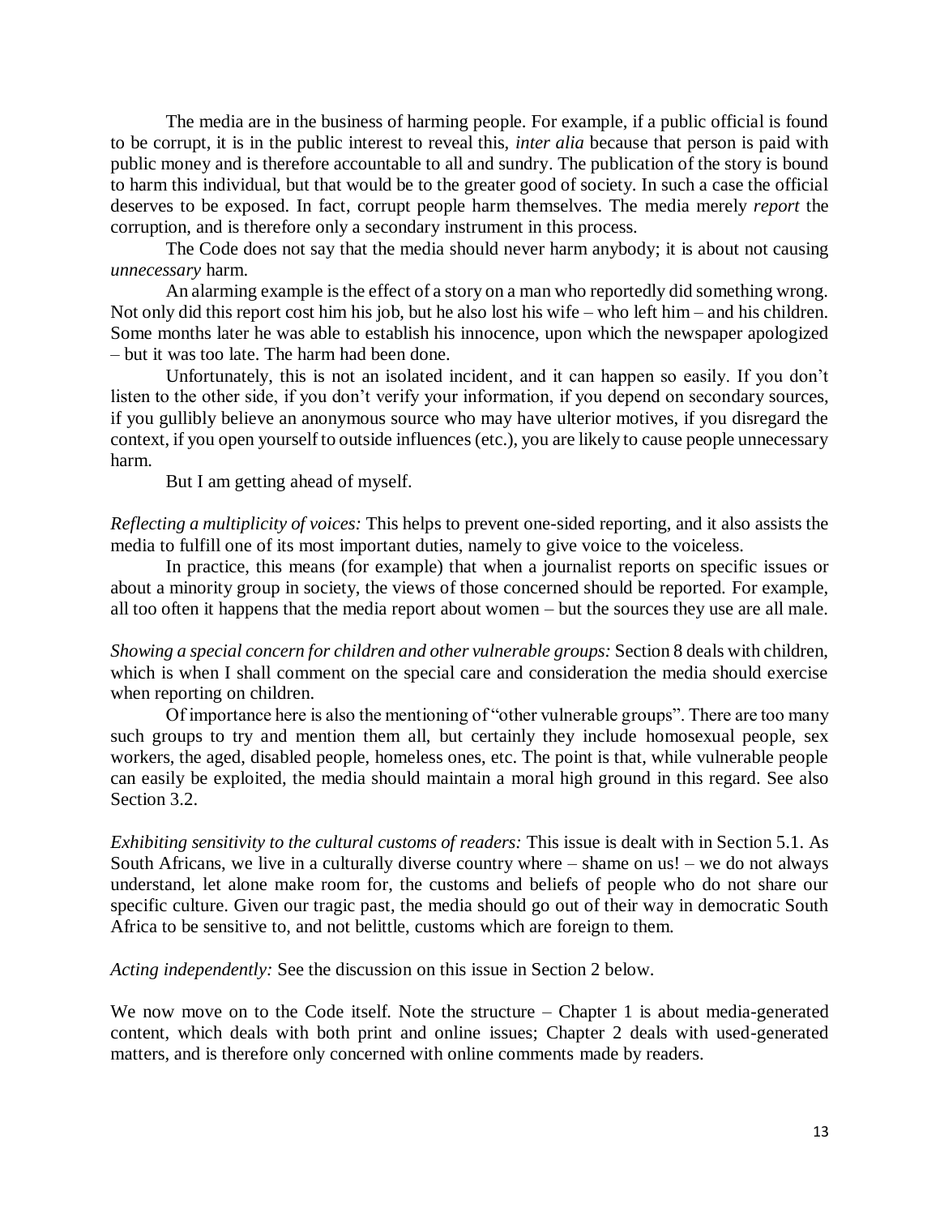The media are in the business of harming people. For example, if a public official is found to be corrupt, it is in the public interest to reveal this, *inter alia* because that person is paid with public money and is therefore accountable to all and sundry. The publication of the story is bound to harm this individual, but that would be to the greater good of society. In such a case the official deserves to be exposed. In fact, corrupt people harm themselves. The media merely *report* the corruption, and is therefore only a secondary instrument in this process.

The Code does not say that the media should never harm anybody; it is about not causing *unnecessary* harm.

An alarming example is the effect of a story on a man who reportedly did something wrong. Not only did this report cost him his job, but he also lost his wife – who left him – and his children. Some months later he was able to establish his innocence, upon which the newspaper apologized – but it was too late. The harm had been done.

Unfortunately, this is not an isolated incident, and it can happen so easily. If you don't listen to the other side, if you don't verify your information, if you depend on secondary sources, if you gullibly believe an anonymous source who may have ulterior motives, if you disregard the context, if you open yourself to outside influences (etc.), you are likely to cause people unnecessary harm.

But I am getting ahead of myself.

*Reflecting a multiplicity of voices:* This helps to prevent one-sided reporting, and it also assists the media to fulfill one of its most important duties, namely to give voice to the voiceless.

In practice, this means (for example) that when a journalist reports on specific issues or about a minority group in society, the views of those concerned should be reported. For example, all too often it happens that the media report about women – but the sources they use are all male.

*Showing a special concern for children and other vulnerable groups:* Section 8 deals with children, which is when I shall comment on the special care and consideration the media should exercise when reporting on children.

Of importance here is also the mentioning of "other vulnerable groups". There are too many such groups to try and mention them all, but certainly they include homosexual people, sex workers, the aged, disabled people, homeless ones, etc. The point is that, while vulnerable people can easily be exploited, the media should maintain a moral high ground in this regard. See also Section 3.2.

*Exhibiting sensitivity to the cultural customs of readers:* This issue is dealt with in Section 5.1. As South Africans, we live in a culturally diverse country where – shame on us! – we do not always understand, let alone make room for, the customs and beliefs of people who do not share our specific culture. Given our tragic past, the media should go out of their way in democratic South Africa to be sensitive to, and not belittle, customs which are foreign to them.

*Acting independently:* See the discussion on this issue in Section 2 below.

We now move on to the Code itself. Note the structure – Chapter 1 is about media-generated content, which deals with both print and online issues; Chapter 2 deals with used-generated matters, and is therefore only concerned with online comments made by readers.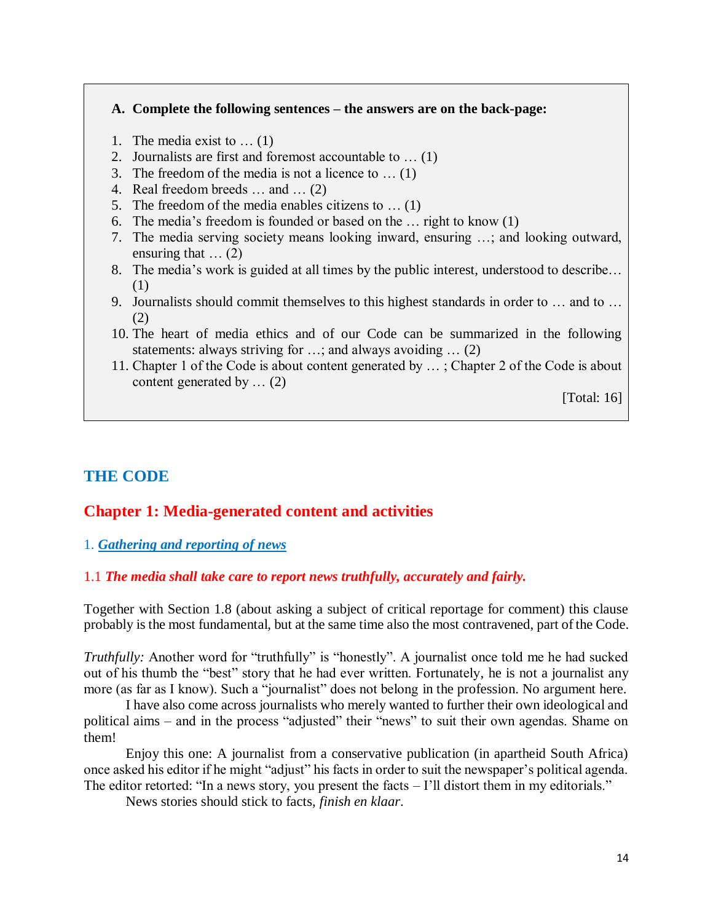**A. Complete the following sentences – the answers are on the back-page:**

1. The media exist to … (1)
2. Journalists are first and foremost accountable to … (1)
3. The freedom of the media is not a licence to … (1)
4. Real freedom breeds … and … (2)
5. The freedom of the media enables citizens to … (1)
6. The media's freedom is founded or based on the … right to know (1)
7. The media serving society means looking inward, ensuring …; and looking outward, ensuring that … (2)
8. The media's work is guided at all times by the public interest, understood to describe… (1)
9. Journalists should commit themselves to this highest standards in order to … and to … (2)
10. The heart of media ethics and of our Code can be summarized in the following statements: always striving for …; and always avoiding … (2)
11. Chapter 1 of the Code is about content generated by … ; Chapter 2 of the Code is about content generated by … (2)

[Total: 16]

# THE CODE

## Chapter 1: Media-generated content and activities

### 1. *Gathering and reporting of news*

#### 1.1 *The media shall take care to report news truthfully, accurately and fairly.*

Together with Section 1.8 (about asking a subject of critical reportage for comment) this clause probably is the most fundamental, but at the same time also the most contravened, part of the Code.

*Truthfully:* Another word for "truthfully" is "honestly". A journalist once told me he had sucked out of his thumb the "best" story that he had ever written. Fortunately, he is not a journalist any more (as far as I know). Such a "journalist" does not belong in the profession. No argument here.

I have also come across journalists who merely wanted to further their own ideological and political aims – and in the process "adjusted" their "news" to suit their own agendas. Shame on them!

Enjoy this one: A journalist from a conservative publication (in apartheid South Africa) once asked his editor if he might "adjust" his facts in order to suit the newspaper's political agenda. The editor retorted: "In a news story, you present the facts – I'll distort them in my editorials."

News stories should stick to facts, *finish en klaar*.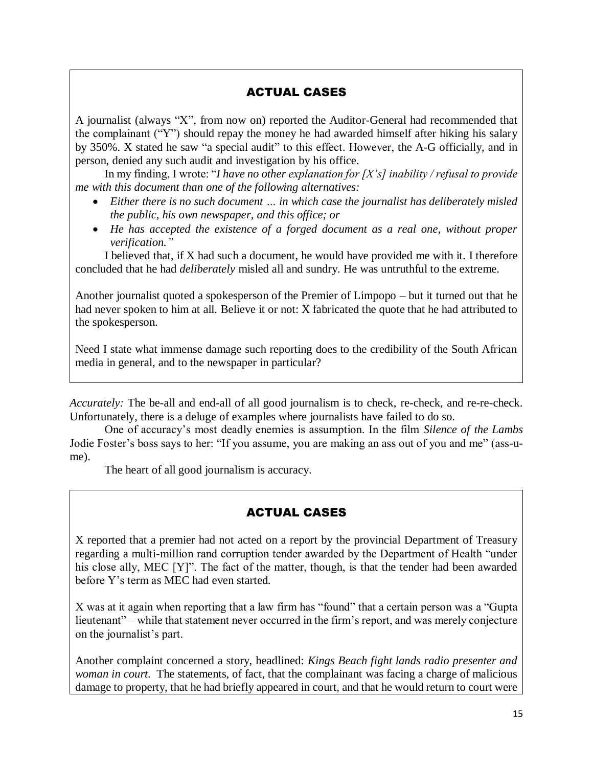## ACTUAL CASES

A journalist (always "X", from now on) reported the Auditor-General had recommended that the complainant ("Y") should repay the money he had awarded himself after hiking his salary by 350%. X stated he saw "a special audit" to this effect. However, the A-G officially, and in person, denied any such audit and investigation by his office.

In my finding, I wrote: "*I have no other explanation for [X's] inability / refusal to provide me with this document than one of the following alternatives:*

- *Either there is no such document … in which case the journalist has deliberately misled the public, his own newspaper, and this office; or*
- *He has accepted the existence of a forged document as a real one, without proper verification."*

I believed that, if X had such a document, he would have provided me with it. I therefore concluded that he had *deliberately* misled all and sundry. He was untruthful to the extreme.

Another journalist quoted a spokesperson of the Premier of Limpopo – but it turned out that he had never spoken to him at all. Believe it or not: X fabricated the quote that he had attributed to the spokesperson.

Need I state what immense damage such reporting does to the credibility of the South African media in general, and to the newspaper in particular?

*Accurately:* The be-all and end-all of all good journalism is to check, re-check, and re-re-check. Unfortunately, there is a deluge of examples where journalists have failed to do so.

One of accuracy's most deadly enemies is assumption. In the film *Silence of the Lambs* Jodie Foster's boss says to her: "If you assume, you are making an ass out of you and me" (ass-u-me).

The heart of all good journalism is accuracy.

## ACTUAL CASES

X reported that a premier had not acted on a report by the provincial Department of Treasury regarding a multi-million rand corruption tender awarded by the Department of Health "under his close ally, MEC [Y]". The fact of the matter, though, is that the tender had been awarded before Y's term as MEC had even started.

X was at it again when reporting that a law firm has "found" that a certain person was a "Gupta lieutenant" – while that statement never occurred in the firm's report, and was merely conjecture on the journalist's part.

Another complaint concerned a story, headlined: *Kings Beach fight lands radio presenter and woman in court.* The statements, of fact, that the complainant was facing a charge of malicious damage to property, that he had briefly appeared in court, and that he would return to court were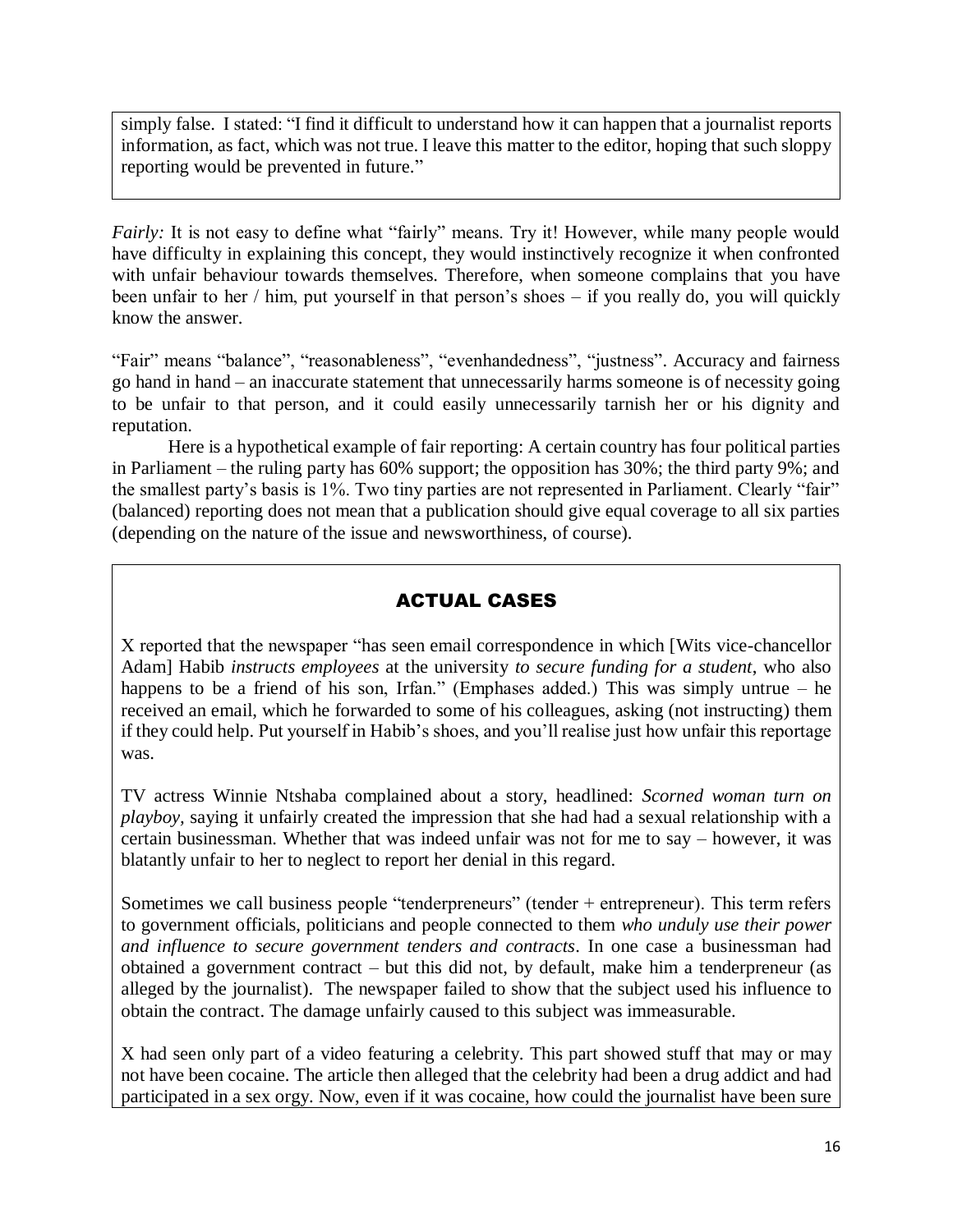simply false. I stated: "I find it difficult to understand how it can happen that a journalist reports information, as fact, which was not true. I leave this matter to the editor, hoping that such sloppy reporting would be prevented in future."

*Fairly:* It is not easy to define what "fairly" means. Try it! However, while many people would have difficulty in explaining this concept, they would instinctively recognize it when confronted with unfair behaviour towards themselves. Therefore, when someone complains that you have been unfair to her / him, put yourself in that person's shoes – if you really do, you will quickly know the answer.

"Fair" means "balance", "reasonableness", "evenhandedness", "justness". Accuracy and fairness go hand in hand – an inaccurate statement that unnecessarily harms someone is of necessity going to be unfair to that person, and it could easily unnecessarily tarnish her or his dignity and reputation.

Here is a hypothetical example of fair reporting: A certain country has four political parties in Parliament – the ruling party has 60% support; the opposition has 30%; the third party 9%; and the smallest party's basis is 1%. Two tiny parties are not represented in Parliament. Clearly "fair" (balanced) reporting does not mean that a publication should give equal coverage to all six parties (depending on the nature of the issue and newsworthiness, of course).

## ACTUAL CASES

X reported that the newspaper "has seen email correspondence in which [Wits vice-chancellor Adam] Habib *instructs employees* at the university *to secure funding for a student*, who also happens to be a friend of his son, Irfan." (Emphases added.) This was simply untrue – he received an email, which he forwarded to some of his colleagues, asking (not instructing) them if they could help. Put yourself in Habib's shoes, and you'll realise just how unfair this reportage was.

TV actress Winnie Ntshaba complained about a story, headlined: *Scorned woman turn on playboy*, saying it unfairly created the impression that she had had a sexual relationship with a certain businessman. Whether that was indeed unfair was not for me to say – however, it was blatantly unfair to her to neglect to report her denial in this regard.

Sometimes we call business people "tenderpreneurs" (tender + entrepreneur). This term refers to government officials, politicians and people connected to them *who unduly use their power and influence to secure government tenders and contracts*. In one case a businessman had obtained a government contract – but this did not, by default, make him a tenderpreneur (as alleged by the journalist). The newspaper failed to show that the subject used his influence to obtain the contract. The damage unfairly caused to this subject was immeasurable.

X had seen only part of a video featuring a celebrity. This part showed stuff that may or may not have been cocaine. The article then alleged that the celebrity had been a drug addict and had participated in a sex orgy. Now, even if it was cocaine, how could the journalist have been sure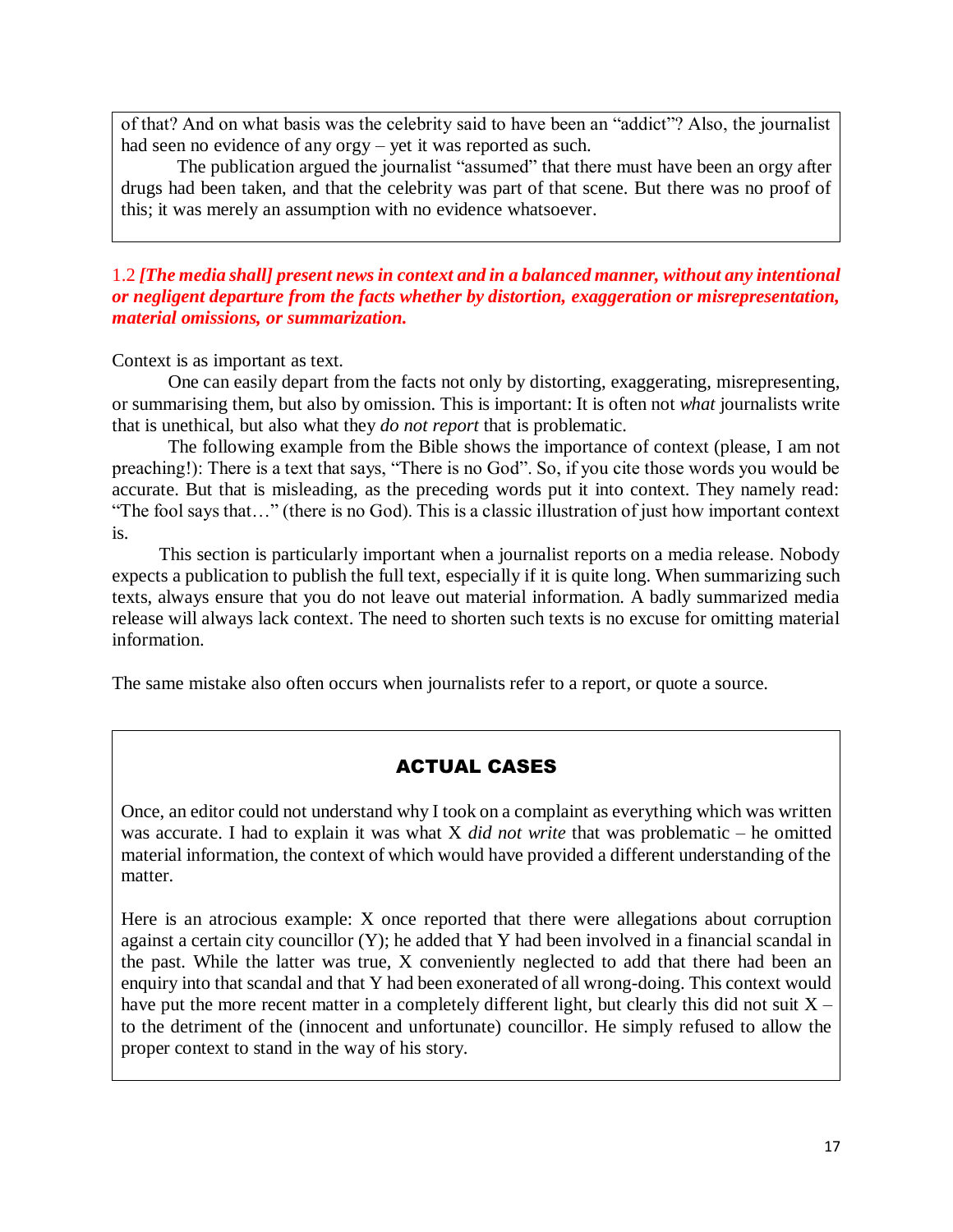of that? And on what basis was the celebrity said to have been an "addict"? Also, the journalist had seen no evidence of any orgy – yet it was reported as such.

The publication argued the journalist "assumed" that there must have been an orgy after drugs had been taken, and that the celebrity was part of that scene. But there was no proof of this; it was merely an assumption with no evidence whatsoever.

### 1.2 ***[The media shall] present news in context and in a balanced manner, without any intentional or negligent departure from the facts whether by distortion, exaggeration or misrepresentation, material omissions, or summarization.***

Context is as important as text.

One can easily depart from the facts not only by distorting, exaggerating, misrepresenting, or summarising them, but also by omission. This is important: It is often not *what* journalists write that is unethical, but also what they *do not report* that is problematic.

The following example from the Bible shows the importance of context (please, I am not preaching!): There is a text that says, "There is no God". So, if you cite those words you would be accurate. But that is misleading, as the preceding words put it into context. They namely read: "The fool says that…" (there is no God). This is a classic illustration of just how important context is.

This section is particularly important when a journalist reports on a media release. Nobody expects a publication to publish the full text, especially if it is quite long. When summarizing such texts, always ensure that you do not leave out material information. A badly summarized media release will always lack context. The need to shorten such texts is no excuse for omitting material information.

The same mistake also often occurs when journalists refer to a report, or quote a source.

#### ACTUAL CASES

Once, an editor could not understand why I took on a complaint as everything which was written was accurate. I had to explain it was what X *did not write* that was problematic – he omitted material information, the context of which would have provided a different understanding of the matter.

Here is an atrocious example: X once reported that there were allegations about corruption against a certain city councillor (Y); he added that Y had been involved in a financial scandal in the past. While the latter was true, X conveniently neglected to add that there had been an enquiry into that scandal and that Y had been exonerated of all wrong-doing. This context would have put the more recent matter in a completely different light, but clearly this did not suit X – to the detriment of the (innocent and unfortunate) councillor. He simply refused to allow the proper context to stand in the way of his story.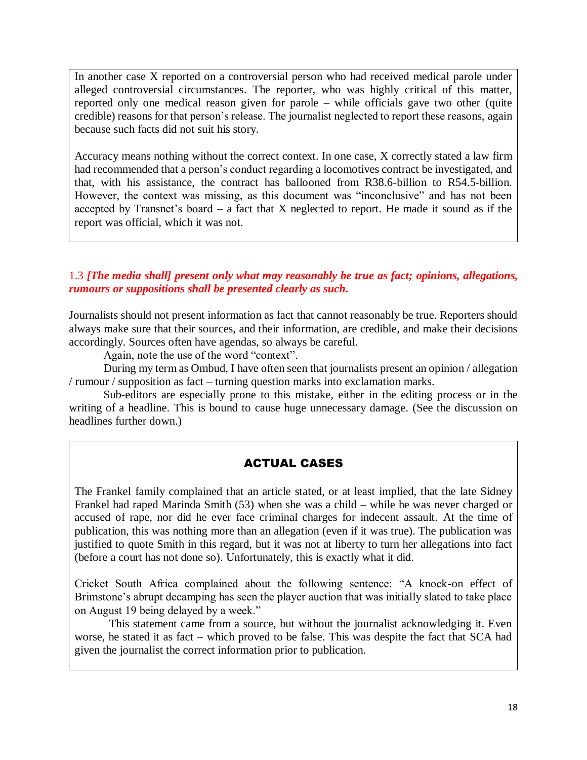In another case X reported on a controversial person who had received medical parole under alleged controversial circumstances. The reporter, who was highly critical of this matter, reported only one medical reason given for parole – while officials gave two other (quite credible) reasons for that person's release. The journalist neglected to report these reasons, again because such facts did not suit his story.

Accuracy means nothing without the correct context. In one case, X correctly stated a law firm had recommended that a person's conduct regarding a locomotives contract be investigated, and that, with his assistance, the contract has ballooned from R38.6-billion to R54.5-billion. However, the context was missing, as this document was "inconclusive" and has not been accepted by Transnet's board – a fact that X neglected to report. He made it sound as if the report was official, which it was not.

### 1.3 *[The media shall] present only what may reasonably be true as fact; opinions, allegations, rumours or suppositions shall be presented clearly as such.*

Journalists should not present information as fact that cannot reasonably be true. Reporters should always make sure that their sources, and their information, are credible, and make their decisions accordingly. Sources often have agendas, so always be careful.

Again, note the use of the word "context".

During my term as Ombud, I have often seen that journalists present an opinion / allegation / rumour / supposition as fact – turning question marks into exclamation marks.

Sub-editors are especially prone to this mistake, either in the editing process or in the writing of a headline. This is bound to cause huge unnecessary damage. (See the discussion on headlines further down.)

#### ACTUAL CASES

The Frankel family complained that an article stated, or at least implied, that the late Sidney Frankel had raped Marinda Smith (53) when she was a child – while he was never charged or accused of rape, nor did he ever face criminal charges for indecent assault. At the time of publication, this was nothing more than an allegation (even if it was true). The publication was justified to quote Smith in this regard, but it was not at liberty to turn her allegations into fact (before a court has not done so). Unfortunately, this is exactly what it did.

Cricket South Africa complained about the following sentence: "A knock-on effect of Brimstone's abrupt decamping has seen the player auction that was initially slated to take place on August 19 being delayed by a week."

This statement came from a source, but without the journalist acknowledging it. Even worse, he stated it as fact – which proved to be false. This was despite the fact that SCA had given the journalist the correct information prior to publication.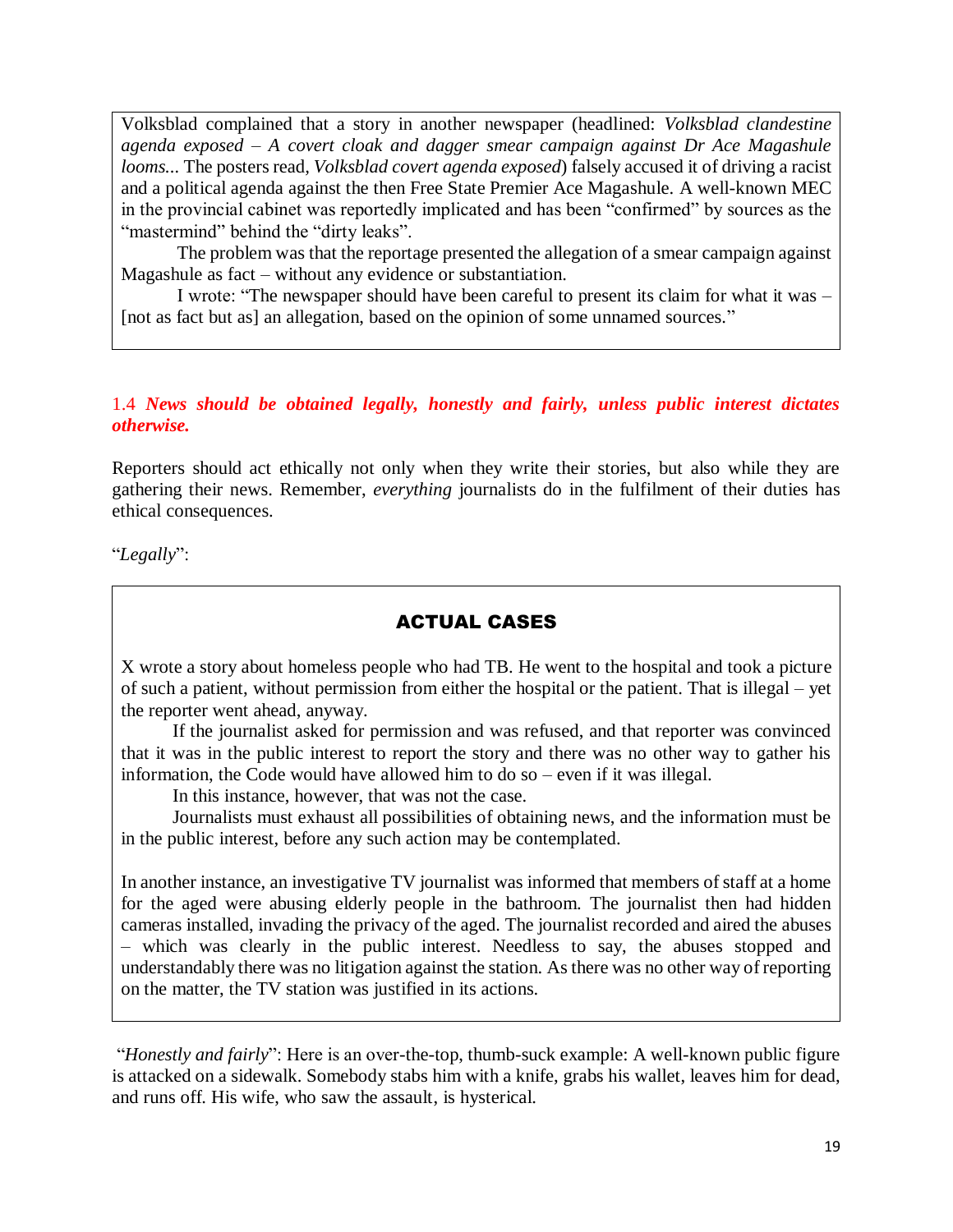Volksblad complained that a story in another newspaper (headlined: *Volksblad clandestine agenda exposed – A covert cloak and dagger smear campaign against Dr Ace Magashule looms...* The posters read, *Volksblad covert agenda exposed*) falsely accused it of driving a racist and a political agenda against the then Free State Premier Ace Magashule. A well-known MEC in the provincial cabinet was reportedly implicated and has been "confirmed" by sources as the "mastermind" behind the "dirty leaks".

The problem was that the reportage presented the allegation of a smear campaign against Magashule as fact – without any evidence or substantiation.

I wrote: "The newspaper should have been careful to present its claim for what it was – [not as fact but as] an allegation, based on the opinion of some unnamed sources."

### 1.4 ***News should be obtained legally, honestly and fairly, unless public interest dictates otherwise.***

Reporters should act ethically not only when they write their stories, but also while they are gathering their news. Remember, *everything* journalists do in the fulfilment of their duties has ethical consequences.

"*Legally*":

**ACTUAL CASES**

X wrote a story about homeless people who had TB. He went to the hospital and took a picture of such a patient, without permission from either the hospital or the patient. That is illegal – yet the reporter went ahead, anyway.

If the journalist asked for permission and was refused, and that reporter was convinced that it was in the public interest to report the story and there was no other way to gather his information, the Code would have allowed him to do so – even if it was illegal.

In this instance, however, that was not the case.

Journalists must exhaust all possibilities of obtaining news, and the information must be in the public interest, before any such action may be contemplated.

In another instance, an investigative TV journalist was informed that members of staff at a home for the aged were abusing elderly people in the bathroom. The journalist then had hidden cameras installed, invading the privacy of the aged. The journalist recorded and aired the abuses – which was clearly in the public interest. Needless to say, the abuses stopped and understandably there was no litigation against the station. As there was no other way of reporting on the matter, the TV station was justified in its actions.

"*Honestly and fairly*": Here is an over-the-top, thumb-suck example: A well-known public figure is attacked on a sidewalk. Somebody stabs him with a knife, grabs his wallet, leaves him for dead, and runs off. His wife, who saw the assault, is hysterical.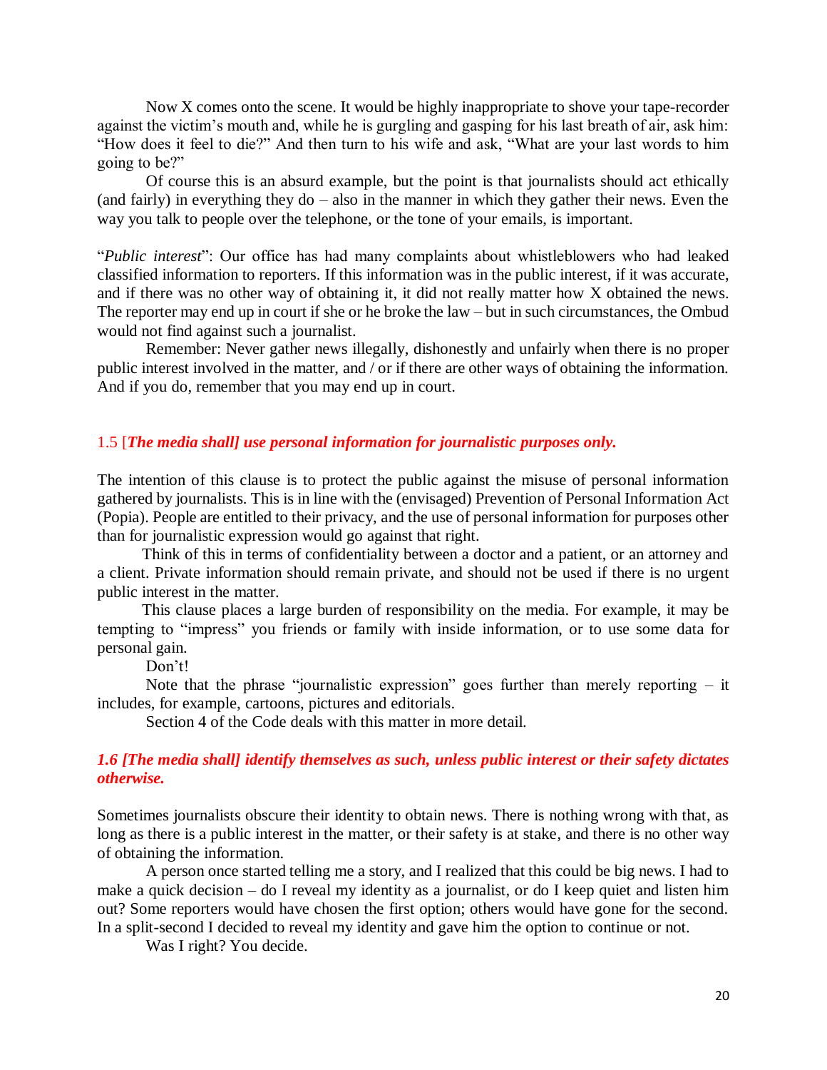Now X comes onto the scene. It would be highly inappropriate to shove your tape-recorder against the victim's mouth and, while he is gurgling and gasping for his last breath of air, ask him: "How does it feel to die?" And then turn to his wife and ask, "What are your last words to him going to be?"

Of course this is an absurd example, but the point is that journalists should act ethically (and fairly) in everything they do – also in the manner in which they gather their news. Even the way you talk to people over the telephone, or the tone of your emails, is important.

"*Public interest*": Our office has had many complaints about whistleblowers who had leaked classified information to reporters. If this information was in the public interest, if it was accurate, and if there was no other way of obtaining it, it did not really matter how X obtained the news. The reporter may end up in court if she or he broke the law – but in such circumstances, the Ombud would not find against such a journalist.

Remember: Never gather news illegally, dishonestly and unfairly when there is no proper public interest involved in the matter, and / or if there are other ways of obtaining the information. And if you do, remember that you may end up in court.

### 1.5 [*The media shall] use personal information for journalistic purposes only.*

The intention of this clause is to protect the public against the misuse of personal information gathered by journalists. This is in line with the (envisaged) Prevention of Personal Information Act (Popia). People are entitled to their privacy, and the use of personal information for purposes other than for journalistic expression would go against that right.

Think of this in terms of confidentiality between a doctor and a patient, or an attorney and a client. Private information should remain private, and should not be used if there is no urgent public interest in the matter.

This clause places a large burden of responsibility on the media. For example, it may be tempting to "impress" you friends or family with inside information, or to use some data for personal gain.

Don't!

Note that the phrase "journalistic expression" goes further than merely reporting – it includes, for example, cartoons, pictures and editorials.

Section 4 of the Code deals with this matter in more detail.

### *1.6 [The media shall] identify themselves as such, unless public interest or their safety dictates otherwise.*

Sometimes journalists obscure their identity to obtain news. There is nothing wrong with that, as long as there is a public interest in the matter, or their safety is at stake, and there is no other way of obtaining the information.

A person once started telling me a story, and I realized that this could be big news. I had to make a quick decision – do I reveal my identity as a journalist, or do I keep quiet and listen him out? Some reporters would have chosen the first option; others would have gone for the second. In a split-second I decided to reveal my identity and gave him the option to continue or not.

Was I right? You decide.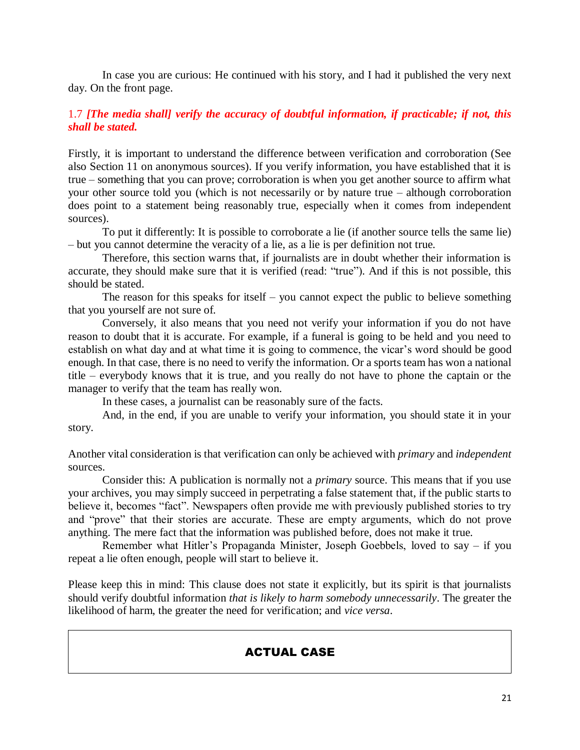In case you are curious: He continued with his story, and I had it published the very next day. On the front page.

### 1.7 *[The media shall] verify the accuracy of doubtful information, if practicable; if not, this shall be stated.*

Firstly, it is important to understand the difference between verification and corroboration (See also Section 11 on anonymous sources). If you verify information, you have established that it is true – something that you can prove; corroboration is when you get another source to affirm what your other source told you (which is not necessarily or by nature true – although corroboration does point to a statement being reasonably true, especially when it comes from independent sources).

To put it differently: It is possible to corroborate a lie (if another source tells the same lie) – but you cannot determine the veracity of a lie, as a lie is per definition not true.

Therefore, this section warns that, if journalists are in doubt whether their information is accurate, they should make sure that it is verified (read: "true"). And if this is not possible, this should be stated.

The reason for this speaks for itself – you cannot expect the public to believe something that you yourself are not sure of.

Conversely, it also means that you need not verify your information if you do not have reason to doubt that it is accurate. For example, if a funeral is going to be held and you need to establish on what day and at what time it is going to commence, the vicar's word should be good enough. In that case, there is no need to verify the information. Or a sports team has won a national title – everybody knows that it is true, and you really do not have to phone the captain or the manager to verify that the team has really won.

In these cases, a journalist can be reasonably sure of the facts.

And, in the end, if you are unable to verify your information, you should state it in your story.

Another vital consideration is that verification can only be achieved with *primary* and *independent* sources.

Consider this: A publication is normally not a *primary* source. This means that if you use your archives, you may simply succeed in perpetrating a false statement that, if the public starts to believe it, becomes "fact". Newspapers often provide me with previously published stories to try and "prove" that their stories are accurate. These are empty arguments, which do not prove anything. The mere fact that the information was published before, does not make it true.

Remember what Hitler's Propaganda Minister, Joseph Goebbels, loved to say – if you repeat a lie often enough, people will start to believe it.

Please keep this in mind: This clause does not state it explicitly, but its spirit is that journalists should verify doubtful information *that is likely to harm somebody unnecessarily*. The greater the likelihood of harm, the greater the need for verification; and *vice versa*.

**ACTUAL CASE**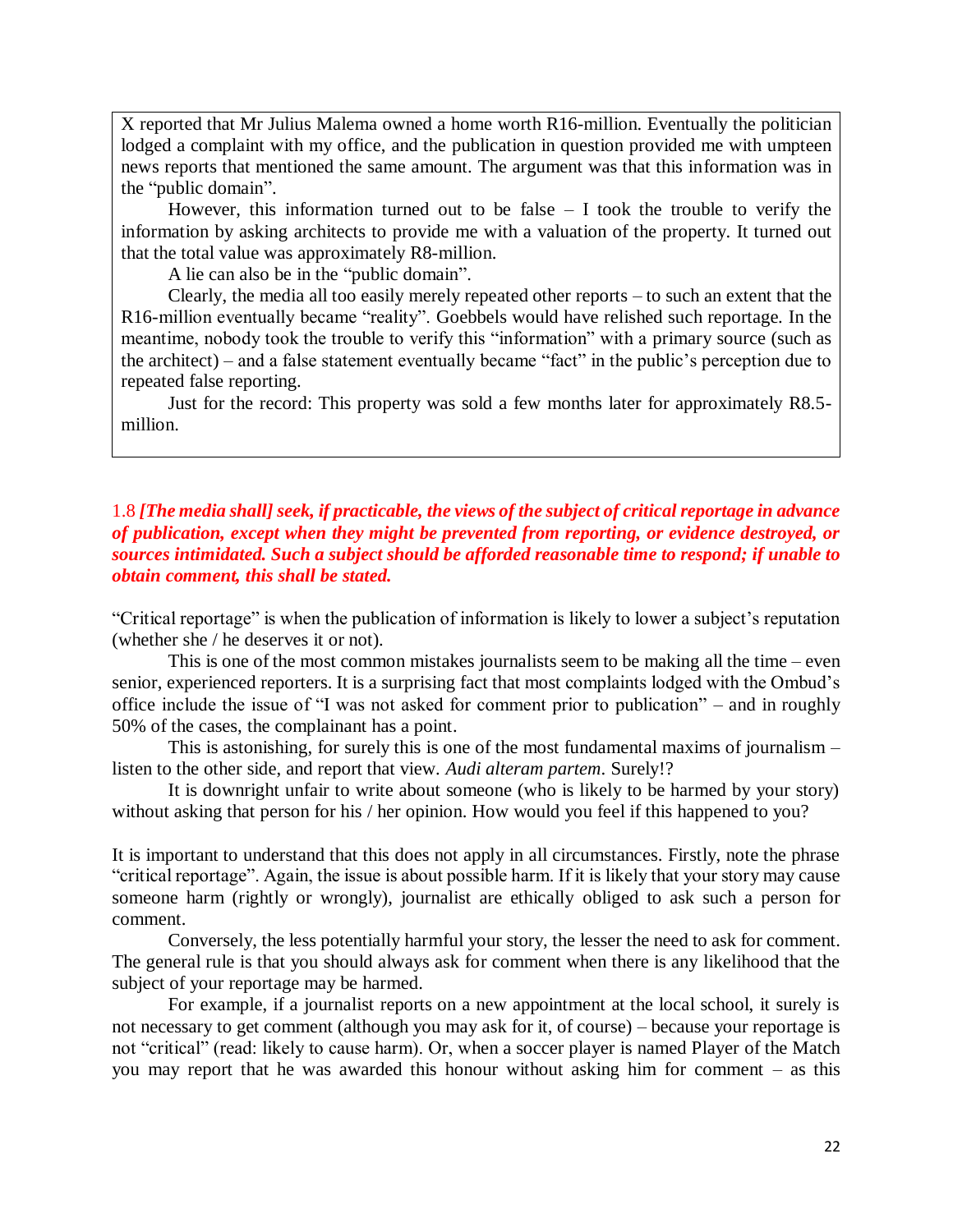> X reported that Mr Julius Malema owned a home worth R16-million. Eventually the politician lodged a complaint with my office, and the publication in question provided me with umpteen news reports that mentioned the same amount. The argument was that this information was in the "public domain".
>
> However, this information turned out to be false – I took the trouble to verify the information by asking architects to provide me with a valuation of the property. It turned out that the total value was approximately R8-million.
>
> A lie can also be in the "public domain".
>
> Clearly, the media all too easily merely repeated other reports – to such an extent that the R16-million eventually became "reality". Goebbels would have relished such reportage. In the meantime, nobody took the trouble to verify this "information" with a primary source (such as the architect) – and a false statement eventually became "fact" in the public's perception due to repeated false reporting.
>
> Just for the record: This property was sold a few months later for approximately R8.5-million.

1.8 ***[The media shall] seek, if practicable, the views of the subject of critical reportage in advance of publication, except when they might be prevented from reporting, or evidence destroyed, or sources intimidated. Such a subject should be afforded reasonable time to respond; if unable to obtain comment, this shall be stated.***

"Critical reportage" is when the publication of information is likely to lower a subject's reputation (whether she / he deserves it or not).

This is one of the most common mistakes journalists seem to be making all the time – even senior, experienced reporters. It is a surprising fact that most complaints lodged with the Ombud's office include the issue of "I was not asked for comment prior to publication" – and in roughly 50% of the cases, the complainant has a point.

This is astonishing, for surely this is one of the most fundamental maxims of journalism – listen to the other side, and report that view. *Audi alteram partem*. Surely!?

It is downright unfair to write about someone (who is likely to be harmed by your story) without asking that person for his / her opinion. How would you feel if this happened to you?

It is important to understand that this does not apply in all circumstances. Firstly, note the phrase "critical reportage". Again, the issue is about possible harm. If it is likely that your story may cause someone harm (rightly or wrongly), journalist are ethically obliged to ask such a person for comment.

Conversely, the less potentially harmful your story, the lesser the need to ask for comment. The general rule is that you should always ask for comment when there is any likelihood that the subject of your reportage may be harmed.

For example, if a journalist reports on a new appointment at the local school, it surely is not necessary to get comment (although you may ask for it, of course) – because your reportage is not "critical" (read: likely to cause harm). Or, when a soccer player is named Player of the Match you may report that he was awarded this honour without asking him for comment – as this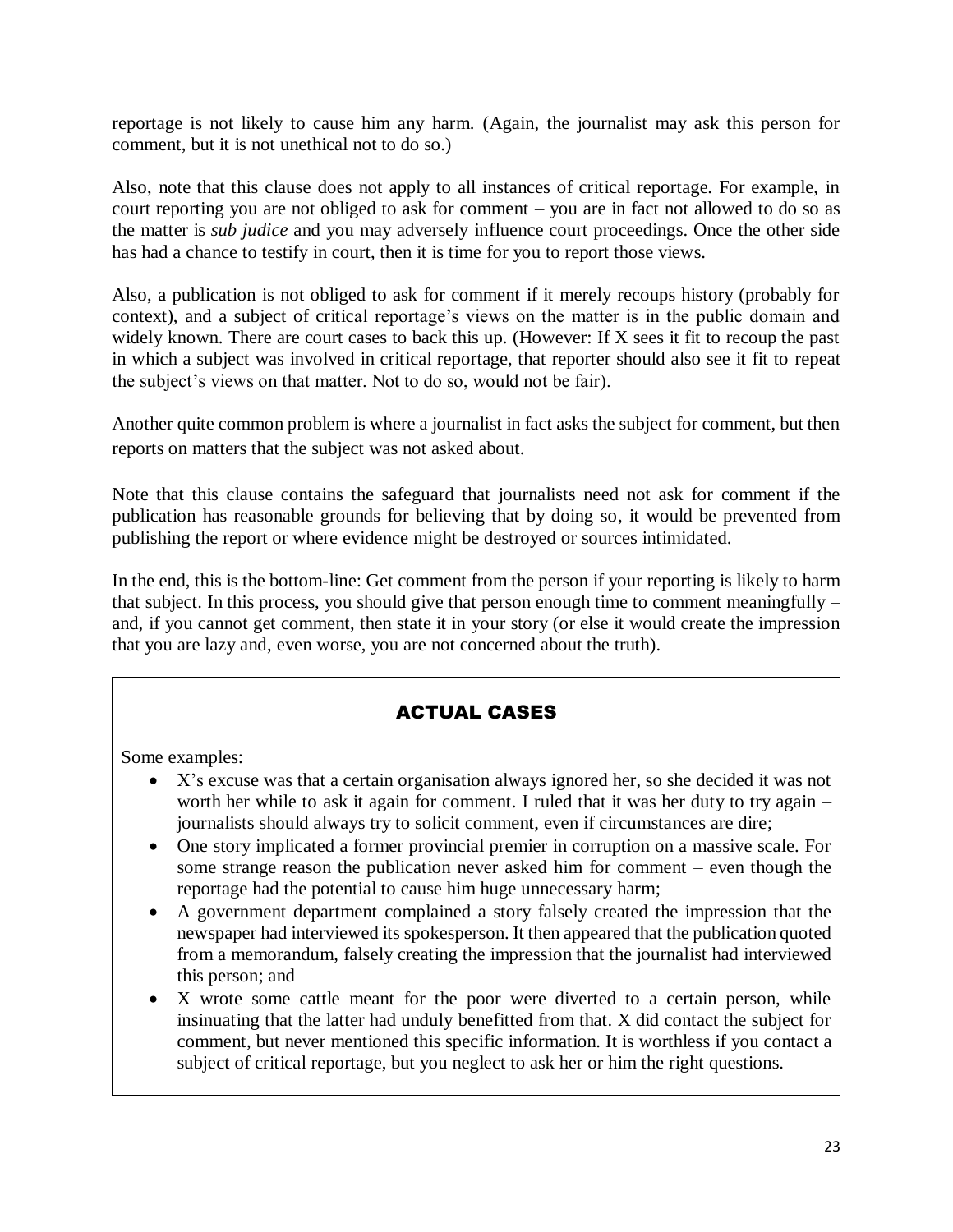reportage is not likely to cause him any harm. (Again, the journalist may ask this person for comment, but it is not unethical not to do so.)

Also, note that this clause does not apply to all instances of critical reportage. For example, in court reporting you are not obliged to ask for comment – you are in fact not allowed to do so as the matter is *sub judice* and you may adversely influence court proceedings. Once the other side has had a chance to testify in court, then it is time for you to report those views.

Also, a publication is not obliged to ask for comment if it merely recoups history (probably for context), and a subject of critical reportage's views on the matter is in the public domain and widely known. There are court cases to back this up. (However: If X sees it fit to recoup the past in which a subject was involved in critical reportage, that reporter should also see it fit to repeat the subject's views on that matter. Not to do so, would not be fair).

Another quite common problem is where a journalist in fact asks the subject for comment, but then reports on matters that the subject was not asked about.

Note that this clause contains the safeguard that journalists need not ask for comment if the publication has reasonable grounds for believing that by doing so, it would be prevented from publishing the report or where evidence might be destroyed or sources intimidated.

In the end, this is the bottom-line: Get comment from the person if your reporting is likely to harm that subject. In this process, you should give that person enough time to comment meaningfully – and, if you cannot get comment, then state it in your story (or else it would create the impression that you are lazy and, even worse, you are not concerned about the truth).

## ACTUAL CASES

Some examples:

- X's excuse was that a certain organisation always ignored her, so she decided it was not worth her while to ask it again for comment. I ruled that it was her duty to try again – journalists should always try to solicit comment, even if circumstances are dire;
- One story implicated a former provincial premier in corruption on a massive scale. For some strange reason the publication never asked him for comment – even though the reportage had the potential to cause him huge unnecessary harm;
- A government department complained a story falsely created the impression that the newspaper had interviewed its spokesperson. It then appeared that the publication quoted from a memorandum, falsely creating the impression that the journalist had interviewed this person; and
- X wrote some cattle meant for the poor were diverted to a certain person, while insinuating that the latter had unduly benefitted from that. X did contact the subject for comment, but never mentioned this specific information. It is worthless if you contact a subject of critical reportage, but you neglect to ask her or him the right questions.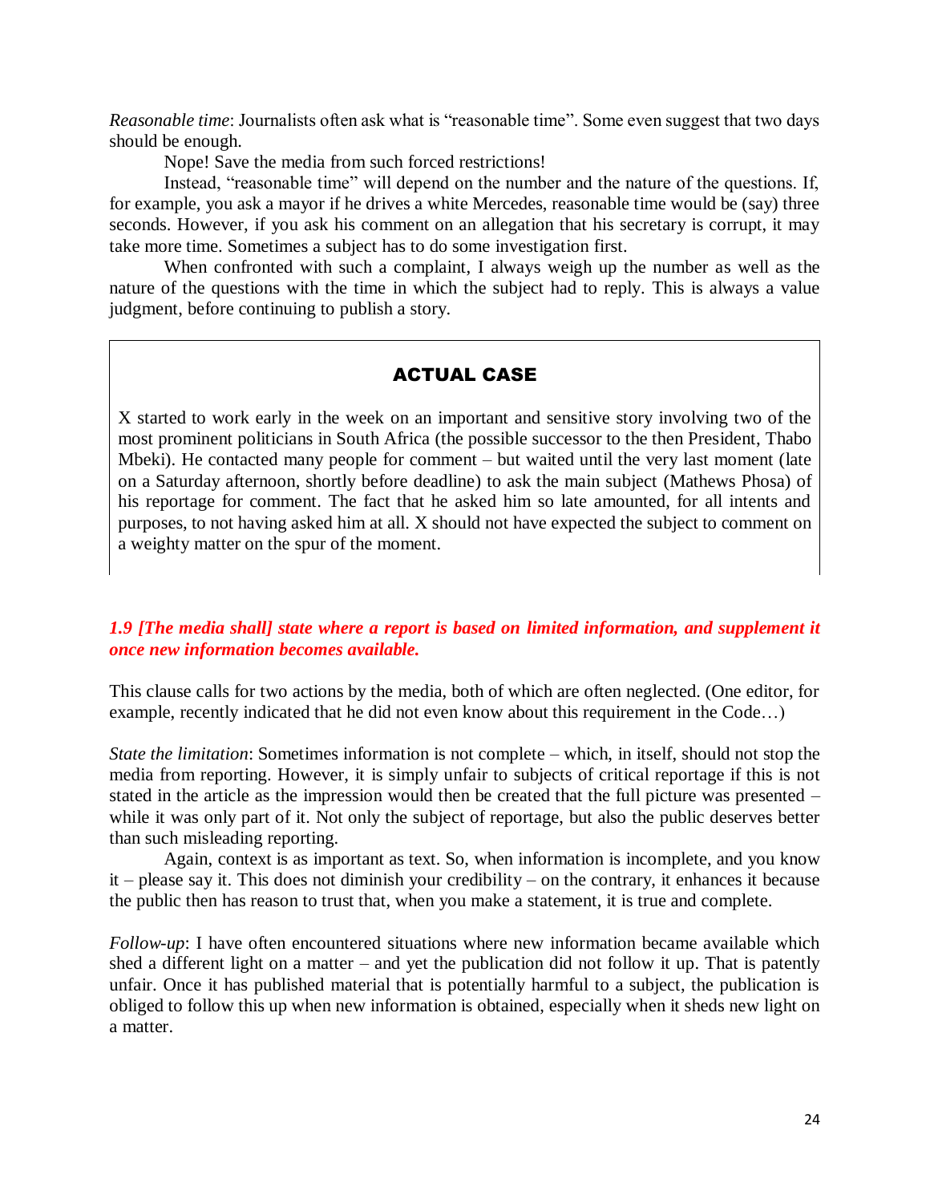*Reasonable time*: Journalists often ask what is “reasonable time”. Some even suggest that two days should be enough.

Nope! Save the media from such forced restrictions!

Instead, “reasonable time” will depend on the number and the nature of the questions. If, for example, you ask a mayor if he drives a white Mercedes, reasonable time would be (say) three seconds. However, if you ask his comment on an allegation that his secretary is corrupt, it may take more time. Sometimes a subject has to do some investigation first.

When confronted with such a complaint, I always weigh up the number as well as the nature of the questions with the time in which the subject had to reply. This is always a value judgment, before continuing to publish a story.

### ACTUAL CASE

X started to work early in the week on an important and sensitive story involving two of the most prominent politicians in South Africa (the possible successor to the then President, Thabo Mbeki). He contacted many people for comment – but waited until the very last moment (late on a Saturday afternoon, shortly before deadline) to ask the main subject (Mathews Phosa) of his reportage for comment. The fact that he asked him so late amounted, for all intents and purposes, to not having asked him at all. X should not have expected the subject to comment on a weighty matter on the spur of the moment.

***1.9 [The media shall] state where a report is based on limited information, and supplement it once new information becomes available.***

This clause calls for two actions by the media, both of which are often neglected. (One editor, for example, recently indicated that he did not even know about this requirement in the Code…)

*State the limitation*: Sometimes information is not complete – which, in itself, should not stop the media from reporting. However, it is simply unfair to subjects of critical reportage if this is not stated in the article as the impression would then be created that the full picture was presented – while it was only part of it. Not only the subject of reportage, but also the public deserves better than such misleading reporting.

Again, context is as important as text. So, when information is incomplete, and you know it – please say it. This does not diminish your credibility – on the contrary, it enhances it because the public then has reason to trust that, when you make a statement, it is true and complete.

*Follow-up*: I have often encountered situations where new information became available which shed a different light on a matter – and yet the publication did not follow it up. That is patently unfair. Once it has published material that is potentially harmful to a subject, the publication is obliged to follow this up when new information is obtained, especially when it sheds new light on a matter.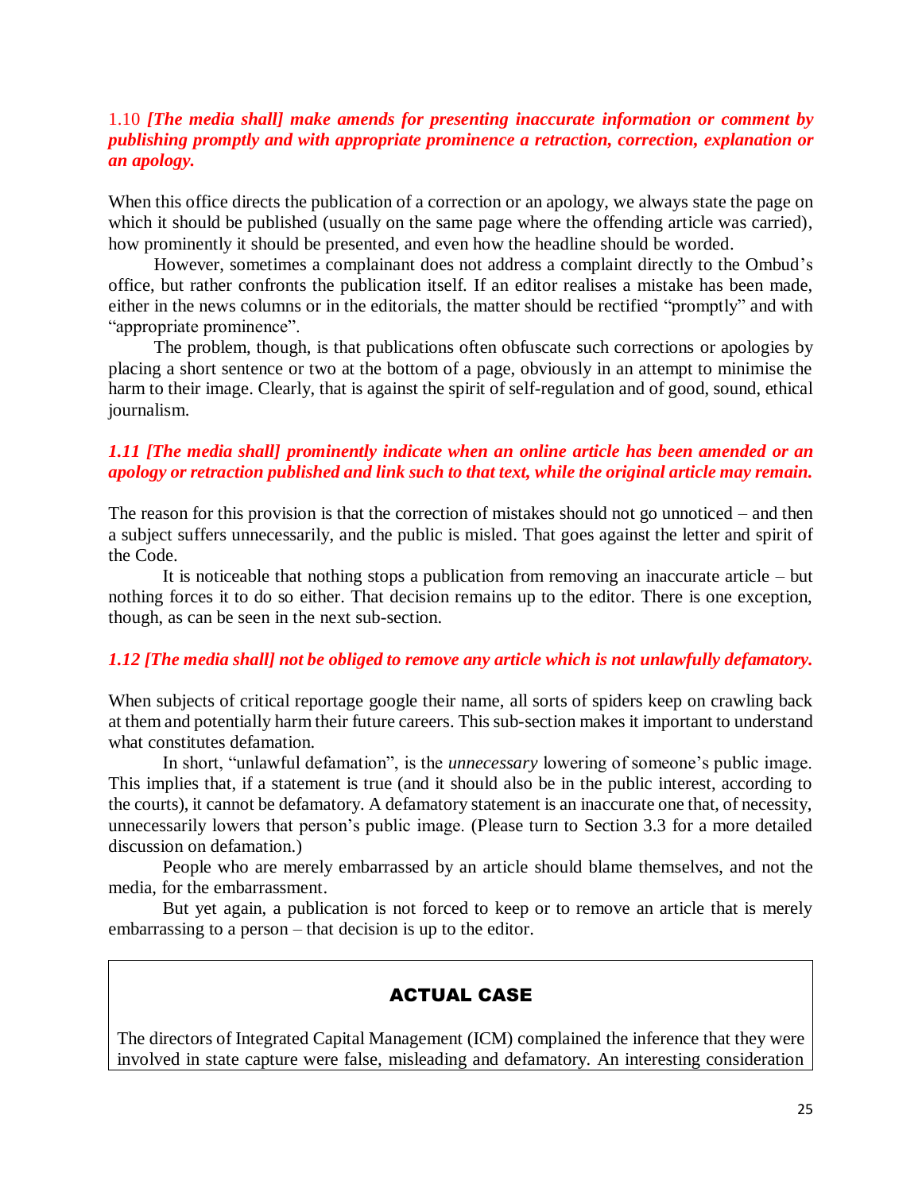### 1.10 ***[The media shall] make amends for presenting inaccurate information or comment by publishing promptly and with appropriate prominence a retraction, correction, explanation or an apology.***

When this office directs the publication of a correction or an apology, we always state the page on which it should be published (usually on the same page where the offending article was carried), how prominently it should be presented, and even how the headline should be worded.

However, sometimes a complainant does not address a complaint directly to the Ombud's office, but rather confronts the publication itself. If an editor realises a mistake has been made, either in the news columns or in the editorials, the matter should be rectified "promptly" and with "appropriate prominence".

The problem, though, is that publications often obfuscate such corrections or apologies by placing a short sentence or two at the bottom of a page, obviously in an attempt to minimise the harm to their image. Clearly, that is against the spirit of self-regulation and of good, sound, ethical journalism.

### ***1.11 [The media shall] prominently indicate when an online article has been amended or an apology or retraction published and link such to that text, while the original article may remain.***

The reason for this provision is that the correction of mistakes should not go unnoticed – and then a subject suffers unnecessarily, and the public is misled. That goes against the letter and spirit of the Code.

It is noticeable that nothing stops a publication from removing an inaccurate article – but nothing forces it to do so either. That decision remains up to the editor. There is one exception, though, as can be seen in the next sub-section.

### ***1.12 [The media shall] not be obliged to remove any article which is not unlawfully defamatory.***

When subjects of critical reportage google their name, all sorts of spiders keep on crawling back at them and potentially harm their future careers. This sub-section makes it important to understand what constitutes defamation.

In short, "unlawful defamation", is the *unnecessary* lowering of someone's public image. This implies that, if a statement is true (and it should also be in the public interest, according to the courts), it cannot be defamatory. A defamatory statement is an inaccurate one that, of necessity, unnecessarily lowers that person's public image. (Please turn to Section 3.3 for a more detailed discussion on defamation.)

People who are merely embarrassed by an article should blame themselves, and not the media, for the embarrassment.

But yet again, a publication is not forced to keep or to remove an article that is merely embarrassing to a person – that decision is up to the editor.

**ACTUAL CASE**

The directors of Integrated Capital Management (ICM) complained the inference that they were involved in state capture were false, misleading and defamatory. An interesting consideration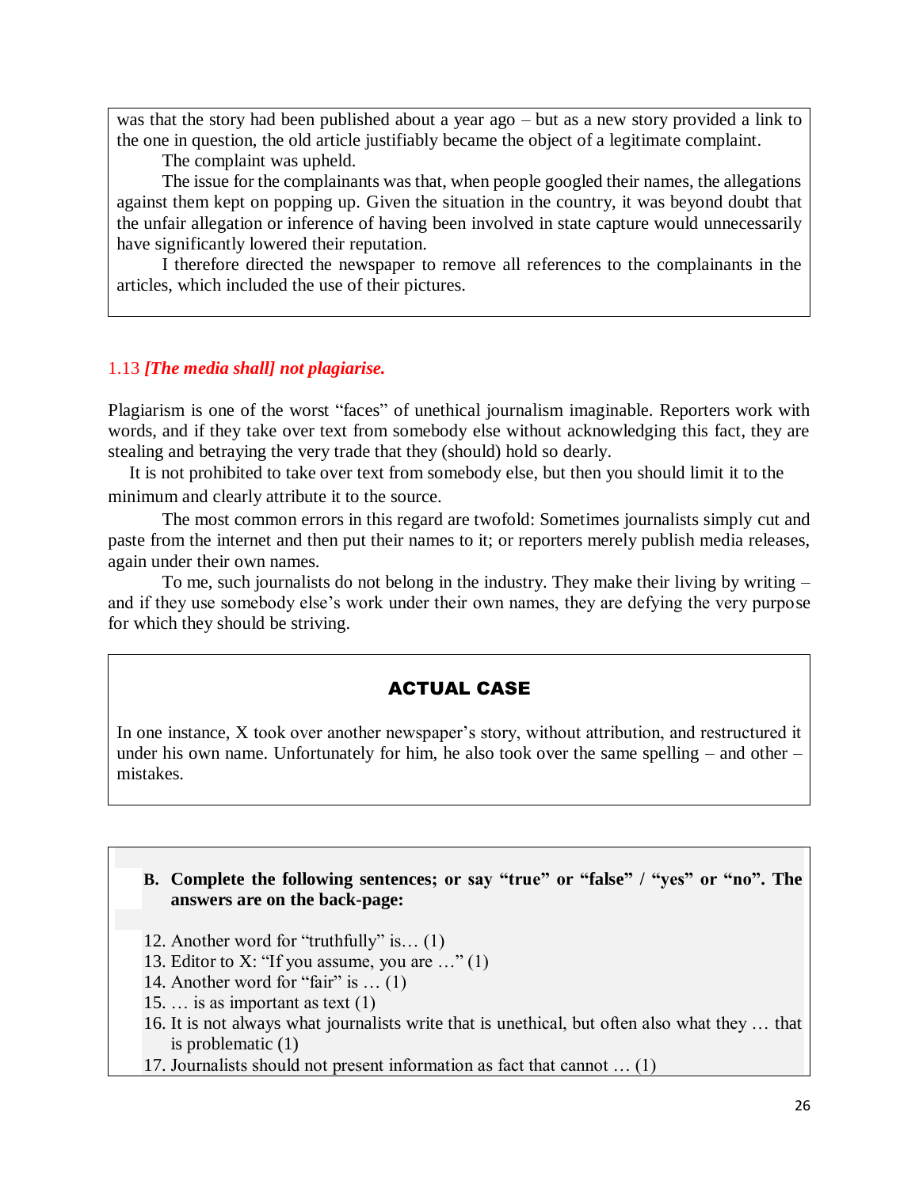was that the story had been published about a year ago – but as a new story provided a link to the one in question, the old article justifiably became the object of a legitimate complaint.

The complaint was upheld.

The issue for the complainants was that, when people googled their names, the allegations against them kept on popping up. Given the situation in the country, it was beyond doubt that the unfair allegation or inference of having been involved in state capture would unnecessarily have significantly lowered their reputation.

I therefore directed the newspaper to remove all references to the complainants in the articles, which included the use of their pictures.

### 1.13 *[The media shall] not plagiarise.*

Plagiarism is one of the worst "faces" of unethical journalism imaginable. Reporters work with words, and if they take over text from somebody else without acknowledging this fact, they are stealing and betraying the very trade that they (should) hold so dearly.

It is not prohibited to take over text from somebody else, but then you should limit it to the minimum and clearly attribute it to the source.

The most common errors in this regard are twofold: Sometimes journalists simply cut and paste from the internet and then put their names to it; or reporters merely publish media releases, again under their own names.

To me, such journalists do not belong in the industry. They make their living by writing – and if they use somebody else's work under their own names, they are defying the very purpose for which they should be striving.

#### ACTUAL CASE

In one instance, X took over another newspaper's story, without attribution, and restructured it under his own name. Unfortunately for him, he also took over the same spelling – and other – mistakes.

**B. Complete the following sentences; or say "true" or "false" / "yes" or "no". The answers are on the back-page:**

12. Another word for "truthfully" is… (1)
13. Editor to X: "If you assume, you are …" (1)
14. Another word for "fair" is … (1)
15. … is as important as text (1)
16. It is not always what journalists write that is unethical, but often also what they … that is problematic (1)
17. Journalists should not present information as fact that cannot … (1)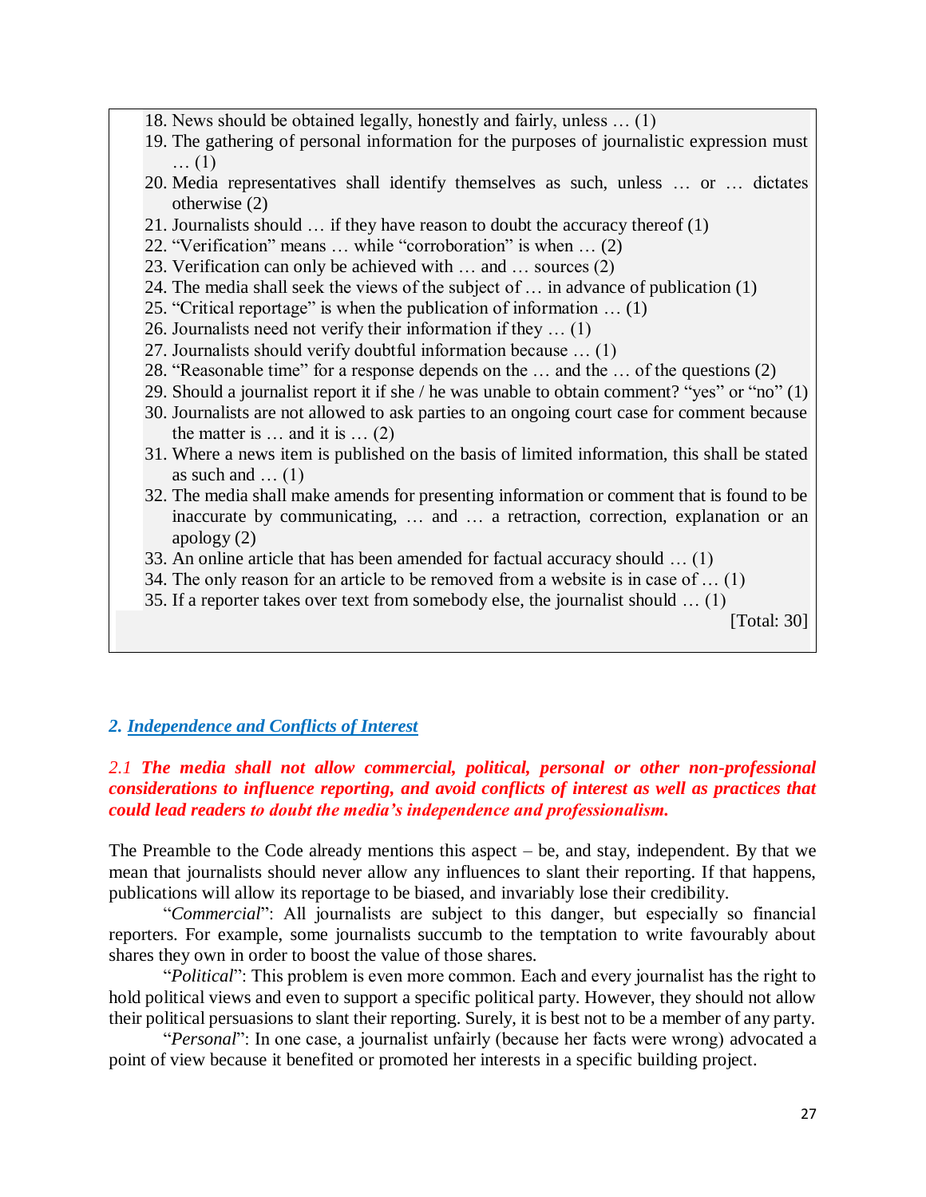18. News should be obtained legally, honestly and fairly, unless … (1)
19. The gathering of personal information for the purposes of journalistic expression must … (1)
20. Media representatives shall identify themselves as such, unless … or … dictates otherwise (2)
21. Journalists should … if they have reason to doubt the accuracy thereof (1)
22. "Verification" means … while "corroboration" is when … (2)
23. Verification can only be achieved with … and … sources (2)
24. The media shall seek the views of the subject of … in advance of publication (1)
25. "Critical reportage" is when the publication of information … (1)
26. Journalists need not verify their information if they … (1)
27. Journalists should verify doubtful information because … (1)
28. "Reasonable time" for a response depends on the … and the … of the questions (2)
29. Should a journalist report it if she / he was unable to obtain comment? "yes" or "no" (1)
30. Journalists are not allowed to ask parties to an ongoing court case for comment because the matter is … and it is … (2)
31. Where a news item is published on the basis of limited information, this shall be stated as such and … (1)
32. The media shall make amends for presenting information or comment that is found to be inaccurate by communicating, … and … a retraction, correction, explanation or an apology (2)
33. An online article that has been amended for factual accuracy should … (1)
34. The only reason for an article to be removed from a website is in case of … (1)
35. If a reporter takes over text from somebody else, the journalist should … (1)

[Total: 30]

## 2. Independence and Conflicts of Interest

*2.1* ***The media shall not allow commercial, political, personal or other non-professional considerations to influence reporting, and avoid conflicts of interest as well as practices that could lead readers to doubt the media's independence and professionalism.***

The Preamble to the Code already mentions this aspect – be, and stay, independent. By that we mean that journalists should never allow any influences to slant their reporting. If that happens, publications will allow its reportage to be biased, and invariably lose their credibility.

"*Commercial*": All journalists are subject to this danger, but especially so financial reporters. For example, some journalists succumb to the temptation to write favourably about shares they own in order to boost the value of those shares.

"*Political*": This problem is even more common. Each and every journalist has the right to hold political views and even to support a specific political party. However, they should not allow their political persuasions to slant their reporting. Surely, it is best not to be a member of any party.

"*Personal*": In one case, a journalist unfairly (because her facts were wrong) advocated a point of view because it benefited or promoted her interests in a specific building project.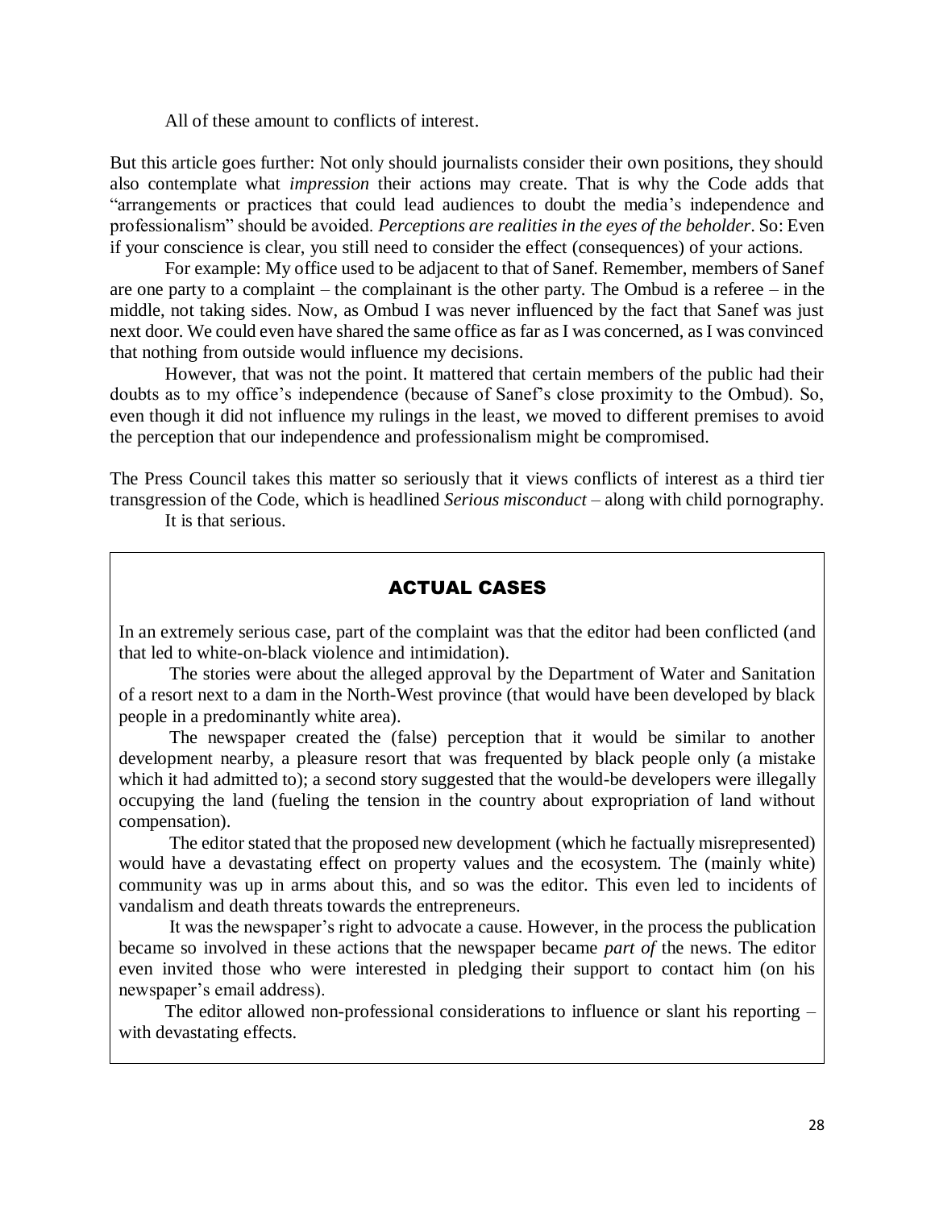All of these amount to conflicts of interest.

But this article goes further: Not only should journalists consider their own positions, they should also contemplate what *impression* their actions may create. That is why the Code adds that "arrangements or practices that could lead audiences to doubt the media's independence and professionalism" should be avoided. *Perceptions are realities in the eyes of the beholder*. So: Even if your conscience is clear, you still need to consider the effect (consequences) of your actions.

For example: My office used to be adjacent to that of Sanef. Remember, members of Sanef are one party to a complaint – the complainant is the other party. The Ombud is a referee – in the middle, not taking sides. Now, as Ombud I was never influenced by the fact that Sanef was just next door. We could even have shared the same office as far as I was concerned, as I was convinced that nothing from outside would influence my decisions.

However, that was not the point. It mattered that certain members of the public had their doubts as to my office's independence (because of Sanef's close proximity to the Ombud). So, even though it did not influence my rulings in the least, we moved to different premises to avoid the perception that our independence and professionalism might be compromised.

The Press Council takes this matter so seriously that it views conflicts of interest as a third tier transgression of the Code, which is headlined *Serious misconduct* – along with child pornography.

It is that serious.

## ACTUAL CASES

In an extremely serious case, part of the complaint was that the editor had been conflicted (and that led to white-on-black violence and intimidation).

The stories were about the alleged approval by the Department of Water and Sanitation of a resort next to a dam in the North-West province (that would have been developed by black people in a predominantly white area).

The newspaper created the (false) perception that it would be similar to another development nearby, a pleasure resort that was frequented by black people only (a mistake which it had admitted to); a second story suggested that the would-be developers were illegally occupying the land (fueling the tension in the country about expropriation of land without compensation).

The editor stated that the proposed new development (which he factually misrepresented) would have a devastating effect on property values and the ecosystem. The (mainly white) community was up in arms about this, and so was the editor. This even led to incidents of vandalism and death threats towards the entrepreneurs.

It was the newspaper's right to advocate a cause. However, in the process the publication became so involved in these actions that the newspaper became *part of* the news. The editor even invited those who were interested in pledging their support to contact him (on his newspaper's email address).

The editor allowed non-professional considerations to influence or slant his reporting – with devastating effects.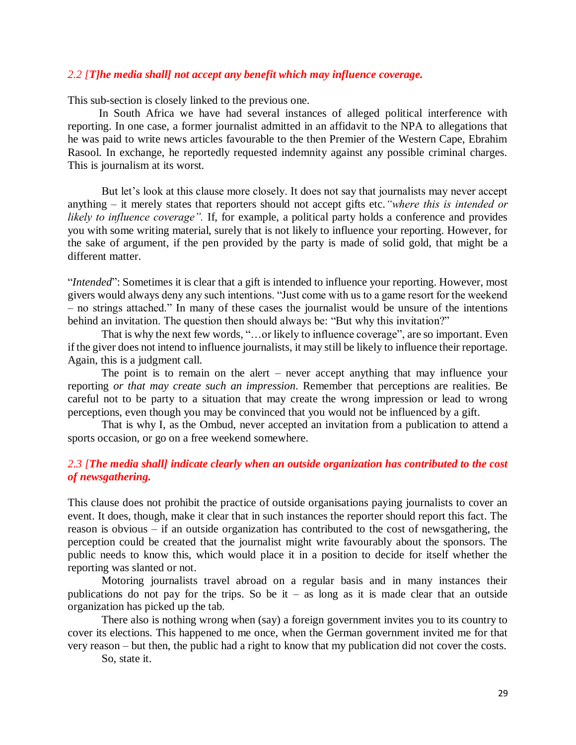### *2.2 [**T]he media shall] not accept any benefit which may influence coverage.***

This sub-section is closely linked to the previous one.

In South Africa we have had several instances of alleged political interference with reporting. In one case, a former journalist admitted in an affidavit to the NPA to allegations that he was paid to write news articles favourable to the then Premier of the Western Cape, Ebrahim Rasool. In exchange, he reportedly requested indemnity against any possible criminal charges. This is journalism at its worst.

But let's look at this clause more closely. It does not say that journalists may never accept anything – it merely states that reporters should not accept gifts etc. *"where this is intended or likely to influence coverage".* If, for example, a political party holds a conference and provides you with some writing material, surely that is not likely to influence your reporting. However, for the sake of argument, if the pen provided by the party is made of solid gold, that might be a different matter.

"*Intended*": Sometimes it is clear that a gift is intended to influence your reporting. However, most givers would always deny any such intentions. "Just come with us to a game resort for the weekend – no strings attached." In many of these cases the journalist would be unsure of the intentions behind an invitation. The question then should always be: "But why this invitation?"

That is why the next few words, "…or likely to influence coverage", are so important. Even if the giver does not intend to influence journalists, it may still be likely to influence their reportage. Again, this is a judgment call.

The point is to remain on the alert – never accept anything that may influence your reporting *or that may create such an impression*. Remember that perceptions are realities. Be careful not to be party to a situation that may create the wrong impression or lead to wrong perceptions, even though you may be convinced that you would not be influenced by a gift.

That is why I, as the Ombud, never accepted an invitation from a publication to attend a sports occasion, or go on a free weekend somewhere.

### *2.3 [**The media shall] indicate clearly when an outside organization has contributed to the cost of newsgathering.***

This clause does not prohibit the practice of outside organisations paying journalists to cover an event. It does, though, make it clear that in such instances the reporter should report this fact. The reason is obvious – if an outside organization has contributed to the cost of newsgathering, the perception could be created that the journalist might write favourably about the sponsors. The public needs to know this, which would place it in a position to decide for itself whether the reporting was slanted or not.

Motoring journalists travel abroad on a regular basis and in many instances their publications do not pay for the trips. So be it – as long as it is made clear that an outside organization has picked up the tab.

There also is nothing wrong when (say) a foreign government invites you to its country to cover its elections. This happened to me once, when the German government invited me for that very reason – but then, the public had a right to know that my publication did not cover the costs.

So, state it.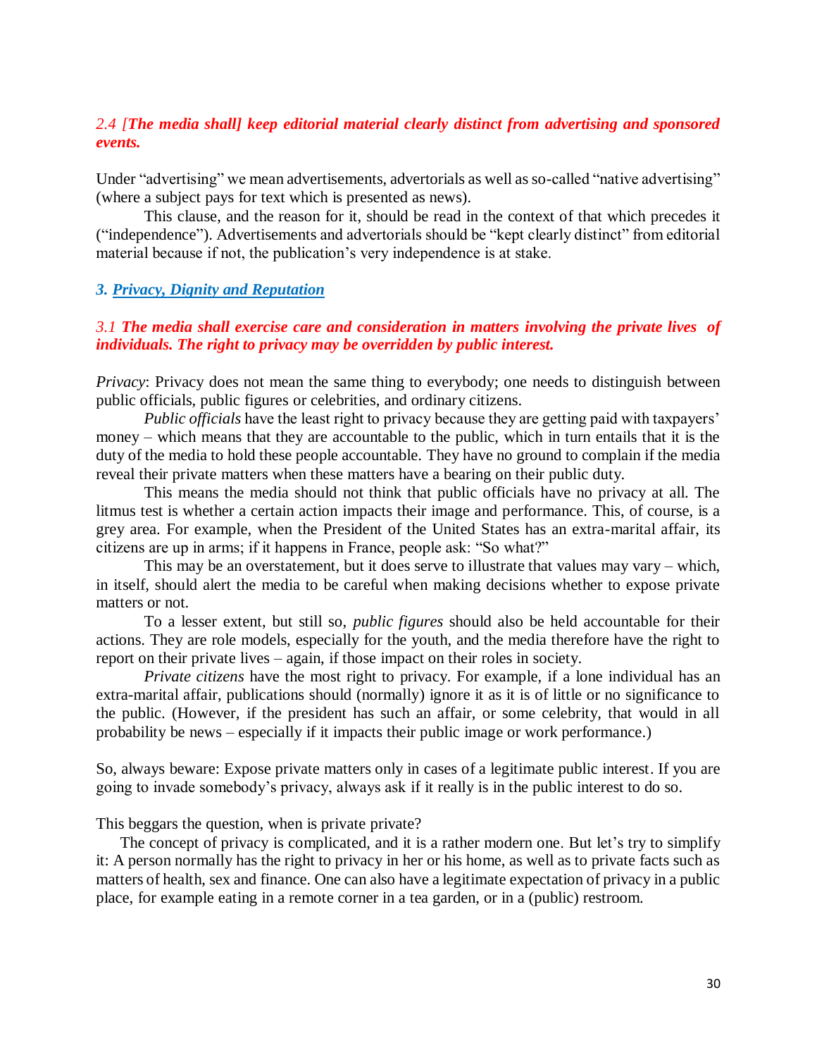### *2.4 [The media shall] keep editorial material clearly distinct from advertising and sponsored events.*

Under "advertising" we mean advertisements, advertorials as well as so-called "native advertising" (where a subject pays for text which is presented as news).

This clause, and the reason for it, should be read in the context of that which precedes it ("independence"). Advertisements and advertorials should be "kept clearly distinct" from editorial material because if not, the publication's very independence is at stake.

## *3. Privacy, Dignity and Reputation*

### *3.1 The media shall exercise care and consideration in matters involving the private lives of individuals. The right to privacy may be overridden by public interest.*

*Privacy*: Privacy does not mean the same thing to everybody; one needs to distinguish between public officials, public figures or celebrities, and ordinary citizens.

*Public officials* have the least right to privacy because they are getting paid with taxpayers' money – which means that they are accountable to the public, which in turn entails that it is the duty of the media to hold these people accountable. They have no ground to complain if the media reveal their private matters when these matters have a bearing on their public duty.

This means the media should not think that public officials have no privacy at all. The litmus test is whether a certain action impacts their image and performance. This, of course, is a grey area. For example, when the President of the United States has an extra-marital affair, its citizens are up in arms; if it happens in France, people ask: "So what?"

This may be an overstatement, but it does serve to illustrate that values may vary – which, in itself, should alert the media to be careful when making decisions whether to expose private matters or not.

To a lesser extent, but still so, *public figures* should also be held accountable for their actions. They are role models, especially for the youth, and the media therefore have the right to report on their private lives – again, if those impact on their roles in society.

*Private citizens* have the most right to privacy. For example, if a lone individual has an extra-marital affair, publications should (normally) ignore it as it is of little or no significance to the public. (However, if the president has such an affair, or some celebrity, that would in all probability be news – especially if it impacts their public image or work performance.)

So, always beware: Expose private matters only in cases of a legitimate public interest. If you are going to invade somebody's privacy, always ask if it really is in the public interest to do so.

This beggars the question, when is private private?

The concept of privacy is complicated, and it is a rather modern one. But let's try to simplify it: A person normally has the right to privacy in her or his home, as well as to private facts such as matters of health, sex and finance. One can also have a legitimate expectation of privacy in a public place, for example eating in a remote corner in a tea garden, or in a (public) restroom.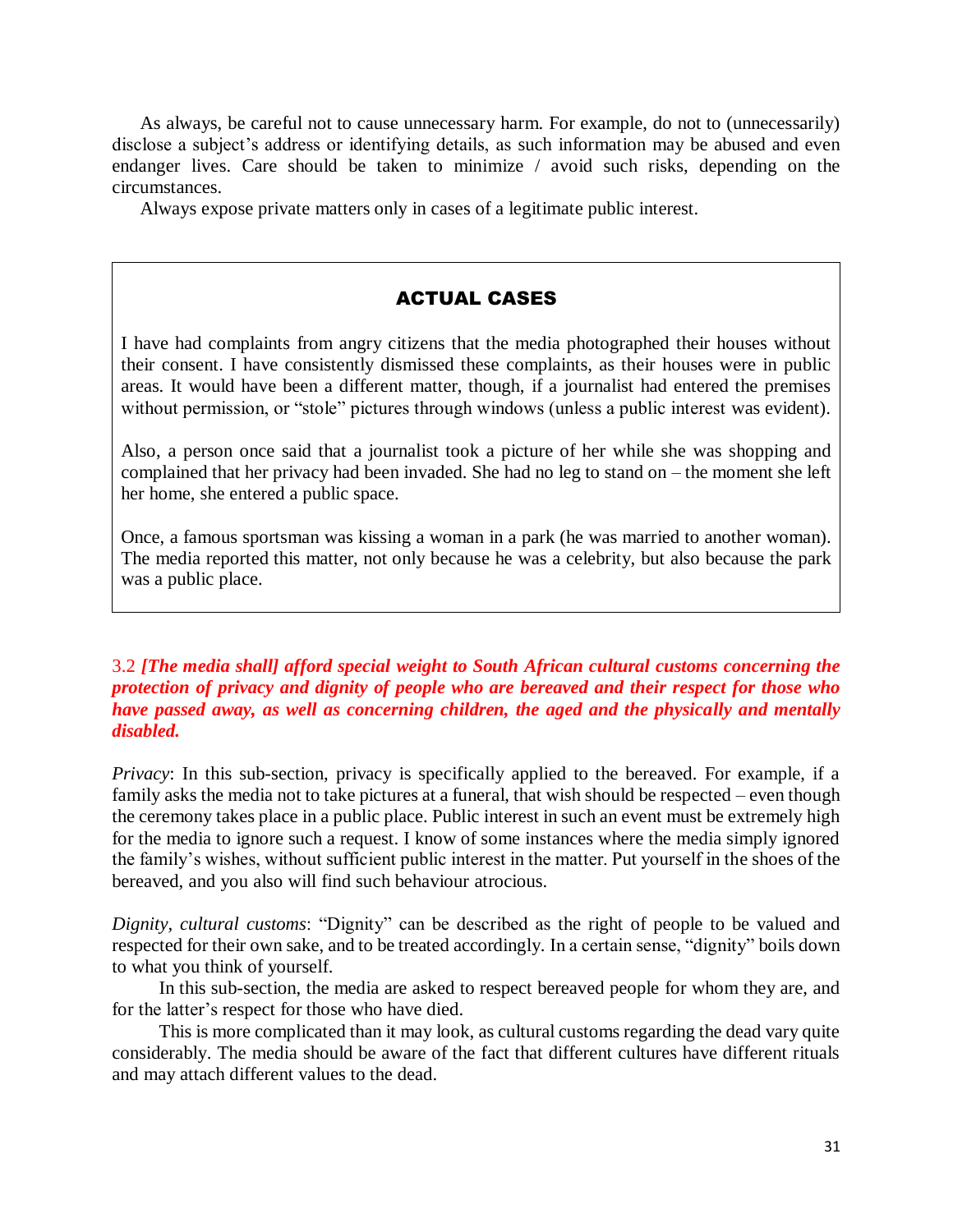As always, be careful not to cause unnecessary harm. For example, do not to (unnecessarily) disclose a subject's address or identifying details, as such information may be abused and even endanger lives. Care should be taken to minimize / avoid such risks, depending on the circumstances.

Always expose private matters only in cases of a legitimate public interest.

## ACTUAL CASES

I have had complaints from angry citizens that the media photographed their houses without their consent. I have consistently dismissed these complaints, as their houses were in public areas. It would have been a different matter, though, if a journalist had entered the premises without permission, or "stole" pictures through windows (unless a public interest was evident).

Also, a person once said that a journalist took a picture of her while she was shopping and complained that her privacy had been invaded. She had no leg to stand on – the moment she left her home, she entered a public space.

Once, a famous sportsman was kissing a woman in a park (he was married to another woman). The media reported this matter, not only because he was a celebrity, but also because the park was a public place.

3.2 ***[The media shall] afford special weight to South African cultural customs concerning the protection of privacy and dignity of people who are bereaved and their respect for those who have passed away, as well as concerning children, the aged and the physically and mentally disabled.***

*Privacy*: In this sub-section, privacy is specifically applied to the bereaved. For example, if a family asks the media not to take pictures at a funeral, that wish should be respected – even though the ceremony takes place in a public place. Public interest in such an event must be extremely high for the media to ignore such a request. I know of some instances where the media simply ignored the family's wishes, without sufficient public interest in the matter. Put yourself in the shoes of the bereaved, and you also will find such behaviour atrocious.

*Dignity, cultural customs*: "Dignity" can be described as the right of people to be valued and respected for their own sake, and to be treated accordingly. In a certain sense, "dignity" boils down to what you think of yourself.

In this sub-section, the media are asked to respect bereaved people for whom they are, and for the latter's respect for those who have died.

This is more complicated than it may look, as cultural customs regarding the dead vary quite considerably. The media should be aware of the fact that different cultures have different rituals and may attach different values to the dead.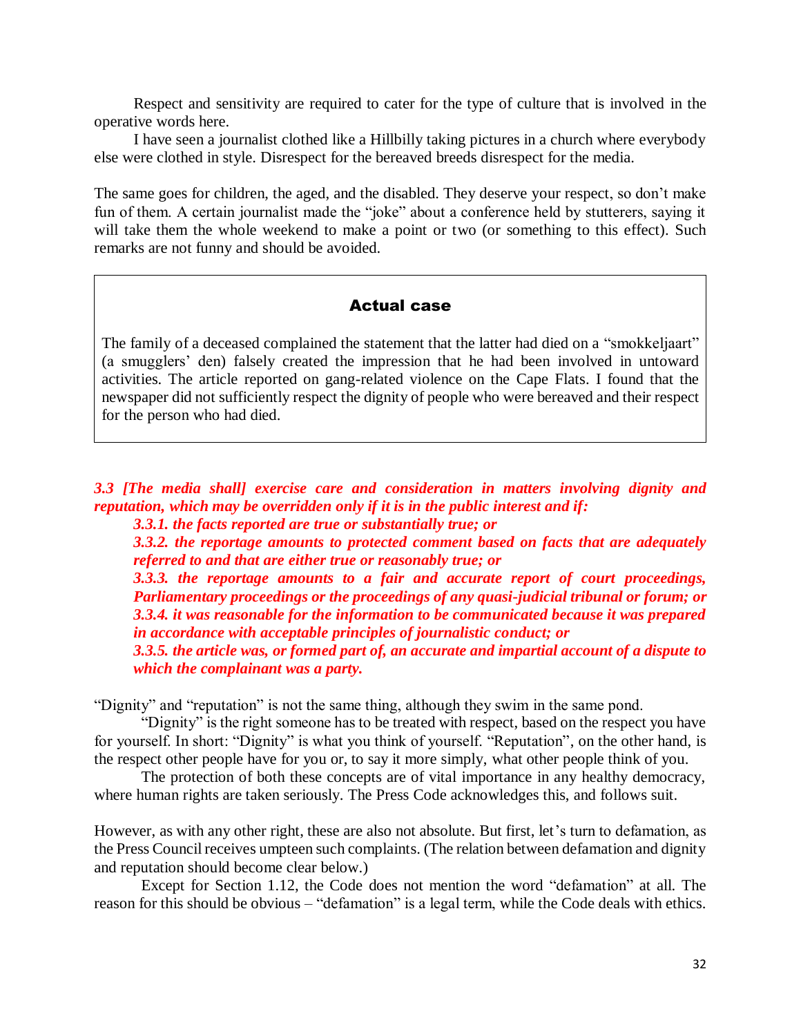Respect and sensitivity are required to cater for the type of culture that is involved in the operative words here.

I have seen a journalist clothed like a Hillbilly taking pictures in a church where everybody else were clothed in style. Disrespect for the bereaved breeds disrespect for the media.

The same goes for children, the aged, and the disabled. They deserve your respect, so don't make fun of them. A certain journalist made the "joke" about a conference held by stutterers, saying it will take them the whole weekend to make a point or two (or something to this effect). Such remarks are not funny and should be avoided.

> **Actual case**
>
> The family of a deceased complained the statement that the latter had died on a "smokkeljaart" (a smugglers' den) falsely created the impression that he had been involved in untoward activities. The article reported on gang-related violence on the Cape Flats. I found that the newspaper did not sufficiently respect the dignity of people who were bereaved and their respect for the person who had died.

***3.3 [The media shall] exercise care and consideration in matters involving dignity and reputation, which may be overridden only if it is in the public interest and if:***

- ***3.3.1. the facts reported are true or substantially true; or***
- ***3.3.2. the reportage amounts to protected comment based on facts that are adequately referred to and that are either true or reasonably true; or***
- ***3.3.3. the reportage amounts to a fair and accurate report of court proceedings, Parliamentary proceedings or the proceedings of any quasi-judicial tribunal or forum; or***
- ***3.3.4. it was reasonable for the information to be communicated because it was prepared in accordance with acceptable principles of journalistic conduct; or***
- ***3.3.5. the article was, or formed part of, an accurate and impartial account of a dispute to which the complainant was a party.***

"Dignity" and "reputation" is not the same thing, although they swim in the same pond.

"Dignity" is the right someone has to be treated with respect, based on the respect you have for yourself. In short: "Dignity" is what you think of yourself. "Reputation", on the other hand, is the respect other people have for you or, to say it more simply, what other people think of you.

The protection of both these concepts are of vital importance in any healthy democracy, where human rights are taken seriously. The Press Code acknowledges this, and follows suit.

However, as with any other right, these are also not absolute. But first, let's turn to defamation, as the Press Council receives umpteen such complaints. (The relation between defamation and dignity and reputation should become clear below.)

Except for Section 1.12, the Code does not mention the word "defamation" at all. The reason for this should be obvious – "defamation" is a legal term, while the Code deals with ethics.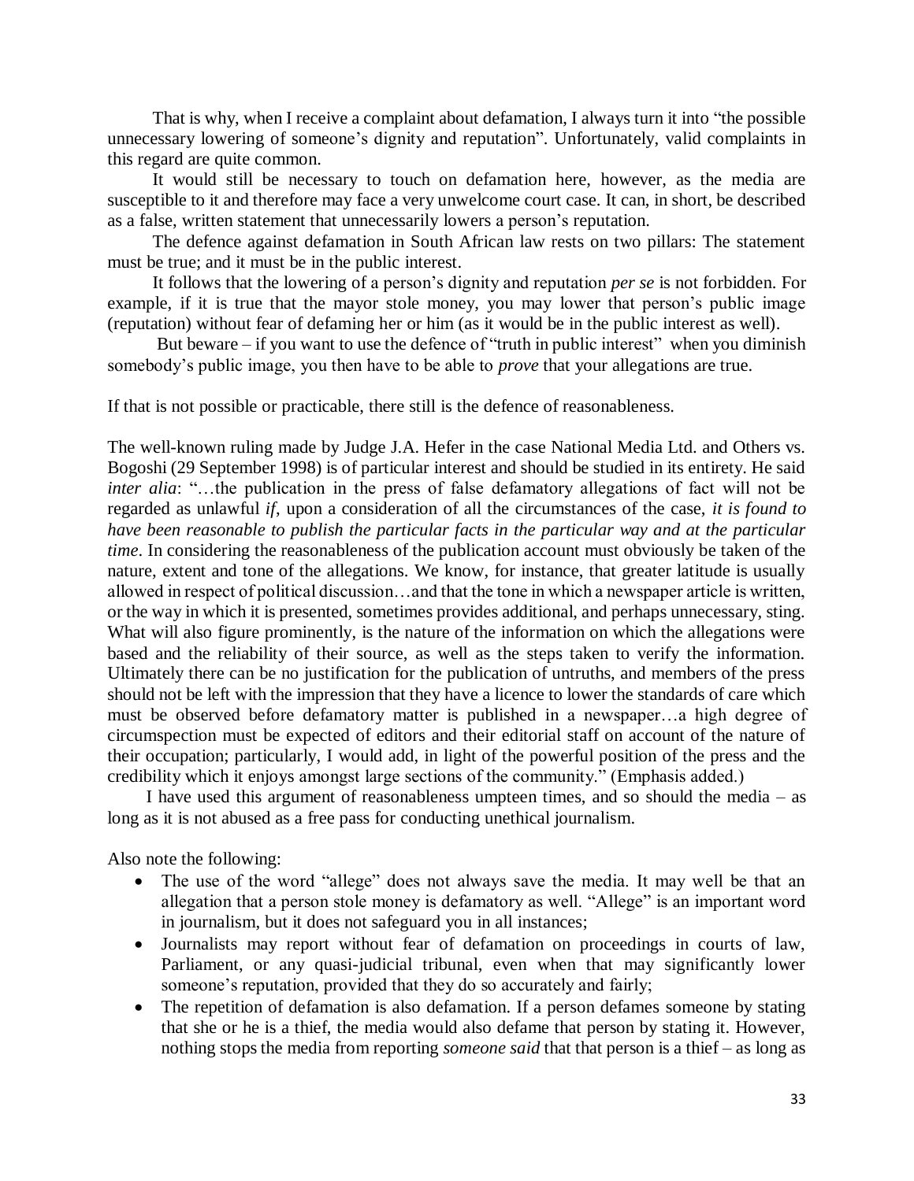That is why, when I receive a complaint about defamation, I always turn it into "the possible unnecessary lowering of someone's dignity and reputation". Unfortunately, valid complaints in this regard are quite common.

It would still be necessary to touch on defamation here, however, as the media are susceptible to it and therefore may face a very unwelcome court case. It can, in short, be described as a false, written statement that unnecessarily lowers a person's reputation.

The defence against defamation in South African law rests on two pillars: The statement must be true; and it must be in the public interest.

It follows that the lowering of a person's dignity and reputation *per se* is not forbidden. For example, if it is true that the mayor stole money, you may lower that person's public image (reputation) without fear of defaming her or him (as it would be in the public interest as well).

But beware – if you want to use the defence of "truth in public interest" when you diminish somebody's public image, you then have to be able to *prove* that your allegations are true.

If that is not possible or practicable, there still is the defence of reasonableness.

The well-known ruling made by Judge J.A. Hefer in the case National Media Ltd. and Others vs. Bogoshi (29 September 1998) is of particular interest and should be studied in its entirety. He said *inter alia*: "…the publication in the press of false defamatory allegations of fact will not be regarded as unlawful *if*, upon a consideration of all the circumstances of the case, *it is found to have been reasonable to publish the particular facts in the particular way and at the particular time*. In considering the reasonableness of the publication account must obviously be taken of the nature, extent and tone of the allegations. We know, for instance, that greater latitude is usually allowed in respect of political discussion…and that the tone in which a newspaper article is written, or the way in which it is presented, sometimes provides additional, and perhaps unnecessary, sting. What will also figure prominently, is the nature of the information on which the allegations were based and the reliability of their source, as well as the steps taken to verify the information. Ultimately there can be no justification for the publication of untruths, and members of the press should not be left with the impression that they have a licence to lower the standards of care which must be observed before defamatory matter is published in a newspaper…a high degree of circumspection must be expected of editors and their editorial staff on account of the nature of their occupation; particularly, I would add, in light of the powerful position of the press and the credibility which it enjoys amongst large sections of the community." (Emphasis added.)

I have used this argument of reasonableness umpteen times, and so should the media – as long as it is not abused as a free pass for conducting unethical journalism.

Also note the following:

- The use of the word "allege" does not always save the media. It may well be that an allegation that a person stole money is defamatory as well. "Allege" is an important word in journalism, but it does not safeguard you in all instances;
- Journalists may report without fear of defamation on proceedings in courts of law, Parliament, or any quasi-judicial tribunal, even when that may significantly lower someone's reputation, provided that they do so accurately and fairly;
- The repetition of defamation is also defamation. If a person defames someone by stating that she or he is a thief, the media would also defame that person by stating it. However, nothing stops the media from reporting *someone said* that that person is a thief – as long as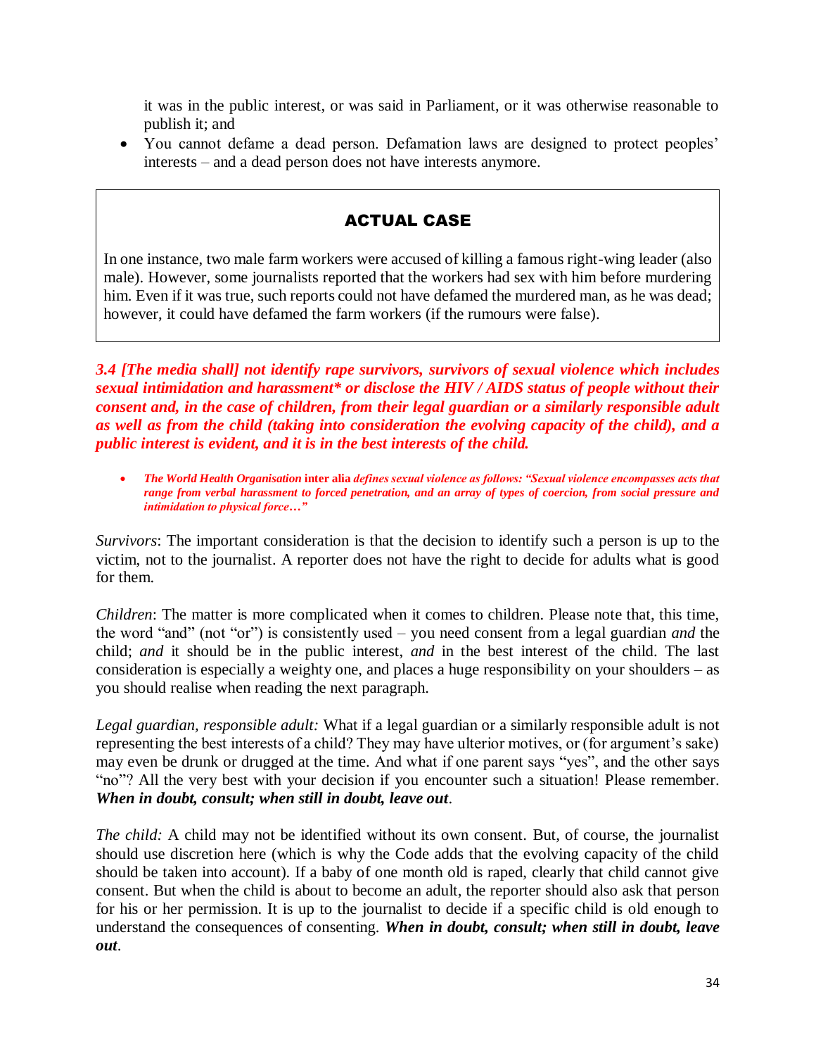it was in the public interest, or was said in Parliament, or it was otherwise reasonable to publish it; and

- You cannot defame a dead person. Defamation laws are designed to protect peoples' interests – and a dead person does not have interests anymore.

> **ACTUAL CASE**
>
> In one instance, two male farm workers were accused of killing a famous right-wing leader (also male). However, some journalists reported that the workers had sex with him before murdering him. Even if it was true, such reports could not have defamed the murdered man, as he was dead; however, it could have defamed the farm workers (if the rumours were false).

***3.4 [The media shall] not identify rape survivors, survivors of sexual violence which includes sexual intimidation and harassment* or disclose the HIV / AIDS status of people without their consent and, in the case of children, from their legal guardian or a similarly responsible adult as well as from the child (taking into consideration the evolving capacity of the child), and a public interest is evident, and it is in the best interests of the child.***

- ***The World Health Organisation*** **inter alia** ***defines sexual violence as follows: "Sexual violence encompasses acts that range from verbal harassment to forced penetration, and an array of types of coercion, from social pressure and intimidation to physical force…"***

*Survivors*: The important consideration is that the decision to identify such a person is up to the victim, not to the journalist. A reporter does not have the right to decide for adults what is good for them.

*Children*: The matter is more complicated when it comes to children. Please note that, this time, the word "and" (not "or") is consistently used – you need consent from a legal guardian *and* the child; *and* it should be in the public interest, *and* in the best interest of the child. The last consideration is especially a weighty one, and places a huge responsibility on your shoulders – as you should realise when reading the next paragraph.

*Legal guardian, responsible adult:* What if a legal guardian or a similarly responsible adult is not representing the best interests of a child? They may have ulterior motives, or (for argument's sake) may even be drunk or drugged at the time. And what if one parent says "yes", and the other says "no"? All the very best with your decision if you encounter such a situation! Please remember. ***When in doubt, consult; when still in doubt, leave out***.

*The child:* A child may not be identified without its own consent. But, of course, the journalist should use discretion here (which is why the Code adds that the evolving capacity of the child should be taken into account). If a baby of one month old is raped, clearly that child cannot give consent. But when the child is about to become an adult, the reporter should also ask that person for his or her permission. It is up to the journalist to decide if a specific child is old enough to understand the consequences of consenting. ***When in doubt, consult; when still in doubt, leave out***.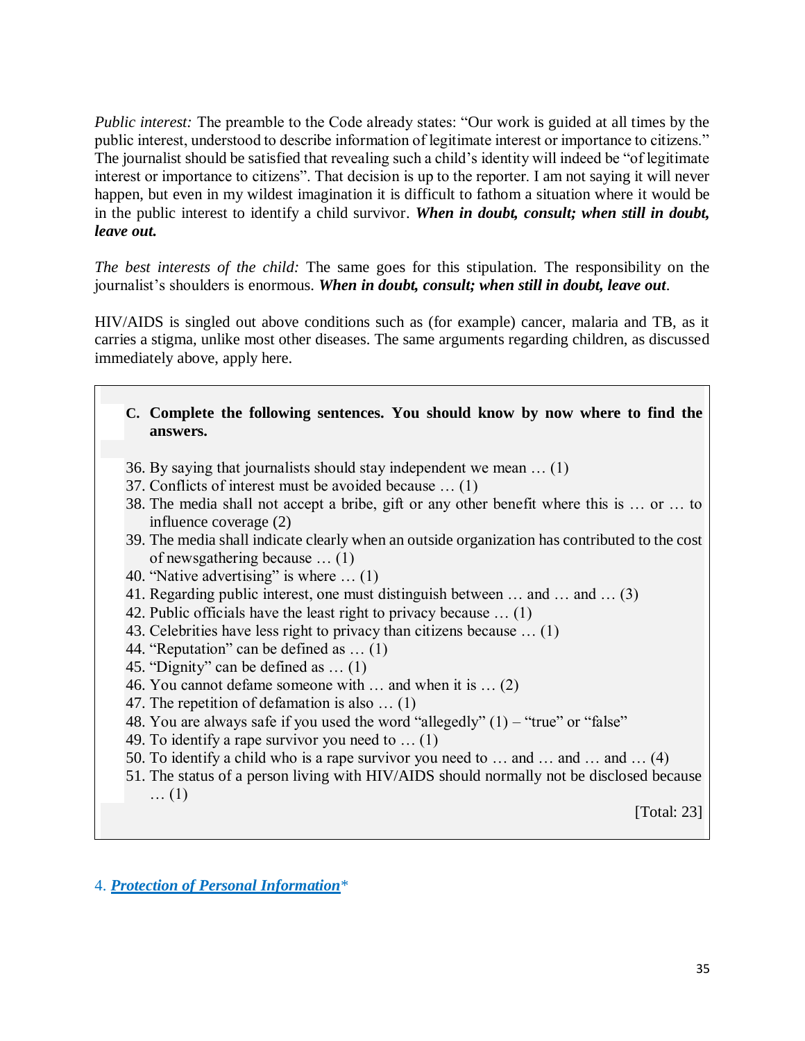*Public interest:* The preamble to the Code already states: “Our work is guided at all times by the public interest, understood to describe information of legitimate interest or importance to citizens.” The journalist should be satisfied that revealing such a child’s identity will indeed be “of legitimate interest or importance to citizens”. That decision is up to the reporter. I am not saying it will never happen, but even in my wildest imagination it is difficult to fathom a situation where it would be in the public interest to identify a child survivor. ***When in doubt, consult; when still in doubt, leave out.***

*The best interests of the child:* The same goes for this stipulation. The responsibility on the journalist’s shoulders is enormous. ***When in doubt, consult; when still in doubt, leave out***.

HIV/AIDS is singled out above conditions such as (for example) cancer, malaria and TB, as it carries a stigma, unlike most other diseases. The same arguments regarding children, as discussed immediately above, apply here.

> **C. Complete the following sentences. You should know by now where to find the answers.**
>
> 36. By saying that journalists should stay independent we mean … (1)
> 37. Conflicts of interest must be avoided because … (1)
> 38. The media shall not accept a bribe, gift or any other benefit where this is … or … to influence coverage (2)
> 39. The media shall indicate clearly when an outside organization has contributed to the cost of newsgathering because … (1)
> 40. “Native advertising” is where … (1)
> 41. Regarding public interest, one must distinguish between … and … and … (3)
> 42. Public officials have the least right to privacy because … (1)
> 43. Celebrities have less right to privacy than citizens because … (1)
> 44. “Reputation” can be defined as … (1)
> 45. “Dignity” can be defined as … (1)
> 46. You cannot defame someone with … and when it is … (2)
> 47. The repetition of defamation is also … (1)
> 48. You are always safe if you used the word “allegedly” (1) – “true” or “false”
> 49. To identify a rape survivor you need to … (1)
> 50. To identify a child who is a rape survivor you need to … and … and … and … (4)
> 51. The status of a person living with HIV/AIDS should normally not be disclosed because … (1)
>
> [Total: 23]

4. ***Protection of Personal Information****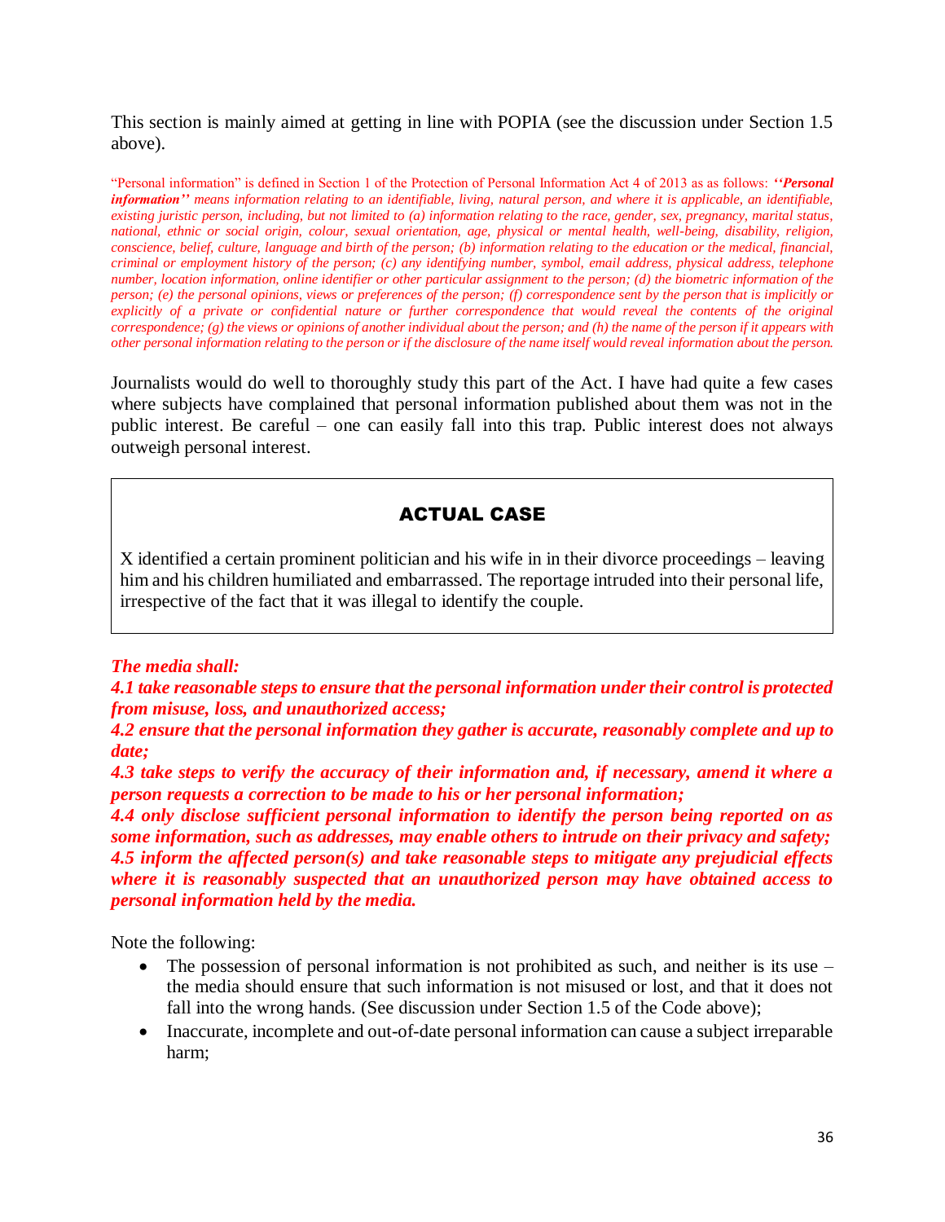This section is mainly aimed at getting in line with POPIA (see the discussion under Section 1.5 above).

"Personal information" is defined in Section 1 of the Protection of Personal Information Act 4 of 2013 as as follows: ***''Personal information''*** *means information relating to an identifiable, living, natural person, and where it is applicable, an identifiable, existing juristic person, including, but not limited to (a) information relating to the race, gender, sex, pregnancy, marital status, national, ethnic or social origin, colour, sexual orientation, age, physical or mental health, well-being, disability, religion, conscience, belief, culture, language and birth of the person; (b) information relating to the education or the medical, financial, criminal or employment history of the person; (c) any identifying number, symbol, email address, physical address, telephone number, location information, online identifier or other particular assignment to the person; (d) the biometric information of the person; (e) the personal opinions, views or preferences of the person; (f) correspondence sent by the person that is implicitly or explicitly of a private or confidential nature or further correspondence that would reveal the contents of the original correspondence; (g) the views or opinions of another individual about the person; and (h) the name of the person if it appears with other personal information relating to the person or if the disclosure of the name itself would reveal information about the person.*

Journalists would do well to thoroughly study this part of the Act. I have had quite a few cases where subjects have complained that personal information published about them was not in the public interest. Be careful – one can easily fall into this trap. Public interest does not always outweigh personal interest.

> **ACTUAL CASE**
>
> X identified a certain prominent politician and his wife in in their divorce proceedings – leaving him and his children humiliated and embarrassed. The reportage intruded into their personal life, irrespective of the fact that it was illegal to identify the couple.

***The media shall:***

***4.1 take reasonable steps to ensure that the personal information under their control is protected from misuse, loss, and unauthorized access;***

***4.2 ensure that the personal information they gather is accurate, reasonably complete and up to date;***

***4.3 take steps to verify the accuracy of their information and, if necessary, amend it where a person requests a correction to be made to his or her personal information;***

***4.4 only disclose sufficient personal information to identify the person being reported on as some information, such as addresses, may enable others to intrude on their privacy and safety;***

***4.5 inform the affected person(s) and take reasonable steps to mitigate any prejudicial effects where it is reasonably suspected that an unauthorized person may have obtained access to personal information held by the media.***

Note the following:

- The possession of personal information is not prohibited as such, and neither is its use – the media should ensure that such information is not misused or lost, and that it does not fall into the wrong hands. (See discussion under Section 1.5 of the Code above);
- Inaccurate, incomplete and out-of-date personal information can cause a subject irreparable harm;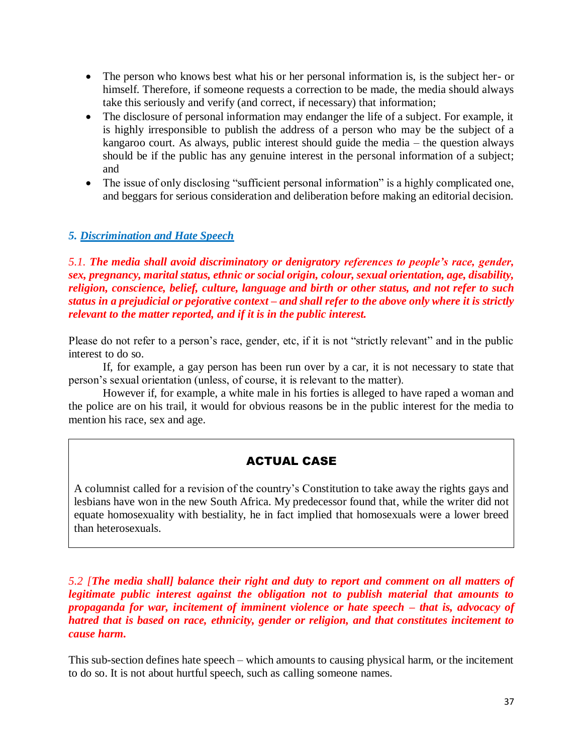- The person who knows best what his or her personal information is, is the subject her- or himself. Therefore, if someone requests a correction to be made, the media should always take this seriously and verify (and correct, if necessary) that information;
- The disclosure of personal information may endanger the life of a subject. For example, it is highly irresponsible to publish the address of a person who may be the subject of a kangaroo court. As always, public interest should guide the media – the question always should be if the public has any genuine interest in the personal information of a subject; and
- The issue of only disclosing "sufficient personal information" is a highly complicated one, and beggars for serious consideration and deliberation before making an editorial decision.

## *5. Discrimination and Hate Speech*

*5.1. **The media shall avoid discriminatory or denigratory references to people's race, gender, sex, pregnancy, marital status, ethnic or social origin, colour, sexual orientation, age, disability, religion, conscience, belief, culture, language and birth or other status, and not refer to such status in a prejudicial or pejorative context – and shall refer to the above only where it is strictly relevant to the matter reported, and if it is in the public interest.***

Please do not refer to a person's race, gender, etc, if it is not "strictly relevant" and in the public interest to do so.

If, for example, a gay person has been run over by a car, it is not necessary to state that person's sexual orientation (unless, of course, it is relevant to the matter).

However if, for example, a white male in his forties is alleged to have raped a woman and the police are on his trail, it would for obvious reasons be in the public interest for the media to mention his race, sex and age.

> **ACTUAL CASE**
>
> A columnist called for a revision of the country's Constitution to take away the rights gays and lesbians have won in the new South Africa. My predecessor found that, while the writer did not equate homosexuality with bestiality, he in fact implied that homosexuals were a lower breed than heterosexuals.

*5.2 **[The media shall] balance their right and duty to report and comment on all matters of legitimate public interest against the obligation not to publish material that amounts to propaganda for war, incitement of imminent violence or hate speech – that is, advocacy of hatred that is based on race, ethnicity, gender or religion, and that constitutes incitement to cause harm.***

This sub-section defines hate speech – which amounts to causing physical harm, or the incitement to do so. It is not about hurtful speech, such as calling someone names.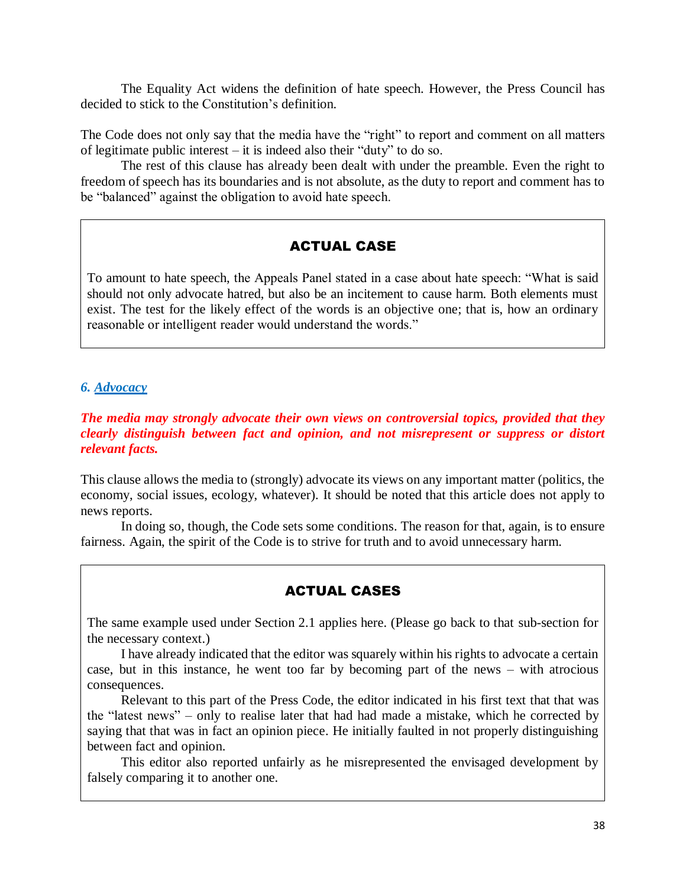The Equality Act widens the definition of hate speech. However, the Press Council has decided to stick to the Constitution's definition.

The Code does not only say that the media have the "right" to report and comment on all matters of legitimate public interest – it is indeed also their "duty" to do so.

The rest of this clause has already been dealt with under the preamble. Even the right to freedom of speech has its boundaries and is not absolute, as the duty to report and comment has to be "balanced" against the obligation to avoid hate speech.

> **ACTUAL CASE**
>
> To amount to hate speech, the Appeals Panel stated in a case about hate speech: "What is said should not only advocate hatred, but also be an incitement to cause harm. Both elements must exist. The test for the likely effect of the words is an objective one; that is, how an ordinary reasonable or intelligent reader would understand the words."

### *6. Advocacy*

***The media may strongly advocate their own views on controversial topics, provided that they clearly distinguish between fact and opinion, and not misrepresent or suppress or distort relevant facts.***

This clause allows the media to (strongly) advocate its views on any important matter (politics, the economy, social issues, ecology, whatever). It should be noted that this article does not apply to news reports.

In doing so, though, the Code sets some conditions. The reason for that, again, is to ensure fairness. Again, the spirit of the Code is to strive for truth and to avoid unnecessary harm.

> **ACTUAL CASES**
>
> The same example used under Section 2.1 applies here. (Please go back to that sub-section for the necessary context.)
>
> I have already indicated that the editor was squarely within his rights to advocate a certain case, but in this instance, he went too far by becoming part of the news – with atrocious consequences.
>
> Relevant to this part of the Press Code, the editor indicated in his first text that that was the "latest news" – only to realise later that had had made a mistake, which he corrected by saying that that was in fact an opinion piece. He initially faulted in not properly distinguishing between fact and opinion.
>
> This editor also reported unfairly as he misrepresented the envisaged development by falsely comparing it to another one.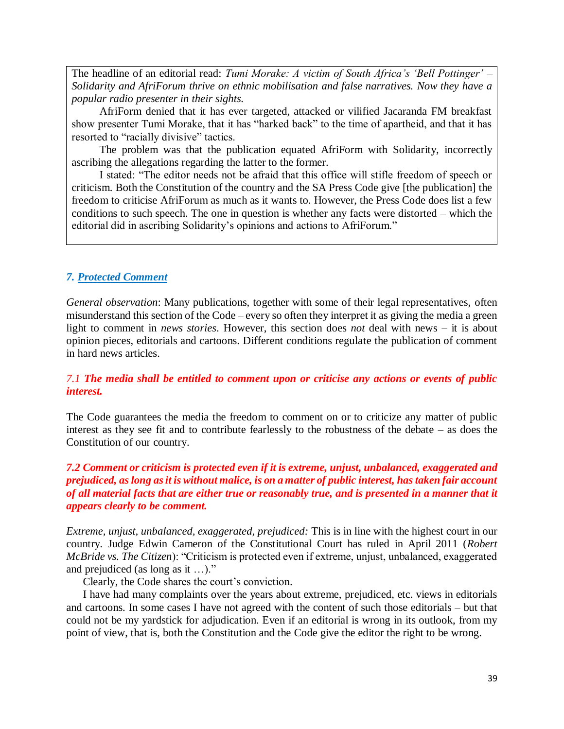The headline of an editorial read: *Tumi Morake: A victim of South Africa's 'Bell Pottinger' – Solidarity and AfriForum thrive on ethnic mobilisation and false narratives. Now they have a popular radio presenter in their sights.*

AfriForm denied that it has ever targeted, attacked or vilified Jacaranda FM breakfast show presenter Tumi Morake, that it has "harked back" to the time of apartheid, and that it has resorted to "racially divisive" tactics.

The problem was that the publication equated AfriForm with Solidarity, incorrectly ascribing the allegations regarding the latter to the former.

I stated: "The editor needs not be afraid that this office will stifle freedom of speech or criticism. Both the Constitution of the country and the SA Press Code give [the publication] the freedom to criticise AfriForum as much as it wants to. However, the Press Code does list a few conditions to such speech. The one in question is whether any facts were distorted – which the editorial did in ascribing Solidarity's opinions and actions to AfriForum."

## *7. Protected Comment*

*General observation*: Many publications, together with some of their legal representatives, often misunderstand this section of the Code – every so often they interpret it as giving the media a green light to comment in *news stories*. However, this section does *not* deal with news – it is about opinion pieces, editorials and cartoons. Different conditions regulate the publication of comment in hard news articles.

*7.1* ***The media shall be entitled to comment upon or criticise any actions or events of public interest.***

The Code guarantees the media the freedom to comment on or to criticize any matter of public interest as they see fit and to contribute fearlessly to the robustness of the debate – as does the Constitution of our country.

***7.2 Comment or criticism is protected even if it is extreme, unjust, unbalanced, exaggerated and prejudiced, as long as it is without malice, is on a matter of public interest, has taken fair account of all material facts that are either true or reasonably true, and is presented in a manner that it appears clearly to be comment.***

*Extreme, unjust, unbalanced, exaggerated, prejudiced:* This is in line with the highest court in our country. Judge Edwin Cameron of the Constitutional Court has ruled in April 2011 (*Robert McBride vs. The Citizen*): "Criticism is protected even if extreme, unjust, unbalanced, exaggerated and prejudiced (as long as it …)."

Clearly, the Code shares the court's conviction.

I have had many complaints over the years about extreme, prejudiced, etc. views in editorials and cartoons. In some cases I have not agreed with the content of such those editorials – but that could not be my yardstick for adjudication. Even if an editorial is wrong in its outlook, from my point of view, that is, both the Constitution and the Code give the editor the right to be wrong.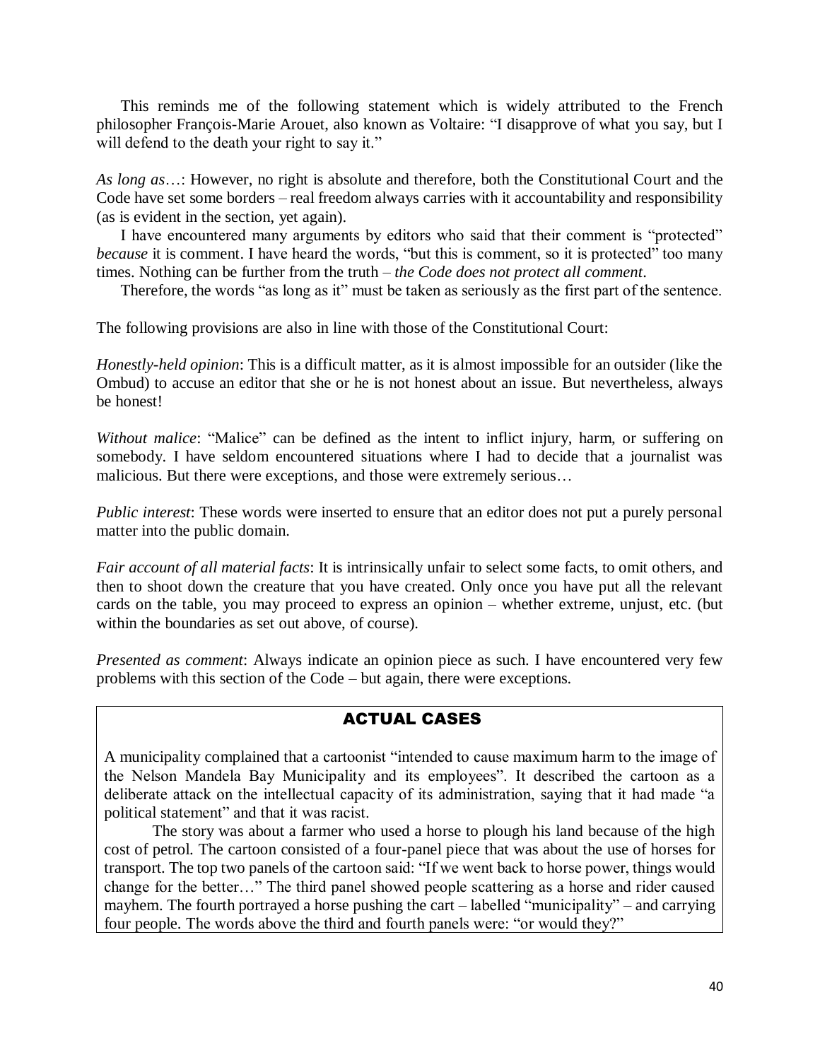This reminds me of the following statement which is widely attributed to the French philosopher François-Marie Arouet, also known as Voltaire: "I disapprove of what you say, but I will defend to the death your right to say it."

*As long as*…: However, no right is absolute and therefore, both the Constitutional Court and the Code have set some borders – real freedom always carries with it accountability and responsibility (as is evident in the section, yet again).

I have encountered many arguments by editors who said that their comment is "protected" *because* it is comment. I have heard the words, "but this is comment, so it is protected" too many times. Nothing can be further from the truth – *the Code does not protect all comment*.

Therefore, the words "as long as it" must be taken as seriously as the first part of the sentence.

The following provisions are also in line with those of the Constitutional Court:

*Honestly-held opinion*: This is a difficult matter, as it is almost impossible for an outsider (like the Ombud) to accuse an editor that she or he is not honest about an issue. But nevertheless, always be honest!

*Without malice*: "Malice" can be defined as the intent to inflict injury, harm, or suffering on somebody. I have seldom encountered situations where I had to decide that a journalist was malicious. But there were exceptions, and those were extremely serious…

*Public interest*: These words were inserted to ensure that an editor does not put a purely personal matter into the public domain.

*Fair account of all material facts*: It is intrinsically unfair to select some facts, to omit others, and then to shoot down the creature that you have created. Only once you have put all the relevant cards on the table, you may proceed to express an opinion – whether extreme, unjust, etc. (but within the boundaries as set out above, of course).

*Presented as comment*: Always indicate an opinion piece as such. I have encountered very few problems with this section of the Code – but again, there were exceptions.

## ACTUAL CASES

A municipality complained that a cartoonist "intended to cause maximum harm to the image of the Nelson Mandela Bay Municipality and its employees". It described the cartoon as a deliberate attack on the intellectual capacity of its administration, saying that it had made "a political statement" and that it was racist.

The story was about a farmer who used a horse to plough his land because of the high cost of petrol. The cartoon consisted of a four-panel piece that was about the use of horses for transport. The top two panels of the cartoon said: "If we went back to horse power, things would change for the better…" The third panel showed people scattering as a horse and rider caused mayhem. The fourth portrayed a horse pushing the cart – labelled "municipality" – and carrying four people. The words above the third and fourth panels were: "or would they?"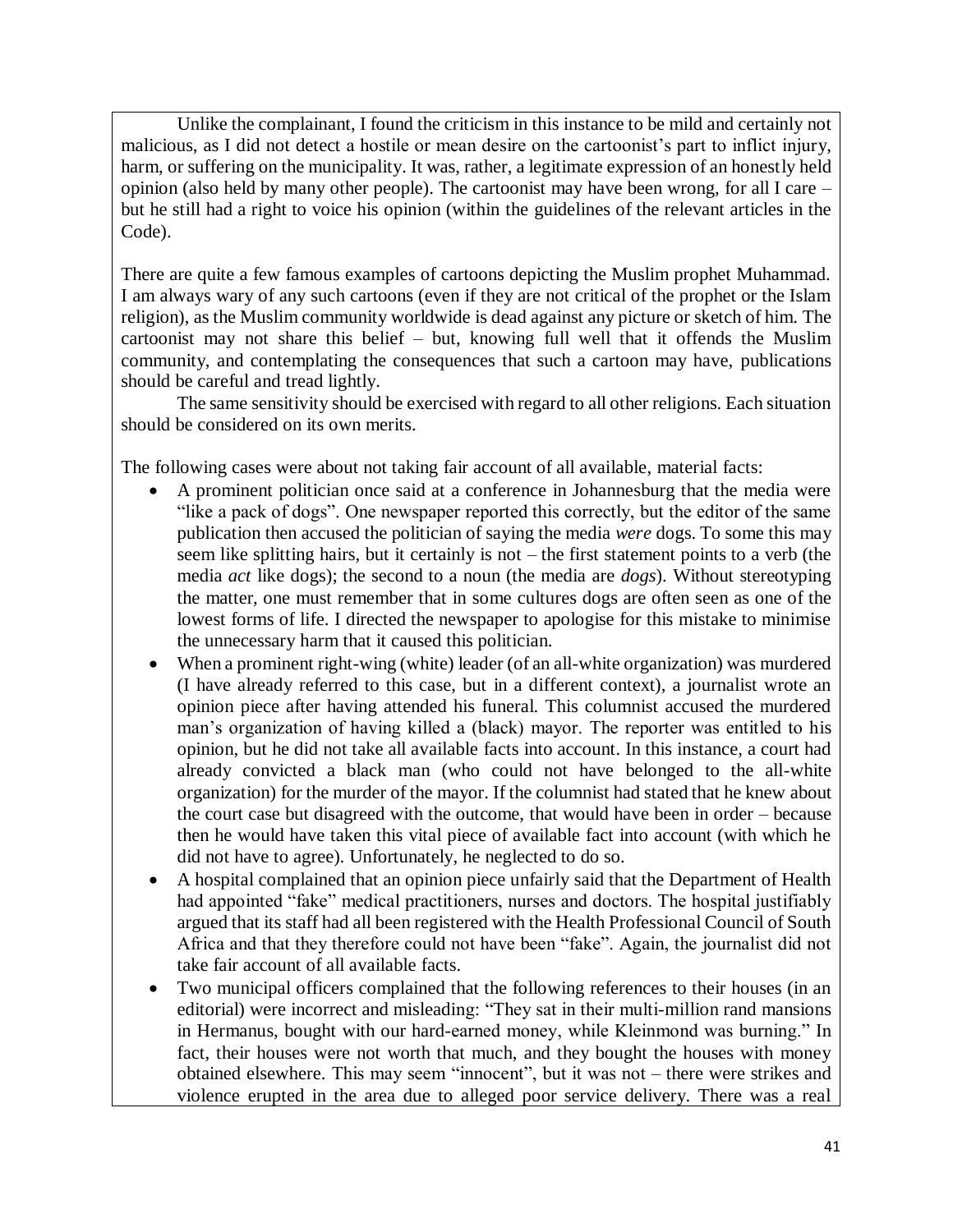Unlike the complainant, I found the criticism in this instance to be mild and certainly not malicious, as I did not detect a hostile or mean desire on the cartoonist's part to inflict injury, harm, or suffering on the municipality. It was, rather, a legitimate expression of an honestly held opinion (also held by many other people). The cartoonist may have been wrong, for all I care – but he still had a right to voice his opinion (within the guidelines of the relevant articles in the Code).

There are quite a few famous examples of cartoons depicting the Muslim prophet Muhammad. I am always wary of any such cartoons (even if they are not critical of the prophet or the Islam religion), as the Muslim community worldwide is dead against any picture or sketch of him. The cartoonist may not share this belief – but, knowing full well that it offends the Muslim community, and contemplating the consequences that such a cartoon may have, publications should be careful and tread lightly.

The same sensitivity should be exercised with regard to all other religions. Each situation should be considered on its own merits.

The following cases were about not taking fair account of all available, material facts:

- A prominent politician once said at a conference in Johannesburg that the media were "like a pack of dogs". One newspaper reported this correctly, but the editor of the same publication then accused the politician of saying the media *were* dogs. To some this may seem like splitting hairs, but it certainly is not – the first statement points to a verb (the media *act* like dogs); the second to a noun (the media are *dogs*). Without stereotyping the matter, one must remember that in some cultures dogs are often seen as one of the lowest forms of life. I directed the newspaper to apologise for this mistake to minimise the unnecessary harm that it caused this politician.
- When a prominent right-wing (white) leader (of an all-white organization) was murdered (I have already referred to this case, but in a different context), a journalist wrote an opinion piece after having attended his funeral. This columnist accused the murdered man's organization of having killed a (black) mayor. The reporter was entitled to his opinion, but he did not take all available facts into account. In this instance, a court had already convicted a black man (who could not have belonged to the all-white organization) for the murder of the mayor. If the columnist had stated that he knew about the court case but disagreed with the outcome, that would have been in order – because then he would have taken this vital piece of available fact into account (with which he did not have to agree). Unfortunately, he neglected to do so.
- A hospital complained that an opinion piece unfairly said that the Department of Health had appointed "fake" medical practitioners, nurses and doctors. The hospital justifiably argued that its staff had all been registered with the Health Professional Council of South Africa and that they therefore could not have been "fake". Again, the journalist did not take fair account of all available facts.
- Two municipal officers complained that the following references to their houses (in an editorial) were incorrect and misleading: "They sat in their multi-million rand mansions in Hermanus, bought with our hard-earned money, while Kleinmond was burning." In fact, their houses were not worth that much, and they bought the houses with money obtained elsewhere. This may seem "innocent", but it was not – there were strikes and violence erupted in the area due to alleged poor service delivery. There was a real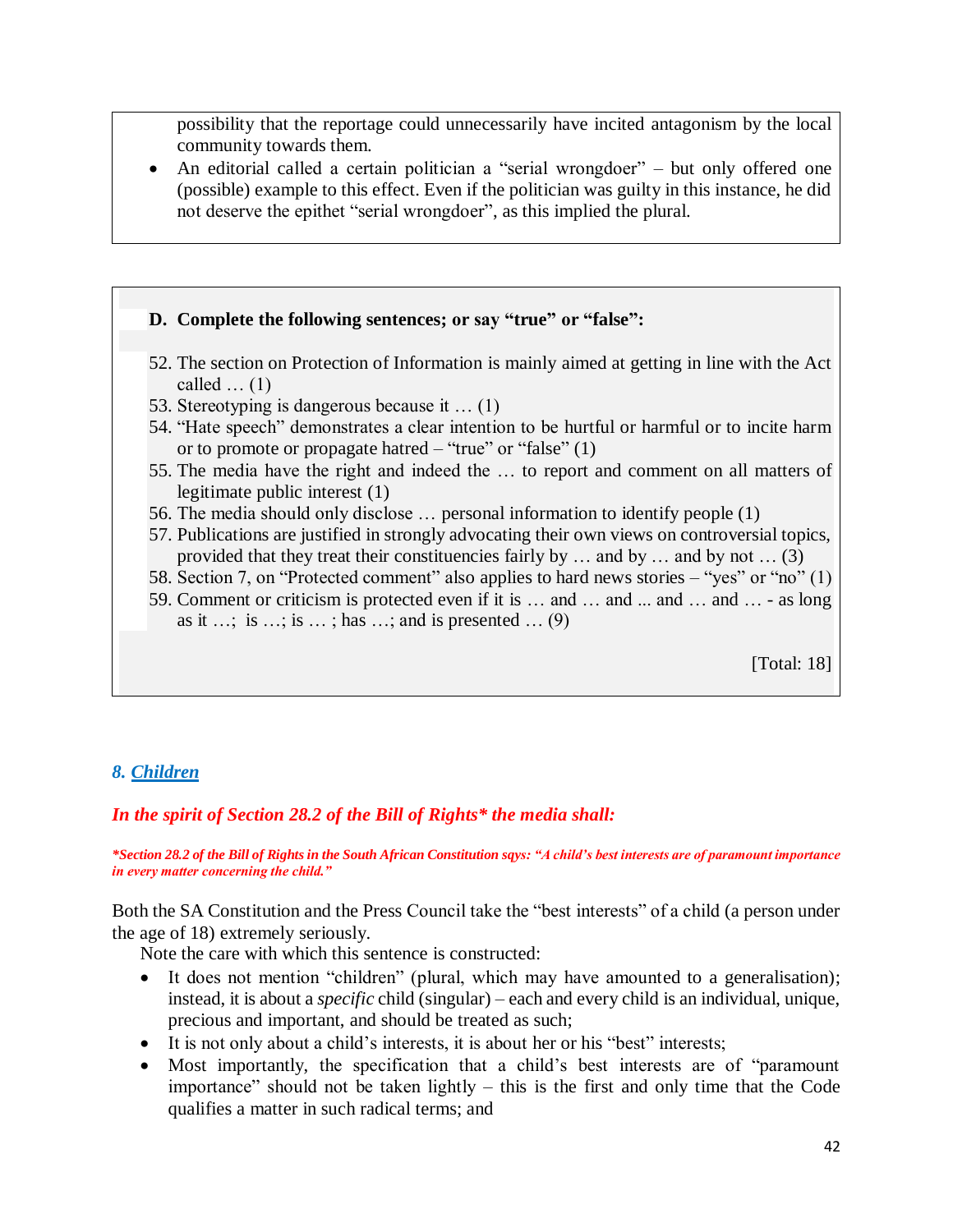possibility that the reportage could unnecessarily have incited antagonism by the local community towards them.

- An editorial called a certain politician a "serial wrongdoer" – but only offered one (possible) example to this effect. Even if the politician was guilty in this instance, he did not deserve the epithet "serial wrongdoer", as this implied the plural.

**D. Complete the following sentences; or say "true" or "false":**

52. The section on Protection of Information is mainly aimed at getting in line with the Act called … (1)
53. Stereotyping is dangerous because it … (1)
54. "Hate speech" demonstrates a clear intention to be hurtful or harmful or to incite harm or to promote or propagate hatred – "true" or "false" (1)
55. The media have the right and indeed the … to report and comment on all matters of legitimate public interest (1)
56. The media should only disclose … personal information to identify people (1)
57. Publications are justified in strongly advocating their own views on controversial topics, provided that they treat their constituencies fairly by … and by … and by not … (3)
58. Section 7, on "Protected comment" also applies to hard news stories – "yes" or "no" (1)
59. Comment or criticism is protected even if it is … and … and ... and … and … - as long as it …; is …; is … ; has …; and is presented … (9)

[Total: 18]

## *8. Children*

### *In the spirit of Section 28.2 of the Bill of Rights\* the media shall:*

***\*Section 28.2 of the Bill of Rights in the South African Constitution sqys: "A child's best interests are of paramount importance in every matter concerning the child."***

Both the SA Constitution and the Press Council take the "best interests" of a child (a person under the age of 18) extremely seriously.

Note the care with which this sentence is constructed:

- It does not mention "children" (plural, which may have amounted to a generalisation); instead, it is about a *specific* child (singular) – each and every child is an individual, unique, precious and important, and should be treated as such;
- It is not only about a child's interests, it is about her or his "best" interests;
- Most importantly, the specification that a child's best interests are of "paramount importance" should not be taken lightly – this is the first and only time that the Code qualifies a matter in such radical terms; and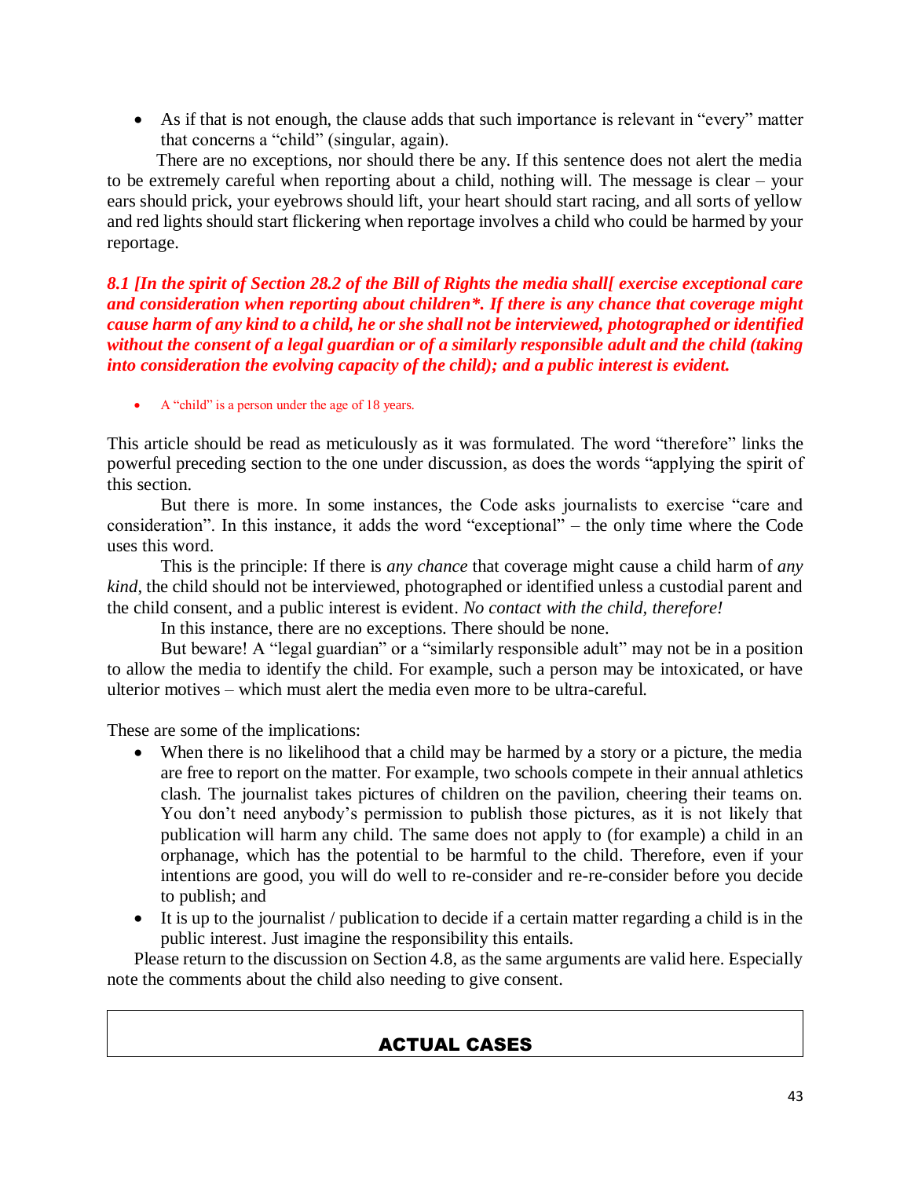- As if that is not enough, the clause adds that such importance is relevant in "every" matter that concerns a "child" (singular, again).

There are no exceptions, nor should there be any. If this sentence does not alert the media to be extremely careful when reporting about a child, nothing will. The message is clear – your ears should prick, your eyebrows should lift, your heart should start racing, and all sorts of yellow and red lights should start flickering when reportage involves a child who could be harmed by your reportage.

***8.1 [In the spirit of Section 28.2 of the Bill of Rights the media shall[ exercise exceptional care and consideration when reporting about children*. If there is any chance that coverage might cause harm of any kind to a child, he or she shall not be interviewed, photographed or identified without the consent of a legal guardian or of a similarly responsible adult and the child (taking into consideration the evolving capacity of the child); and a public interest is evident.***

- A "child" is a person under the age of 18 years.

This article should be read as meticulously as it was formulated. The word "therefore" links the powerful preceding section to the one under discussion, as does the words "applying the spirit of this section.

But there is more. In some instances, the Code asks journalists to exercise "care and consideration". In this instance, it adds the word "exceptional" – the only time where the Code uses this word.

This is the principle: If there is *any chance* that coverage might cause a child harm of *any kind*, the child should not be interviewed, photographed or identified unless a custodial parent and the child consent, and a public interest is evident. *No contact with the child, therefore!*

In this instance, there are no exceptions. There should be none.

But beware! A "legal guardian" or a "similarly responsible adult" may not be in a position to allow the media to identify the child. For example, such a person may be intoxicated, or have ulterior motives – which must alert the media even more to be ultra-careful.

These are some of the implications:

- When there is no likelihood that a child may be harmed by a story or a picture, the media are free to report on the matter. For example, two schools compete in their annual athletics clash. The journalist takes pictures of children on the pavilion, cheering their teams on. You don't need anybody's permission to publish those pictures, as it is not likely that publication will harm any child. The same does not apply to (for example) a child in an orphanage, which has the potential to be harmful to the child. Therefore, even if your intentions are good, you will do well to re-consider and re-re-consider before you decide to publish; and
- It is up to the journalist / publication to decide if a certain matter regarding a child is in the public interest. Just imagine the responsibility this entails.

Please return to the discussion on Section 4.8, as the same arguments are valid here. Especially note the comments about the child also needing to give consent.

## ACTUAL CASES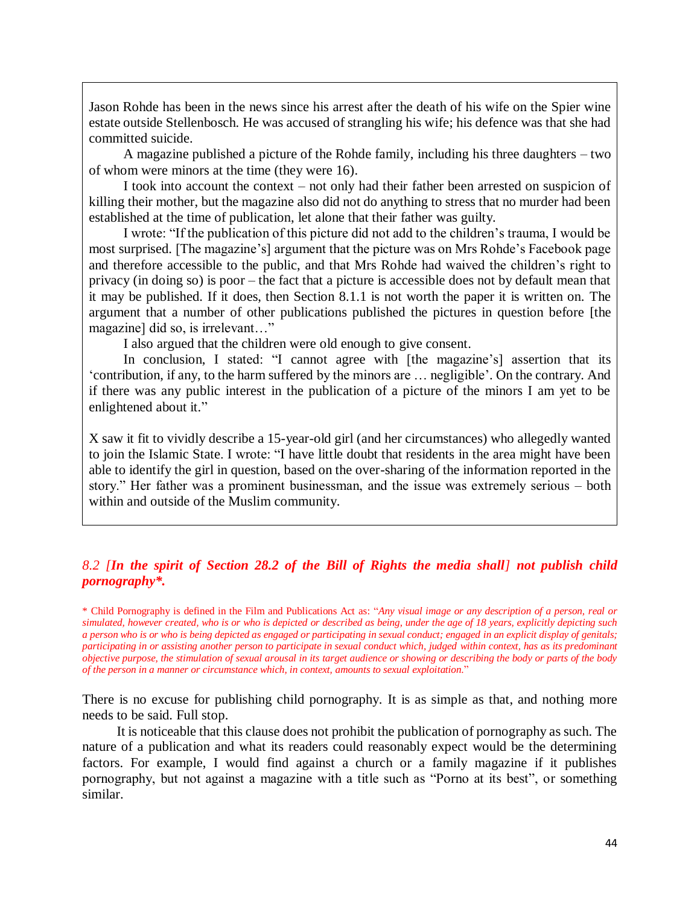Jason Rohde has been in the news since his arrest after the death of his wife on the Spier wine estate outside Stellenbosch. He was accused of strangling his wife; his defence was that she had committed suicide.

A magazine published a picture of the Rohde family, including his three daughters – two of whom were minors at the time (they were 16).

I took into account the context – not only had their father been arrested on suspicion of killing their mother, but the magazine also did not do anything to stress that no murder had been established at the time of publication, let alone that their father was guilty.

I wrote: "If the publication of this picture did not add to the children's trauma, I would be most surprised. [The magazine's] argument that the picture was on Mrs Rohde's Facebook page and therefore accessible to the public, and that Mrs Rohde had waived the children's right to privacy (in doing so) is poor – the fact that a picture is accessible does not by default mean that it may be published. If it does, then Section 8.1.1 is not worth the paper it is written on. The argument that a number of other publications published the pictures in question before [the magazine] did so, is irrelevant…"

I also argued that the children were old enough to give consent.

In conclusion, I stated: "I cannot agree with [the magazine's] assertion that its 'contribution, if any, to the harm suffered by the minors are … negligible'. On the contrary. And if there was any public interest in the publication of a picture of the minors I am yet to be enlightened about it."

X saw it fit to vividly describe a 15-year-old girl (and her circumstances) who allegedly wanted to join the Islamic State. I wrote: "I have little doubt that residents in the area might have been able to identify the girl in question, based on the over-sharing of the information reported in the story." Her father was a prominent businessman, and the issue was extremely serious – both within and outside of the Muslim community.

### *8.2 [**In the spirit of Section 28.2 of the Bill of Rights the media shall**] **not publish child pornography\*.***

\* Child Pornography is defined in the Film and Publications Act as: "*Any visual image or any description of a person, real or simulated, however created, who is or who is depicted or described as being, under the age of 18 years, explicitly depicting such a person who is or who is being depicted as engaged or participating in sexual conduct; engaged in an explicit display of genitals; participating in or assisting another person to participate in sexual conduct which, judged within context, has as its predominant objective purpose, the stimulation of sexual arousal in its target audience or showing or describing the body or parts of the body of the person in a manner or circumstance which, in context, amounts to sexual exploitation.*"

There is no excuse for publishing child pornography. It is as simple as that, and nothing more needs to be said. Full stop.

It is noticeable that this clause does not prohibit the publication of pornography as such. The nature of a publication and what its readers could reasonably expect would be the determining factors. For example, I would find against a church or a family magazine if it publishes pornography, but not against a magazine with a title such as "Porno at its best", or something similar.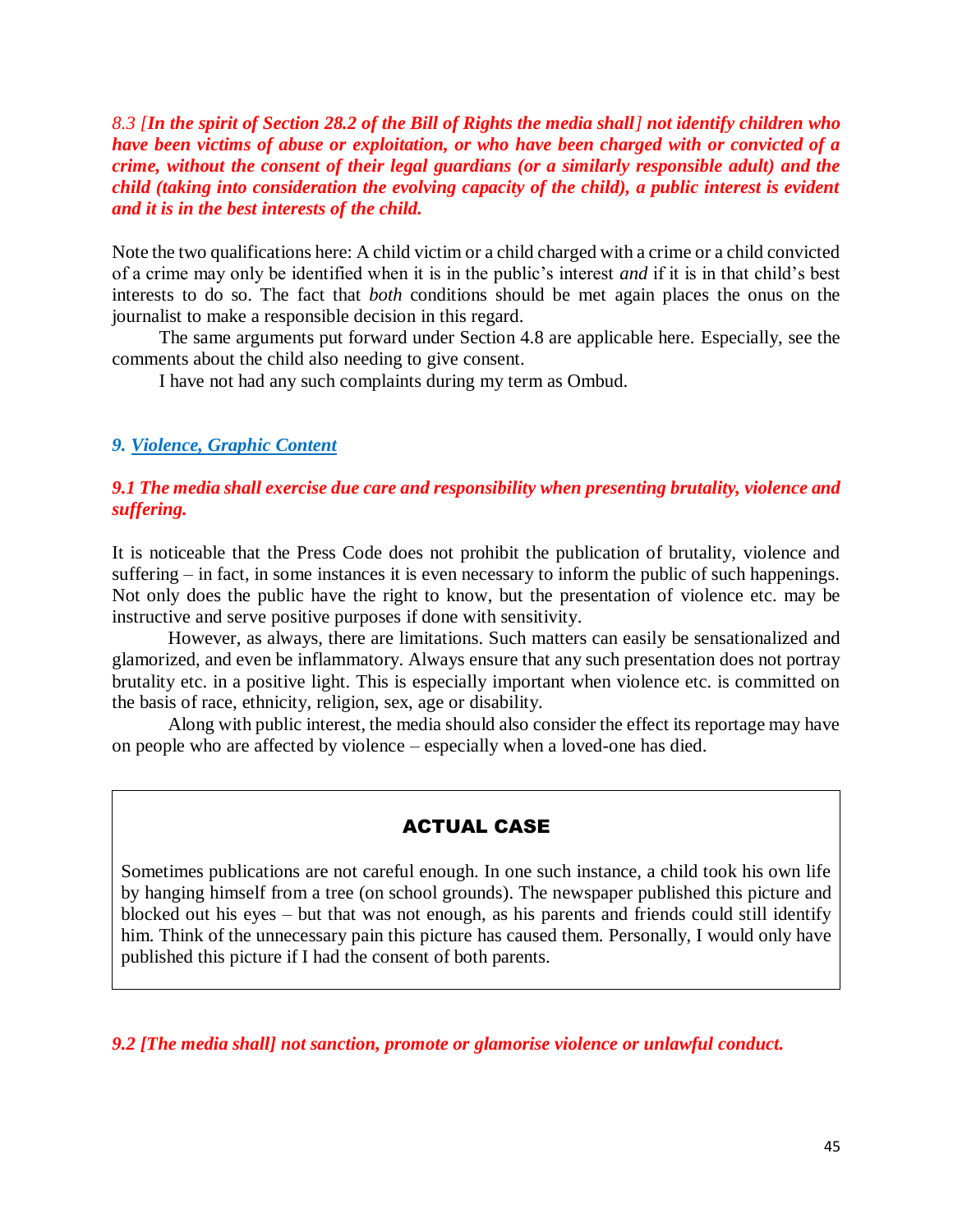*8.3 [**In the spirit of Section 28.2 of the Bill of Rights the media shall**] **not identify children who have been victims of abuse or exploitation, or who have been charged with or convicted of a crime, without the consent of their legal guardians (or a similarly responsible adult) and the child (taking into consideration the evolving capacity of the child), a public interest is evident and it is in the best interests of the child.***

Note the two qualifications here: A child victim or a child charged with a crime or a child convicted of a crime may only be identified when it is in the public's interest *and* if it is in that child's best interests to do so. The fact that *both* conditions should be met again places the onus on the journalist to make a responsible decision in this regard.

The same arguments put forward under Section 4.8 are applicable here. Especially, see the comments about the child also needing to give consent.

I have not had any such complaints during my term as Ombud.

## *9. Violence, Graphic Content*

***9.1 The media shall exercise due care and responsibility when presenting brutality, violence and suffering.***

It is noticeable that the Press Code does not prohibit the publication of brutality, violence and suffering – in fact, in some instances it is even necessary to inform the public of such happenings. Not only does the public have the right to know, but the presentation of violence etc. may be instructive and serve positive purposes if done with sensitivity.

However, as always, there are limitations. Such matters can easily be sensationalized and glamorized, and even be inflammatory. Always ensure that any such presentation does not portray brutality etc. in a positive light. This is especially important when violence etc. is committed on the basis of race, ethnicity, religion, sex, age or disability.

Along with public interest, the media should also consider the effect its reportage may have on people who are affected by violence – especially when a loved-one has died.

> **ACTUAL CASE**
>
> Sometimes publications are not careful enough. In one such instance, a child took his own life by hanging himself from a tree (on school grounds). The newspaper published this picture and blocked out his eyes – but that was not enough, as his parents and friends could still identify him. Think of the unnecessary pain this picture has caused them. Personally, I would only have published this picture if I had the consent of both parents.

***9.2 [The media shall] not sanction, promote or glamorise violence or unlawful conduct.***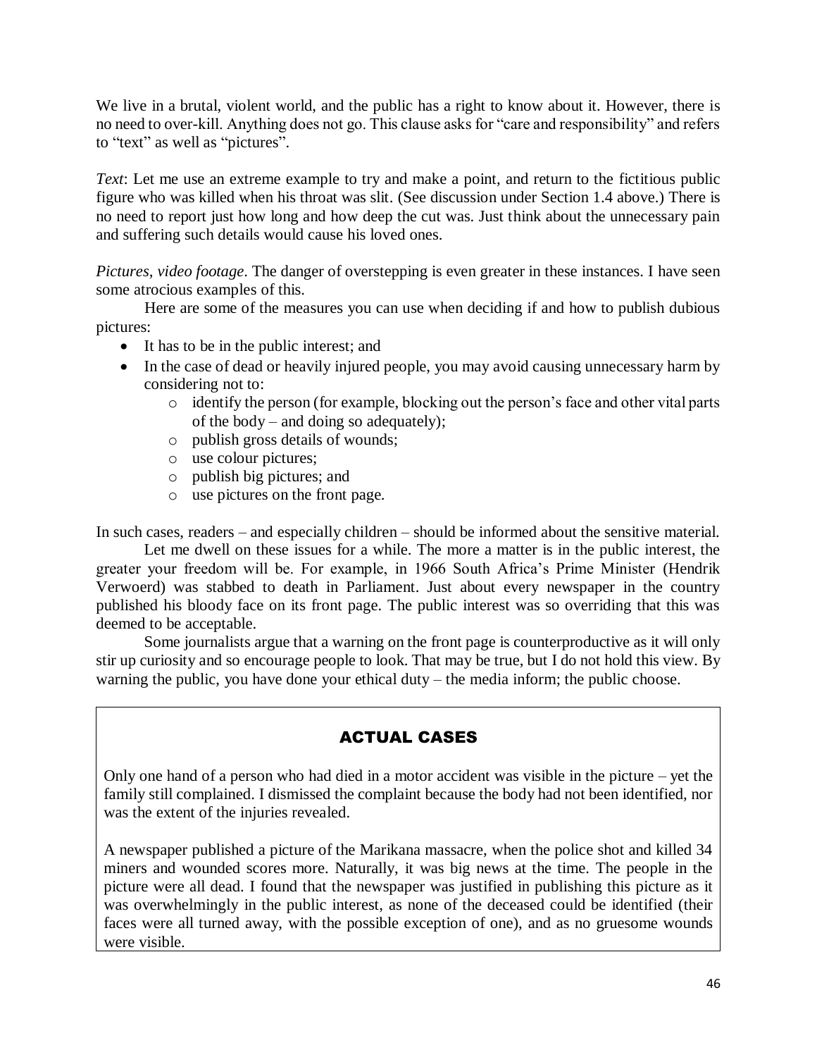We live in a brutal, violent world, and the public has a right to know about it. However, there is no need to over-kill. Anything does not go. This clause asks for "care and responsibility" and refers to "text" as well as "pictures".

*Text*: Let me use an extreme example to try and make a point, and return to the fictitious public figure who was killed when his throat was slit. (See discussion under Section 1.4 above.) There is no need to report just how long and how deep the cut was. Just think about the unnecessary pain and suffering such details would cause his loved ones.

*Pictures, video footage*. The danger of overstepping is even greater in these instances. I have seen some atrocious examples of this.

Here are some of the measures you can use when deciding if and how to publish dubious pictures:

- It has to be in the public interest; and
- In the case of dead or heavily injured people, you may avoid causing unnecessary harm by considering not to:
  - identify the person (for example, blocking out the person's face and other vital parts of the body – and doing so adequately);
  - publish gross details of wounds;
  - use colour pictures;
  - publish big pictures; and
  - use pictures on the front page.

In such cases, readers – and especially children – should be informed about the sensitive material.

Let me dwell on these issues for a while. The more a matter is in the public interest, the greater your freedom will be. For example, in 1966 South Africa's Prime Minister (Hendrik Verwoerd) was stabbed to death in Parliament. Just about every newspaper in the country published his bloody face on its front page. The public interest was so overriding that this was deemed to be acceptable.

Some journalists argue that a warning on the front page is counterproductive as it will only stir up curiosity and so encourage people to look. That may be true, but I do not hold this view. By warning the public, you have done your ethical duty – the media inform; the public choose.

## ACTUAL CASES

Only one hand of a person who had died in a motor accident was visible in the picture – yet the family still complained. I dismissed the complaint because the body had not been identified, nor was the extent of the injuries revealed.

A newspaper published a picture of the Marikana massacre, when the police shot and killed 34 miners and wounded scores more. Naturally, it was big news at the time. The people in the picture were all dead. I found that the newspaper was justified in publishing this picture as it was overwhelmingly in the public interest, as none of the deceased could be identified (their faces were all turned away, with the possible exception of one), and as no gruesome wounds were visible.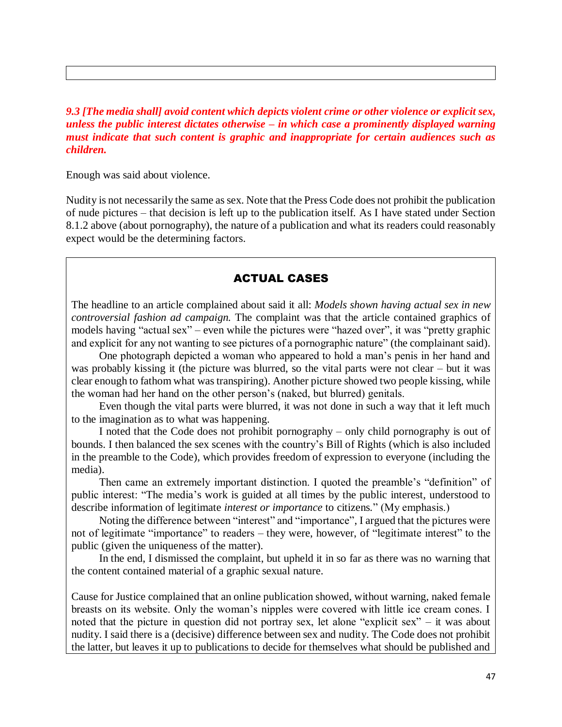***9.3 [The media shall] avoid content which depicts violent crime or other violence or explicit sex, unless the public interest dictates otherwise – in which case a prominently displayed warning must indicate that such content is graphic and inappropriate for certain audiences such as children.***

Enough was said about violence.

Nudity is not necessarily the same as sex. Note that the Press Code does not prohibit the publication of nude pictures – that decision is left up to the publication itself. As I have stated under Section 8.1.2 above (about pornography), the nature of a publication and what its readers could reasonably expect would be the determining factors.

## ACTUAL CASES

The headline to an article complained about said it all: *Models shown having actual sex in new controversial fashion ad campaign.* The complaint was that the article contained graphics of models having "actual sex" – even while the pictures were "hazed over", it was "pretty graphic and explicit for any not wanting to see pictures of a pornographic nature" (the complainant said).

One photograph depicted a woman who appeared to hold a man's penis in her hand and was probably kissing it (the picture was blurred, so the vital parts were not clear – but it was clear enough to fathom what was transpiring). Another picture showed two people kissing, while the woman had her hand on the other person's (naked, but blurred) genitals.

Even though the vital parts were blurred, it was not done in such a way that it left much to the imagination as to what was happening.

I noted that the Code does not prohibit pornography – only child pornography is out of bounds. I then balanced the sex scenes with the country's Bill of Rights (which is also included in the preamble to the Code), which provides freedom of expression to everyone (including the media).

Then came an extremely important distinction. I quoted the preamble's "definition" of public interest: "The media's work is guided at all times by the public interest, understood to describe information of legitimate *interest or importance* to citizens." (My emphasis.)

Noting the difference between "interest" and "importance", I argued that the pictures were not of legitimate "importance" to readers – they were, however, of "legitimate interest" to the public (given the uniqueness of the matter).

In the end, I dismissed the complaint, but upheld it in so far as there was no warning that the content contained material of a graphic sexual nature.

Cause for Justice complained that an online publication showed, without warning, naked female breasts on its website. Only the woman's nipples were covered with little ice cream cones. I noted that the picture in question did not portray sex, let alone "explicit sex" – it was about nudity. I said there is a (decisive) difference between sex and nudity. The Code does not prohibit the latter, but leaves it up to publications to decide for themselves what should be published and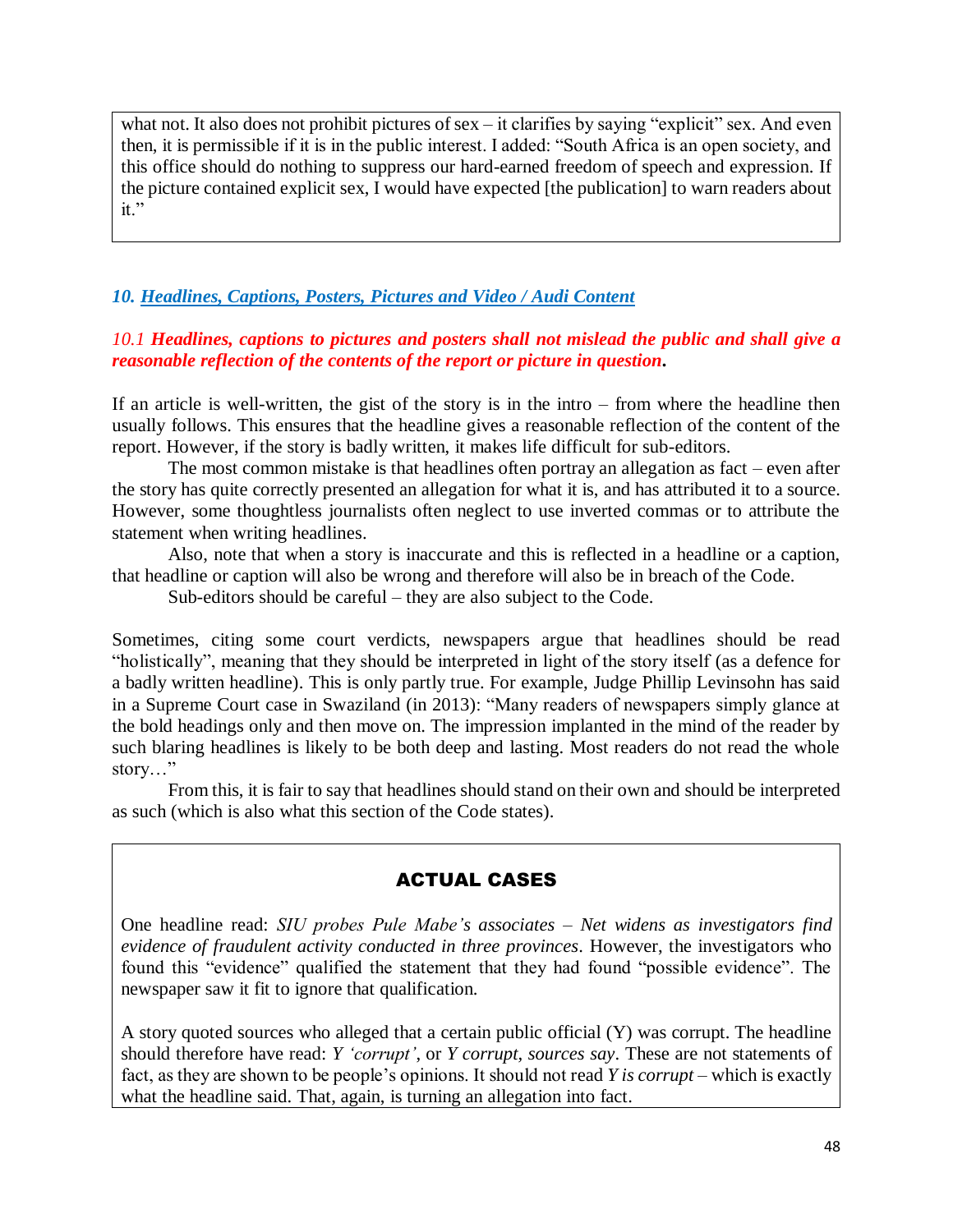what not. It also does not prohibit pictures of sex – it clarifies by saying "explicit" sex. And even then, it is permissible if it is in the public interest. I added: "South Africa is an open society, and this office should do nothing to suppress our hard-earned freedom of speech and expression. If the picture contained explicit sex, I would have expected [the publication] to warn readers about it."

### *10. Headlines, Captions, Posters, Pictures and Video / Audi Content*

*10.1* ***Headlines, captions to pictures and posters shall not mislead the public and shall give a reasonable reflection of the contents of the report or picture in question.***

If an article is well-written, the gist of the story is in the intro – from where the headline then usually follows. This ensures that the headline gives a reasonable reflection of the content of the report. However, if the story is badly written, it makes life difficult for sub-editors.

The most common mistake is that headlines often portray an allegation as fact – even after the story has quite correctly presented an allegation for what it is, and has attributed it to a source. However, some thoughtless journalists often neglect to use inverted commas or to attribute the statement when writing headlines.

Also, note that when a story is inaccurate and this is reflected in a headline or a caption, that headline or caption will also be wrong and therefore will also be in breach of the Code.

Sub-editors should be careful – they are also subject to the Code.

Sometimes, citing some court verdicts, newspapers argue that headlines should be read "holistically", meaning that they should be interpreted in light of the story itself (as a defence for a badly written headline). This is only partly true. For example, Judge Phillip Levinsohn has said in a Supreme Court case in Swaziland (in 2013): "Many readers of newspapers simply glance at the bold headings only and then move on. The impression implanted in the mind of the reader by such blaring headlines is likely to be both deep and lasting. Most readers do not read the whole story…"

From this, it is fair to say that headlines should stand on their own and should be interpreted as such (which is also what this section of the Code states).

**ACTUAL CASES**

One headline read: *SIU probes Pule Mabe's associates – Net widens as investigators find evidence of fraudulent activity conducted in three provinces*. However, the investigators who found this "evidence" qualified the statement that they had found "possible evidence". The newspaper saw it fit to ignore that qualification.

A story quoted sources who alleged that a certain public official (Y) was corrupt. The headline should therefore have read: *Y 'corrupt'*, or *Y corrupt, sources say*. These are not statements of fact, as they are shown to be people's opinions. It should not read *Y is corrupt* – which is exactly what the headline said. That, again, is turning an allegation into fact.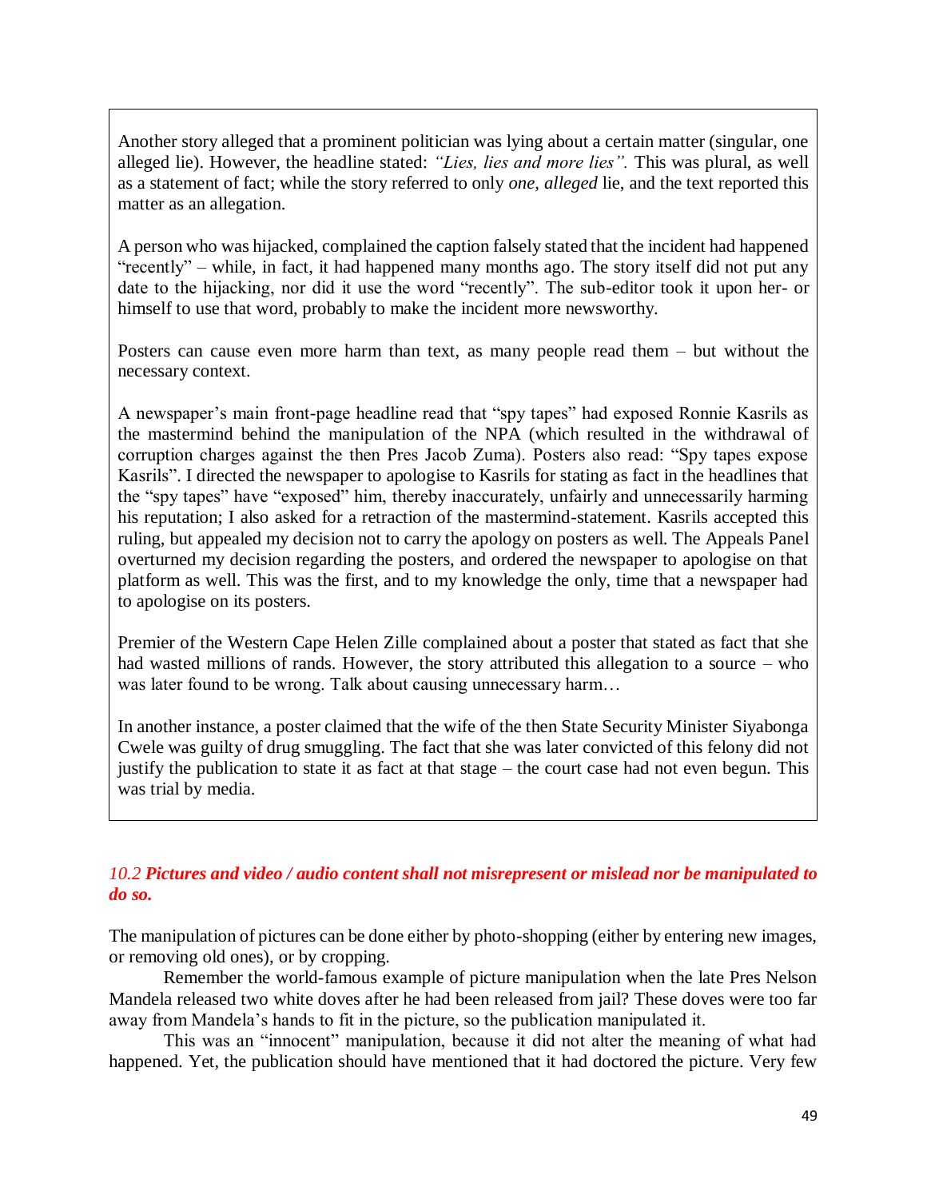Another story alleged that a prominent politician was lying about a certain matter (singular, one alleged lie). However, the headline stated: *"Lies, lies and more lies".* This was plural, as well as a statement of fact; while the story referred to only *one, alleged* lie, and the text reported this matter as an allegation.

A person who was hijacked, complained the caption falsely stated that the incident had happened "recently" – while, in fact, it had happened many months ago. The story itself did not put any date to the hijacking, nor did it use the word "recently". The sub-editor took it upon her- or himself to use that word, probably to make the incident more newsworthy.

Posters can cause even more harm than text, as many people read them – but without the necessary context.

A newspaper's main front-page headline read that "spy tapes" had exposed Ronnie Kasrils as the mastermind behind the manipulation of the NPA (which resulted in the withdrawal of corruption charges against the then Pres Jacob Zuma). Posters also read: "Spy tapes expose Kasrils". I directed the newspaper to apologise to Kasrils for stating as fact in the headlines that the "spy tapes" have "exposed" him, thereby inaccurately, unfairly and unnecessarily harming his reputation; I also asked for a retraction of the mastermind-statement. Kasrils accepted this ruling, but appealed my decision not to carry the apology on posters as well. The Appeals Panel overturned my decision regarding the posters, and ordered the newspaper to apologise on that platform as well. This was the first, and to my knowledge the only, time that a newspaper had to apologise on its posters.

Premier of the Western Cape Helen Zille complained about a poster that stated as fact that she had wasted millions of rands. However, the story attributed this allegation to a source – who was later found to be wrong. Talk about causing unnecessary harm…

In another instance, a poster claimed that the wife of the then State Security Minister Siyabonga Cwele was guilty of drug smuggling. The fact that she was later convicted of this felony did not justify the publication to state it as fact at that stage – the court case had not even begun. This was trial by media.

*10.2* ***Pictures and video / audio content shall not misrepresent or mislead nor be manipulated to do so.***

The manipulation of pictures can be done either by photo-shopping (either by entering new images, or removing old ones), or by cropping.

Remember the world-famous example of picture manipulation when the late Pres Nelson Mandela released two white doves after he had been released from jail? These doves were too far away from Mandela's hands to fit in the picture, so the publication manipulated it.

This was an "innocent" manipulation, because it did not alter the meaning of what had happened. Yet, the publication should have mentioned that it had doctored the picture. Very few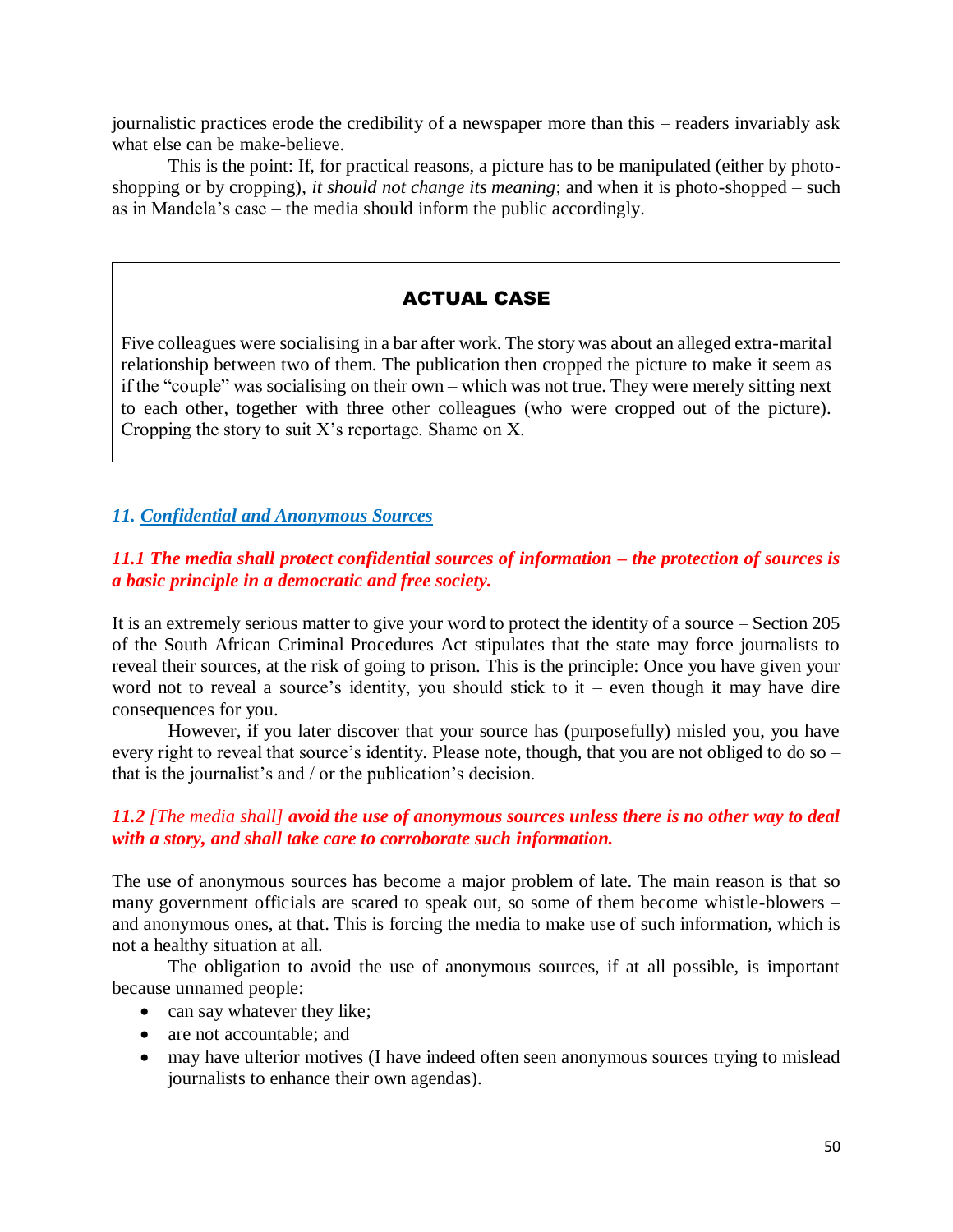journalistic practices erode the credibility of a newspaper more than this – readers invariably ask what else can be make-believe.

This is the point: If, for practical reasons, a picture has to be manipulated (either by photo-shopping or by cropping), *it should not change its meaning*; and when it is photo-shopped – such as in Mandela's case – the media should inform the public accordingly.

> **ACTUAL CASE**
>
> Five colleagues were socialising in a bar after work. The story was about an alleged extra-marital relationship between two of them. The publication then cropped the picture to make it seem as if the "couple" was socialising on their own – which was not true. They were merely sitting next to each other, together with three other colleagues (who were cropped out of the picture). Cropping the story to suit X's reportage. Shame on X.

### *11. Confidential and Anonymous Sources*

***11.1 The media shall protect confidential sources of information – the protection of sources is a basic principle in a democratic and free society.***

It is an extremely serious matter to give your word to protect the identity of a source – Section 205 of the South African Criminal Procedures Act stipulates that the state may force journalists to reveal their sources, at the risk of going to prison. This is the principle: Once you have given your word not to reveal a source's identity, you should stick to it – even though it may have dire consequences for you.

However, if you later discover that your source has (purposefully) misled you, you have every right to reveal that source's identity. Please note, though, that you are not obliged to do so – that is the journalist's and / or the publication's decision.

***11.2*** *[The media shall]* ***avoid the use of anonymous sources unless there is no other way to deal with a story, and shall take care to corroborate such information.***

The use of anonymous sources has become a major problem of late. The main reason is that so many government officials are scared to speak out, so some of them become whistle-blowers – and anonymous ones, at that. This is forcing the media to make use of such information, which is not a healthy situation at all.

The obligation to avoid the use of anonymous sources, if at all possible, is important because unnamed people:

- can say whatever they like;
- are not accountable; and
- may have ulterior motives (I have indeed often seen anonymous sources trying to mislead journalists to enhance their own agendas).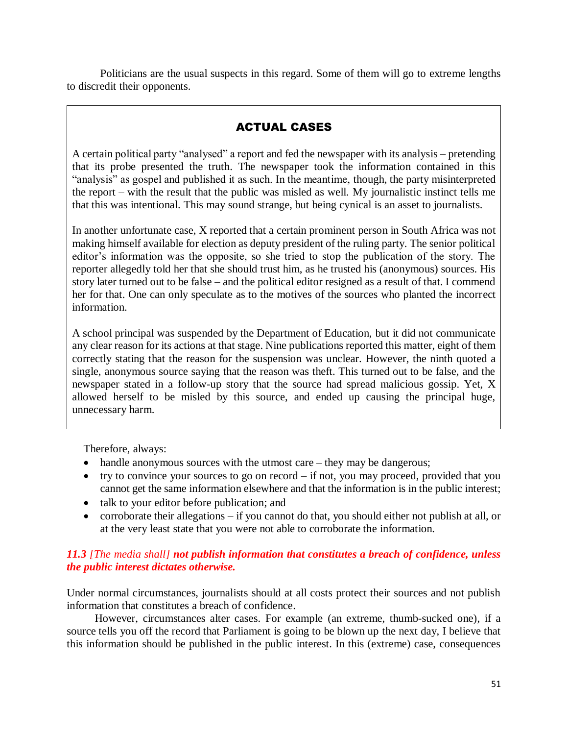Politicians are the usual suspects in this regard. Some of them will go to extreme lengths to discredit their opponents.

> **ACTUAL CASES**
>
> A certain political party "analysed" a report and fed the newspaper with its analysis – pretending that its probe presented the truth. The newspaper took the information contained in this "analysis" as gospel and published it as such. In the meantime, though, the party misinterpreted the report – with the result that the public was misled as well. My journalistic instinct tells me that this was intentional. This may sound strange, but being cynical is an asset to journalists.
>
> In another unfortunate case, X reported that a certain prominent person in South Africa was not making himself available for election as deputy president of the ruling party. The senior political editor's information was the opposite, so she tried to stop the publication of the story. The reporter allegedly told her that she should trust him, as he trusted his (anonymous) sources. His story later turned out to be false – and the political editor resigned as a result of that. I commend her for that. One can only speculate as to the motives of the sources who planted the incorrect information.
>
> A school principal was suspended by the Department of Education, but it did not communicate any clear reason for its actions at that stage. Nine publications reported this matter, eight of them correctly stating that the reason for the suspension was unclear. However, the ninth quoted a single, anonymous source saying that the reason was theft. This turned out to be false, and the newspaper stated in a follow-up story that the source had spread malicious gossip. Yet, X allowed herself to be misled by this source, and ended up causing the principal huge, unnecessary harm.

Therefore, always:

- handle anonymous sources with the utmost care – they may be dangerous;
- try to convince your sources to go on record – if not, you may proceed, provided that you cannot get the same information elsewhere and that the information is in the public interest;
- talk to your editor before publication; and
- corroborate their allegations – if you cannot do that, you should either not publish at all, or at the very least state that you were not able to corroborate the information.

***11.3** [The media shall] **not publish information that constitutes a breach of confidence, unless the public interest dictates otherwise.***

Under normal circumstances, journalists should at all costs protect their sources and not publish information that constitutes a breach of confidence.

However, circumstances alter cases. For example (an extreme, thumb-sucked one), if a source tells you off the record that Parliament is going to be blown up the next day, I believe that this information should be published in the public interest. In this (extreme) case, consequences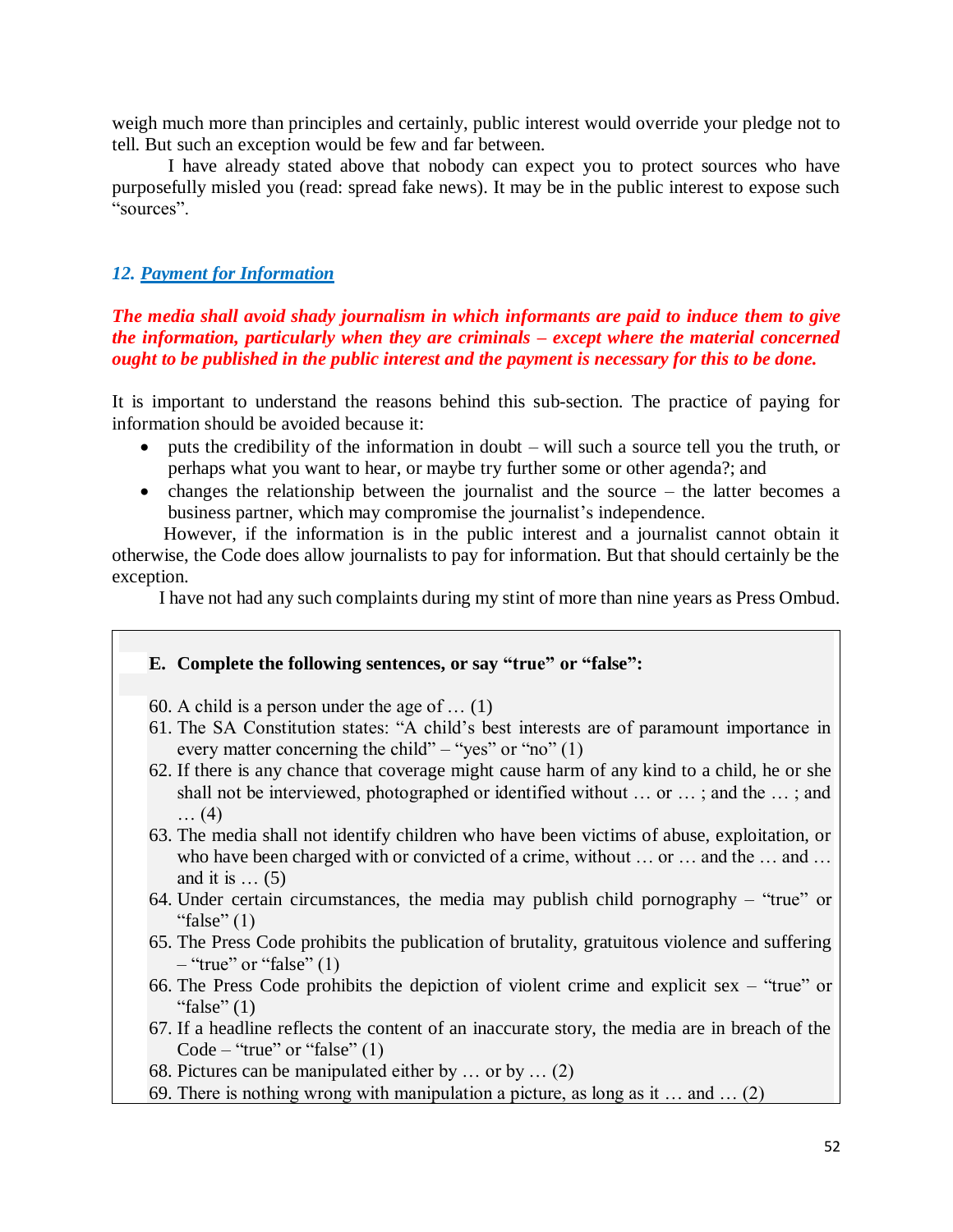weigh much more than principles and certainly, public interest would override your pledge not to tell. But such an exception would be few and far between.

I have already stated above that nobody can expect you to protect sources who have purposefully misled you (read: spread fake news). It may be in the public interest to expose such "sources".

### *12. Payment for Information*

***The media shall avoid shady journalism in which informants are paid to induce them to give the information, particularly when they are criminals – except where the material concerned ought to be published in the public interest and the payment is necessary for this to be done.***

It is important to understand the reasons behind this sub-section. The practice of paying for information should be avoided because it:

- puts the credibility of the information in doubt – will such a source tell you the truth, or perhaps what you want to hear, or maybe try further some or other agenda?; and
- changes the relationship between the journalist and the source – the latter becomes a business partner, which may compromise the journalist's independence.

However, if the information is in the public interest and a journalist cannot obtain it otherwise, the Code does allow journalists to pay for information. But that should certainly be the exception.

I have not had any such complaints during my stint of more than nine years as Press Ombud.

**E. Complete the following sentences, or say "true" or "false":**

60. A child is a person under the age of … (1)
61. The SA Constitution states: "A child's best interests are of paramount importance in every matter concerning the child" – "yes" or "no" (1)
62. If there is any chance that coverage might cause harm of any kind to a child, he or she shall not be interviewed, photographed or identified without … or … ; and the … ; and … (4)
63. The media shall not identify children who have been victims of abuse, exploitation, or who have been charged with or convicted of a crime, without … or … and the … and … and it is … (5)
64. Under certain circumstances, the media may publish child pornography – "true" or "false" (1)
65. The Press Code prohibits the publication of brutality, gratuitous violence and suffering – "true" or "false" (1)
66. The Press Code prohibits the depiction of violent crime and explicit sex – "true" or "false" (1)
67. If a headline reflects the content of an inaccurate story, the media are in breach of the Code – "true" or "false" (1)
68. Pictures can be manipulated either by … or by … (2)
69. There is nothing wrong with manipulation a picture, as long as it … and … (2)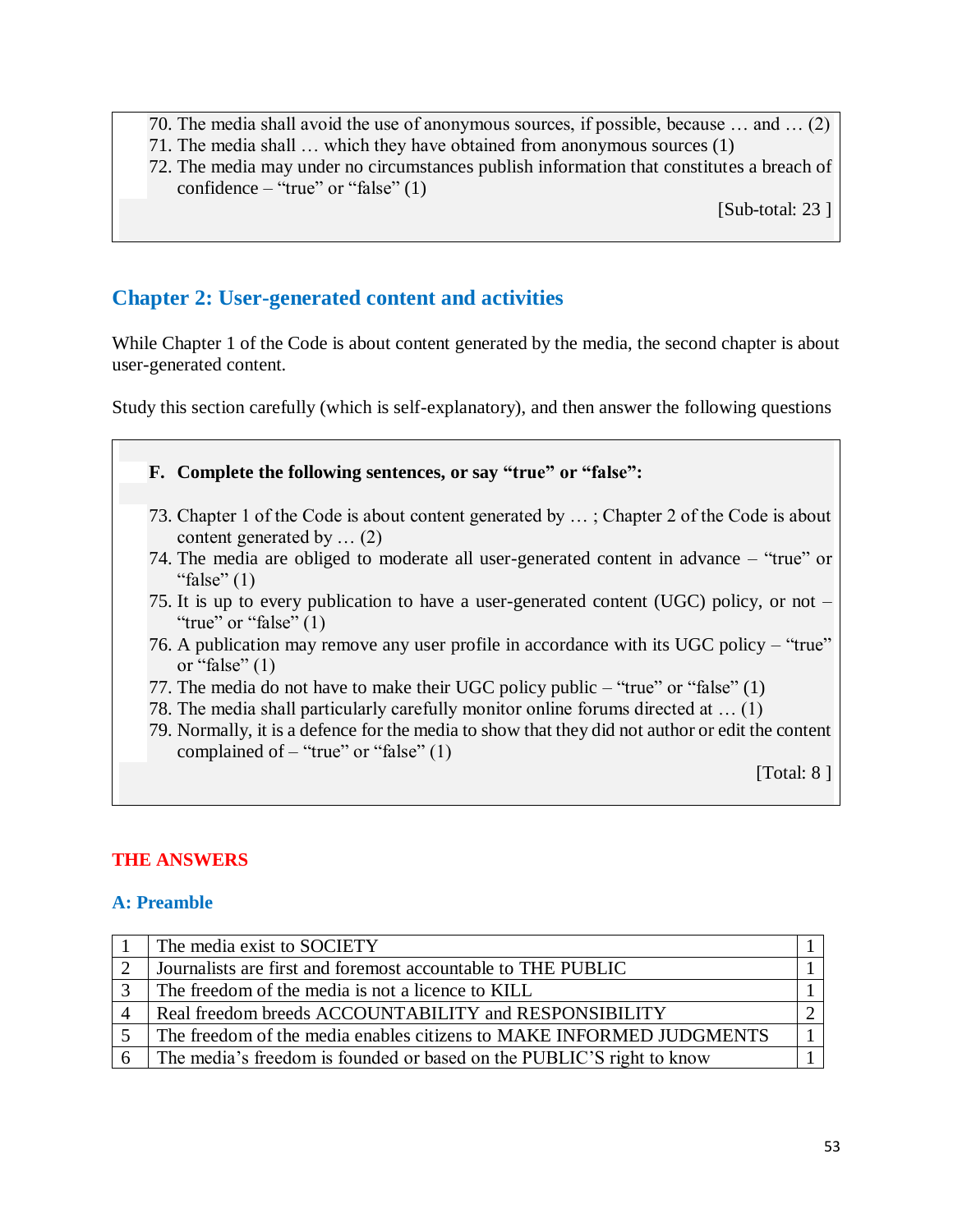70. The media shall avoid the use of anonymous sources, if possible, because … and … (2)
71. The media shall … which they have obtained from anonymous sources (1)
72. The media may under no circumstances publish information that constitutes a breach of confidence – "true" or "false" (1)

[Sub-total: 23 ]

## Chapter 2: User-generated content and activities

While Chapter 1 of the Code is about content generated by the media, the second chapter is about user-generated content.

Study this section carefully (which is self-explanatory), and then answer the following questions

**F. Complete the following sentences, or say "true" or "false":**

73. Chapter 1 of the Code is about content generated by … ; Chapter 2 of the Code is about content generated by … (2)
74. The media are obliged to moderate all user-generated content in advance – "true" or "false" (1)
75. It is up to every publication to have a user-generated content (UGC) policy, or not – "true" or "false" (1)
76. A publication may remove any user profile in accordance with its UGC policy – "true" or "false" (1)
77. The media do not have to make their UGC policy public – "true" or "false" (1)
78. The media shall particularly carefully monitor online forums directed at … (1)
79. Normally, it is a defence for the media to show that they did not author or edit the content complained of – "true" or "false" (1)

[Total: 8 ]

## THE ANSWERS

### A: Preamble

| | | |
|---|---|---|
| 1 | The media exist to SOCIETY | 1 |
| 2 | Journalists are first and foremost accountable to THE PUBLIC | 1 |
| 3 | The freedom of the media is not a licence to KILL | 1 |
| 4 | Real freedom breeds ACCOUNTABILITY and RESPONSIBILITY | 2 |
| 5 | The freedom of the media enables citizens to MAKE INFORMED JUDGMENTS | 1 |
| 6 | The media's freedom is founded or based on the PUBLIC'S right to know | 1 |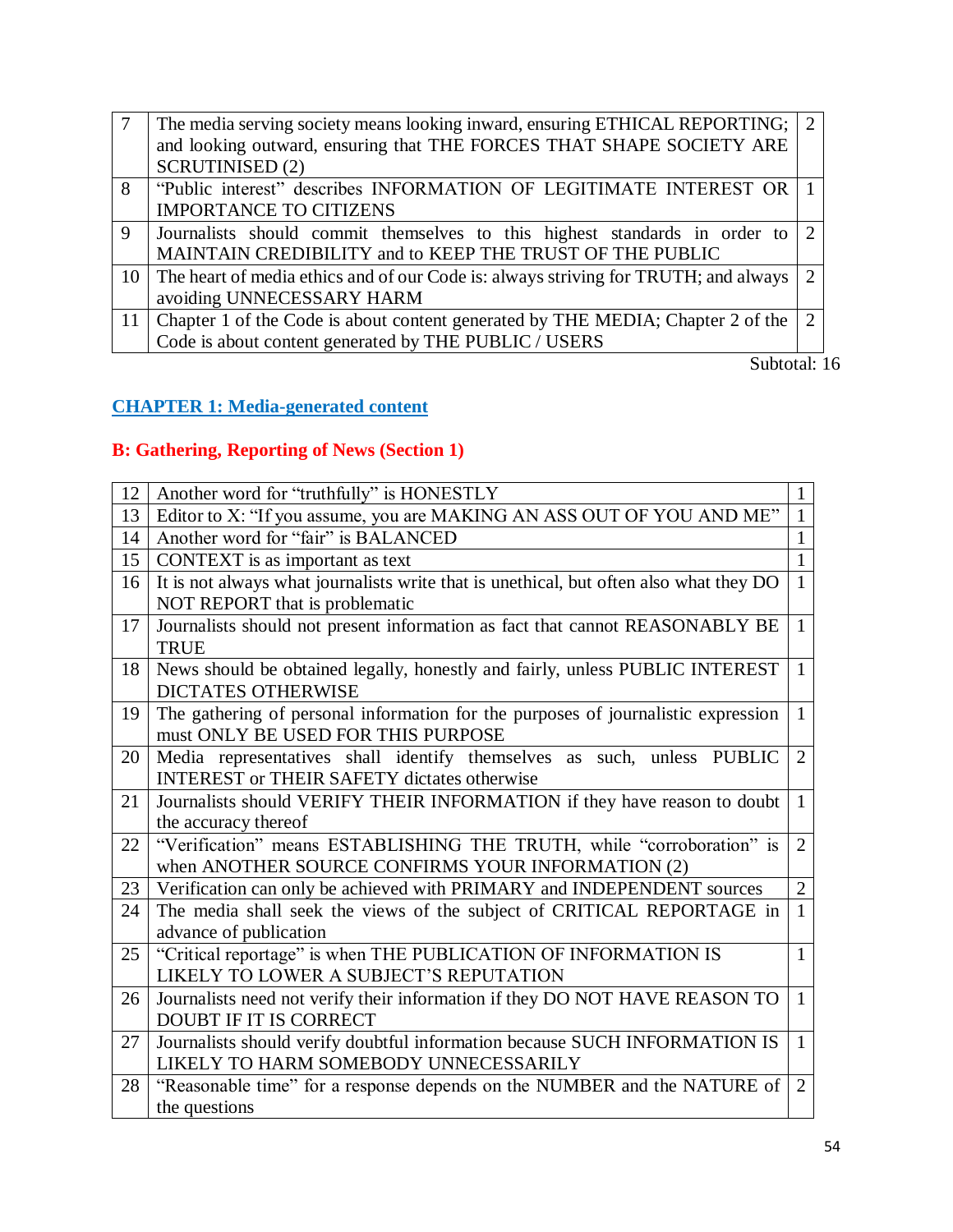| | | |
|---|---|---|
| 7 | The media serving society means looking inward, ensuring ETHICAL REPORTING; and looking outward, ensuring that THE FORCES THAT SHAPE SOCIETY ARE SCRUTINISED (2) | 2 |
| 8 | "Public interest" describes INFORMATION OF LEGITIMATE INTEREST OR IMPORTANCE TO CITIZENS | 1 |
| 9 | Journalists should commit themselves to this highest standards in order to MAINTAIN CREDIBILITY and to KEEP THE TRUST OF THE PUBLIC | 2 |
| 10 | The heart of media ethics and of our Code is: always striving for TRUTH; and always avoiding UNNECESSARY HARM | 2 |
| 11 | Chapter 1 of the Code is about content generated by THE MEDIA; Chapter 2 of the Code is about content generated by THE PUBLIC / USERS | 2 |

Subtotal: 16

## CHAPTER 1: Media-generated content

### B: Gathering, Reporting of News (Section 1)

| | | |
|---|---|---|
| 12 | Another word for "truthfully" is HONESTLY | 1 |
| 13 | Editor to X: "If you assume, you are MAKING AN ASS OUT OF YOU AND ME" | 1 |
| 14 | Another word for "fair" is BALANCED | 1 |
| 15 | CONTEXT is as important as text | 1 |
| 16 | It is not always what journalists write that is unethical, but often also what they DO NOT REPORT that is problematic | 1 |
| 17 | Journalists should not present information as fact that cannot REASONABLY BE TRUE | 1 |
| 18 | News should be obtained legally, honestly and fairly, unless PUBLIC INTEREST DICTATES OTHERWISE | 1 |
| 19 | The gathering of personal information for the purposes of journalistic expression must ONLY BE USED FOR THIS PURPOSE | 1 |
| 20 | Media representatives shall identify themselves as such, unless PUBLIC INTEREST or THEIR SAFETY dictates otherwise | 2 |
| 21 | Journalists should VERIFY THEIR INFORMATION if they have reason to doubt the accuracy thereof | 1 |
| 22 | "Verification" means ESTABLISHING THE TRUTH, while "corroboration" is when ANOTHER SOURCE CONFIRMS YOUR INFORMATION (2) | 2 |
| 23 | Verification can only be achieved with PRIMARY and INDEPENDENT sources | 2 |
| 24 | The media shall seek the views of the subject of CRITICAL REPORTAGE in advance of publication | 1 |
| 25 | "Critical reportage" is when THE PUBLICATION OF INFORMATION IS LIKELY TO LOWER A SUBJECT'S REPUTATION | 1 |
| 26 | Journalists need not verify their information if they DO NOT HAVE REASON TO DOUBT IF IT IS CORRECT | 1 |
| 27 | Journalists should verify doubtful information because SUCH INFORMATION IS LIKELY TO HARM SOMEBODY UNNECESSARILY | 1 |
| 28 | "Reasonable time" for a response depends on the NUMBER and the NATURE of the questions | 2 |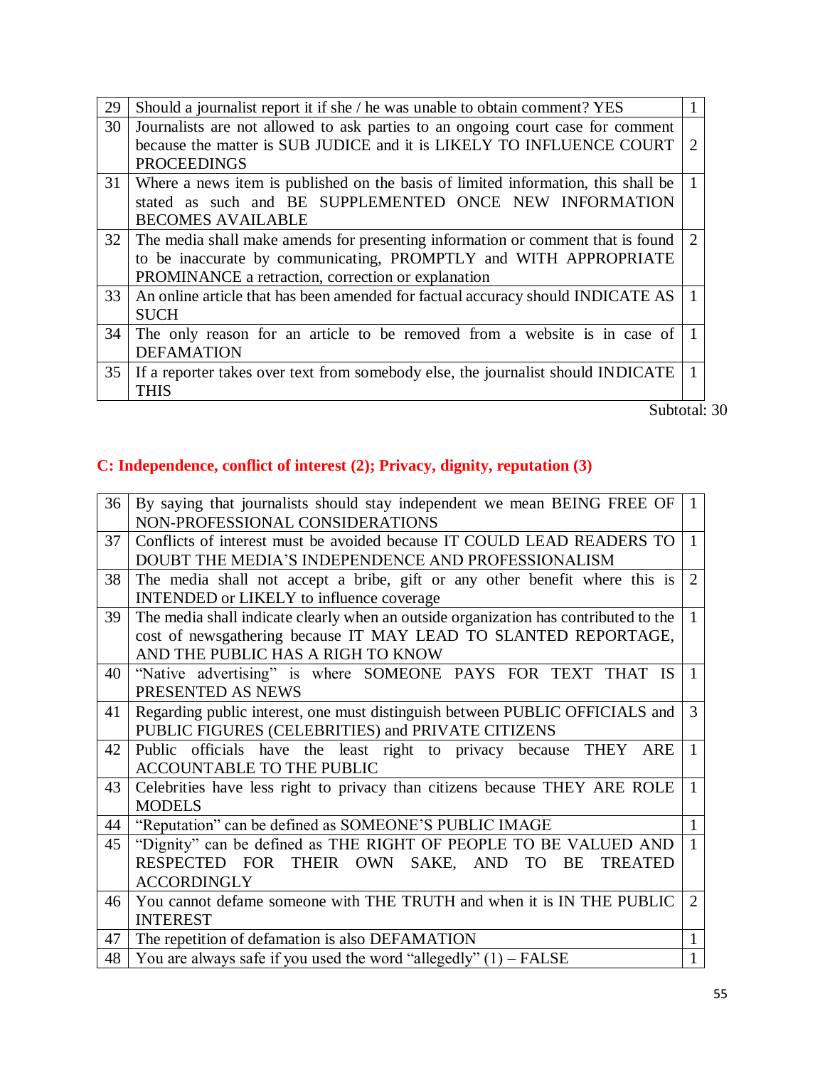| | | |
|---|---|---|
| 29 | Should a journalist report it if she / he was unable to obtain comment? YES | 1 |
| 30 | Journalists are not allowed to ask parties to an ongoing court case for comment because the matter is SUB JUDICE and it is LIKELY TO INFLUENCE COURT PROCEEDINGS | 2 |
| 31 | Where a news item is published on the basis of limited information, this shall be stated as such and BE SUPPLEMENTED ONCE NEW INFORMATION BECOMES AVAILABLE | 1 |
| 32 | The media shall make amends for presenting information or comment that is found to be inaccurate by communicating, PROMPTLY and WITH APPROPRIATE PROMINANCE a retraction, correction or explanation | 2 |
| 33 | An online article that has been amended for factual accuracy should INDICATE AS SUCH | 1 |
| 34 | The only reason for an article to be removed from a website is in case of DEFAMATION | 1 |
| 35 | If a reporter takes over text from somebody else, the journalist should INDICATE THIS | 1 |

Subtotal: 30

## C: Independence, conflict of interest (2); Privacy, dignity, reputation (3)

| | | |
|---|---|---|
| 36 | By saying that journalists should stay independent we mean BEING FREE OF NON-PROFESSIONAL CONSIDERATIONS | 1 |
| 37 | Conflicts of interest must be avoided because IT COULD LEAD READERS TO DOUBT THE MEDIA'S INDEPENDENCE AND PROFESSIONALISM | 1 |
| 38 | The media shall not accept a bribe, gift or any other benefit where this is INTENDED or LIKELY to influence coverage | 2 |
| 39 | The media shall indicate clearly when an outside organization has contributed to the cost of newsgathering because IT MAY LEAD TO SLANTED REPORTAGE, AND THE PUBLIC HAS A RIGH TO KNOW | 1 |
| 40 | "Native advertising" is where SOMEONE PAYS FOR TEXT THAT IS PRESENTED AS NEWS | 1 |
| 41 | Regarding public interest, one must distinguish between PUBLIC OFFICIALS and PUBLIC FIGURES (CELEBRITIES) and PRIVATE CITIZENS | 3 |
| 42 | Public officials have the least right to privacy because THEY ARE ACCOUNTABLE TO THE PUBLIC | 1 |
| 43 | Celebrities have less right to privacy than citizens because THEY ARE ROLE MODELS | 1 |
| 44 | "Reputation" can be defined as SOMEONE'S PUBLIC IMAGE | 1 |
| 45 | "Dignity" can be defined as THE RIGHT OF PEOPLE TO BE VALUED AND RESPECTED FOR THEIR OWN SAKE, AND TO BE TREATED ACCORDINGLY | 1 |
| 46 | You cannot defame someone with THE TRUTH and when it is IN THE PUBLIC INTEREST | 2 |
| 47 | The repetition of defamation is also DEFAMATION | 1 |
| 48 | You are always safe if you used the word "allegedly" (1) – FALSE | 1 |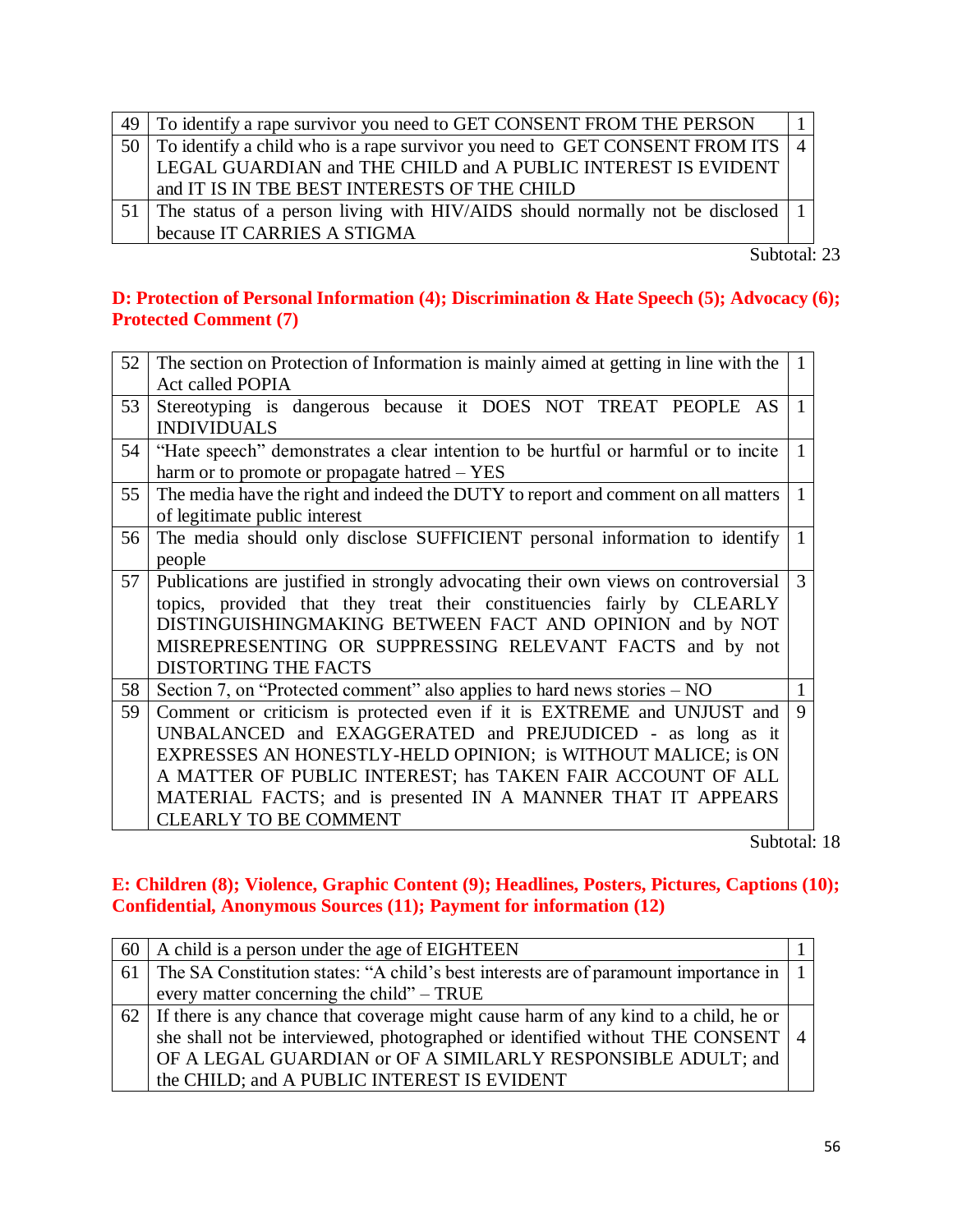| | | |
|---|---|---|
| 49 | To identify a rape survivor you need to GET CONSENT FROM THE PERSON | 1 |
| 50 | To identify a child who is a rape survivor you need to GET CONSENT FROM ITS LEGAL GUARDIAN and THE CHILD and A PUBLIC INTEREST IS EVIDENT and IT IS IN TBE BEST INTERESTS OF THE CHILD | 4 |
| 51 | The status of a person living with HIV/AIDS should normally not be disclosed because IT CARRIES A STIGMA | 1 |

Subtotal: 23

## D: Protection of Personal Information (4); Discrimination & Hate Speech (5); Advocacy (6); Protected Comment (7)

| | | |
|---|---|---|
| 52 | The section on Protection of Information is mainly aimed at getting in line with the Act called POPIA | 1 |
| 53 | Stereotyping is dangerous because it DOES NOT TREAT PEOPLE AS INDIVIDUALS | 1 |
| 54 | "Hate speech" demonstrates a clear intention to be hurtful or harmful or to incite harm or to promote or propagate hatred – YES | 1 |
| 55 | The media have the right and indeed the DUTY to report and comment on all matters of legitimate public interest | 1 |
| 56 | The media should only disclose SUFFICIENT personal information to identify people | 1 |
| 57 | Publications are justified in strongly advocating their own views on controversial topics, provided that they treat their constituencies fairly by CLEARLY DISTINGUISHINGMAKING BETWEEN FACT AND OPINION and by NOT MISREPRESENTING OR SUPPRESSING RELEVANT FACTS and by not DISTORTING THE FACTS | 3 |
| 58 | Section 7, on "Protected comment" also applies to hard news stories – NO | 1 |
| 59 | Comment or criticism is protected even if it is EXTREME and UNJUST and UNBALANCED and EXAGGERATED and PREJUDICED - as long as it EXPRESSES AN HONESTLY-HELD OPINION; is WITHOUT MALICE; is ON A MATTER OF PUBLIC INTEREST; has TAKEN FAIR ACCOUNT OF ALL MATERIAL FACTS; and is presented IN A MANNER THAT IT APPEARS CLEARLY TO BE COMMENT | 9 |

Subtotal: 18

## E: Children (8); Violence, Graphic Content (9); Headlines, Posters, Pictures, Captions (10); Confidential, Anonymous Sources (11); Payment for information (12)

| | | |
|---|---|---|
| 60 | A child is a person under the age of EIGHTEEN | 1 |
| 61 | The SA Constitution states: "A child's best interests are of paramount importance in every matter concerning the child" – TRUE | 1 |
| 62 | If there is any chance that coverage might cause harm of any kind to a child, he or she shall not be interviewed, photographed or identified without THE CONSENT OF A LEGAL GUARDIAN or OF A SIMILARLY RESPONSIBLE ADULT; and the CHILD; and A PUBLIC INTEREST IS EVIDENT | 4 |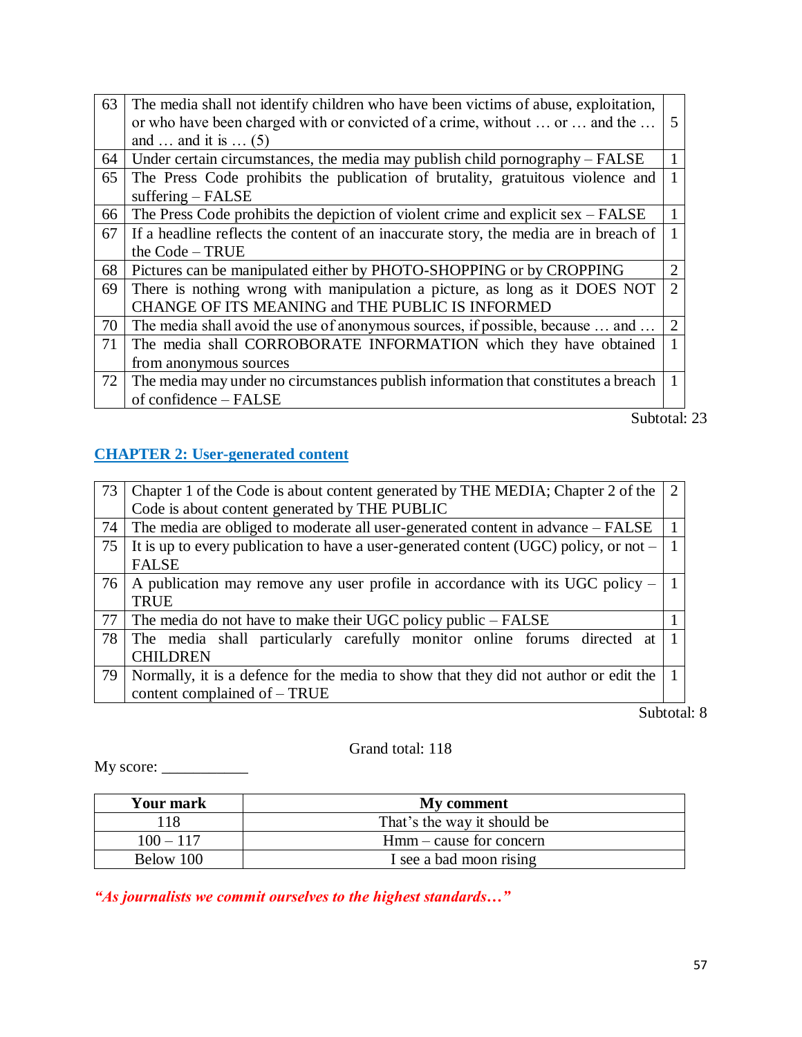| | | |
|---|---|---|
| 63 | The media shall not identify children who have been victims of abuse, exploitation, or who have been charged with or convicted of a crime, without … or … and the … and … and it is … (5) | 5 |
| 64 | Under certain circumstances, the media may publish child pornography – FALSE | 1 |
| 65 | The Press Code prohibits the publication of brutality, gratuitous violence and suffering – FALSE | 1 |
| 66 | The Press Code prohibits the depiction of violent crime and explicit sex – FALSE | 1 |
| 67 | If a headline reflects the content of an inaccurate story, the media are in breach of the Code – TRUE | 1 |
| 68 | Pictures can be manipulated either by PHOTO-SHOPPING or by CROPPING | 2 |
| 69 | There is nothing wrong with manipulation a picture, as long as it DOES NOT CHANGE OF ITS MEANING and THE PUBLIC IS INFORMED | 2 |
| 70 | The media shall avoid the use of anonymous sources, if possible, because … and … | 2 |
| 71 | The media shall CORROBORATE INFORMATION which they have obtained from anonymous sources | 1 |
| 72 | The media may under no circumstances publish information that constitutes a breach of confidence – FALSE | 1 |

Subtotal: 23

## CHAPTER 2: User-generated content

| | | |
|---|---|---|
| 73 | Chapter 1 of the Code is about content generated by THE MEDIA; Chapter 2 of the Code is about content generated by THE PUBLIC | 2 |
| 74 | The media are obliged to moderate all user-generated content in advance – FALSE | 1 |
| 75 | It is up to every publication to have a user-generated content (UGC) policy, or not – FALSE | 1 |
| 76 | A publication may remove any user profile in accordance with its UGC policy – TRUE | 1 |
| 77 | The media do not have to make their UGC policy public – FALSE | 1 |
| 78 | The media shall particularly carefully monitor online forums directed at CHILDREN | 1 |
| 79 | Normally, it is a defence for the media to show that they did not author or edit the content complained of – TRUE | 1 |

Subtotal: 8

Grand total: 118

My score: ___________

| Your mark | My comment |
|---|---|
| 118 | That's the way it should be |
| 100 – 117 | Hmm – cause for concern |
| Below 100 | I see a bad moon rising |

***"As journalists we commit ourselves to the highest standards…"***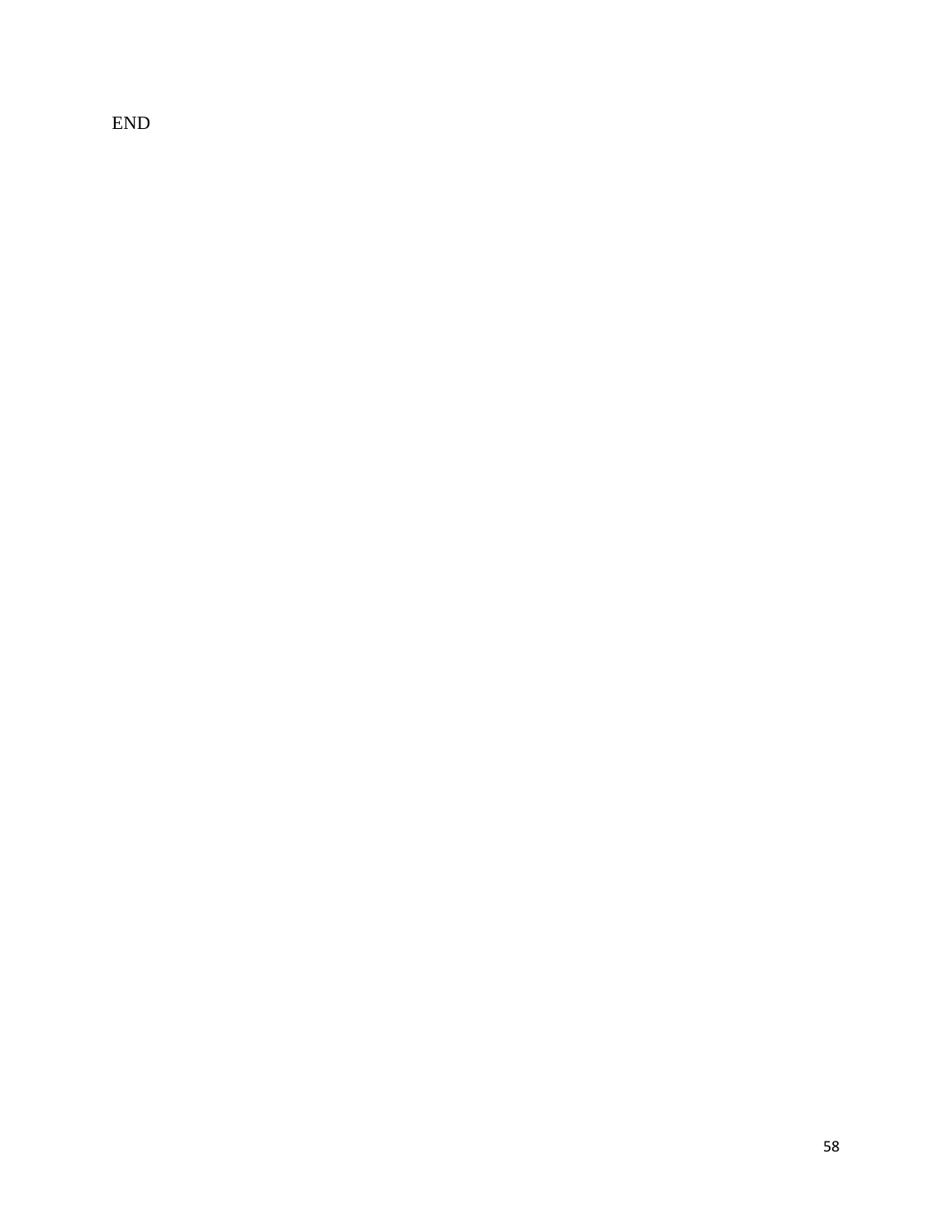END